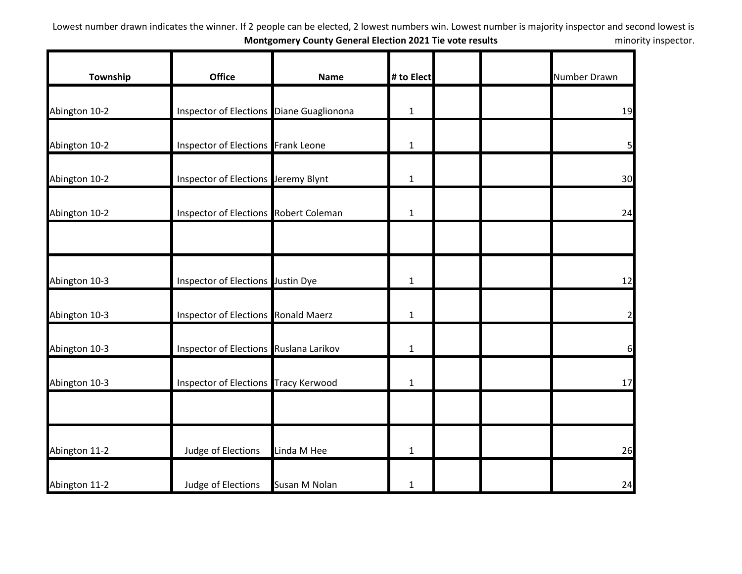Lowest number drawn indicates the winner. If 2 people can be elected, 2 lowest numbers win. Lowest number is majority inspector and second lowest is minority inspector.

**Montgomery County General Election 2021 Tie vote results**

| Township | Office | Name | # to Elect | | | Number Drawn |
|---|---|---|---|---|---|---|
| Abington 10-2 | Inspector of Elections | Diane Guaglionona | 1 | | | 19 |
| Abington 10-2 | Inspector of Elections | Frank Leone | 1 | | | 5 |
| Abington 10-2 | Inspector of Elections | Jeremy Blynt | 1 | | | 30 |
| Abington 10-2 | Inspector of Elections | Robert Coleman | 1 | | | 24 |
| | | | | | | |
| Abington 10-3 | Inspector of Elections | Justin Dye | 1 | | | 12 |
| Abington 10-3 | Inspector of Elections | Ronald Maerz | 1 | | | 2 |
| Abington 10-3 | Inspector of Elections | Ruslana Larikov | 1 | | | 6 |
| Abington 10-3 | Inspector of Elections | Tracy Kerwood | 1 | | | 17 |
| | | | | | | |
| Abington 11-2 | Judge of Elections | Linda M Hee | 1 | | | 26 |
| Abington 11-2 | Judge of Elections | Susan M Nolan | 1 | | | 24 |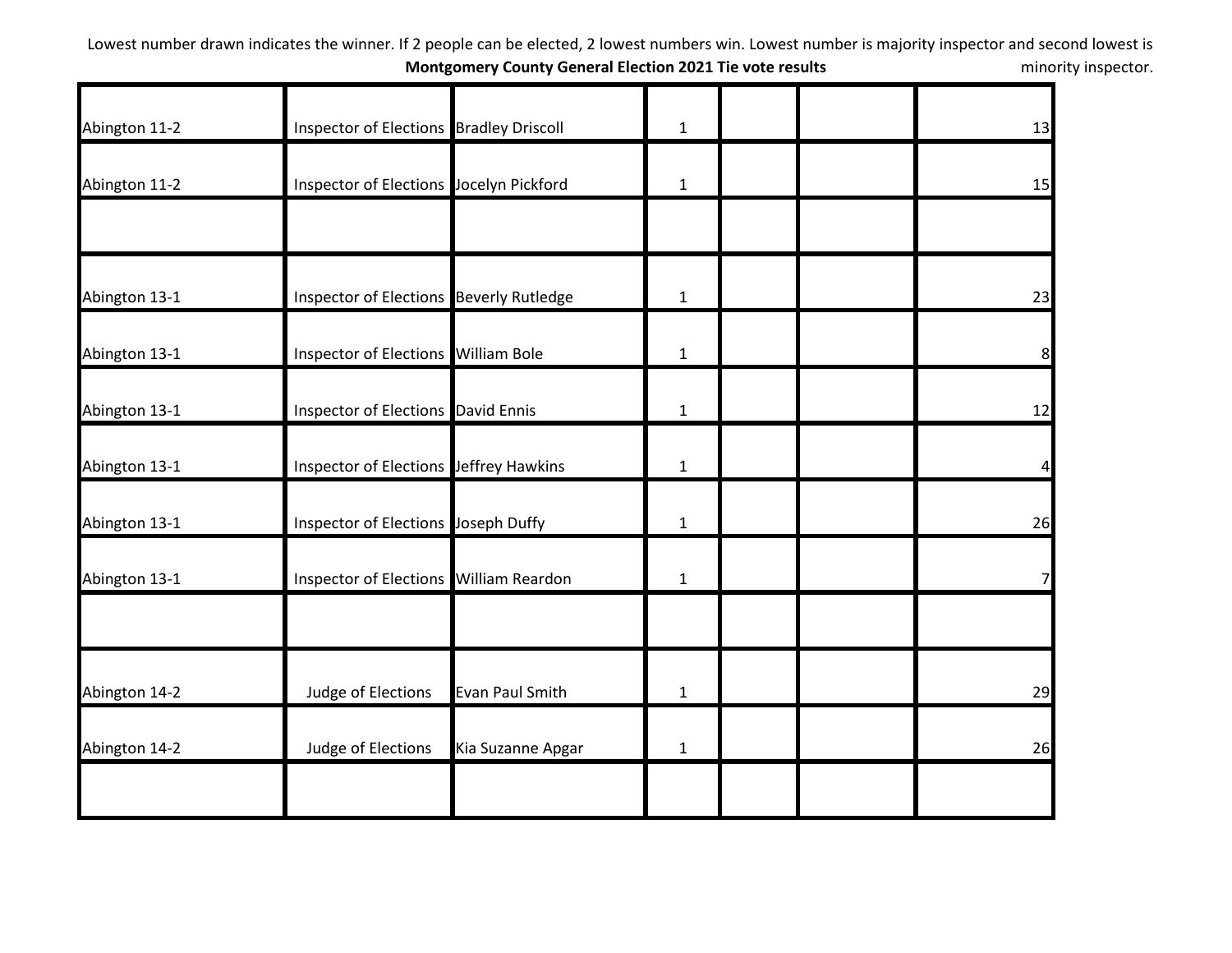Lowest number drawn indicates the winner. If 2 people can be elected, 2 lowest numbers win. Lowest number is majority inspector and second lowest is minority inspector.

**Montgomery County General Election 2021 Tie vote results**

| | | | | | | |
|---|---|---|---|---|---|---|
| Abington 11-2 | Inspector of Elections | Bradley Driscoll | 1 | | | 13 |
| Abington 11-2 | Inspector of Elections | Jocelyn Pickford | 1 | | | 15 |
| | | | | | | |
| Abington 13-1 | Inspector of Elections | Beverly Rutledge | 1 | | | 23 |
| Abington 13-1 | Inspector of Elections | William Bole | 1 | | | 8 |
| Abington 13-1 | Inspector of Elections | David Ennis | 1 | | | 12 |
| Abington 13-1 | Inspector of Elections | Jeffrey Hawkins | 1 | | | 4 |
| Abington 13-1 | Inspector of Elections | Joseph Duffy | 1 | | | 26 |
| Abington 13-1 | Inspector of Elections | William Reardon | 1 | | | 7 |
| | | | | | | |
| Abington 14-2 | Judge of Elections | Evan Paul Smith | 1 | | | 29 |
| Abington 14-2 | Judge of Elections | Kia Suzanne Apgar | 1 | | | 26 |
| | | | | | | |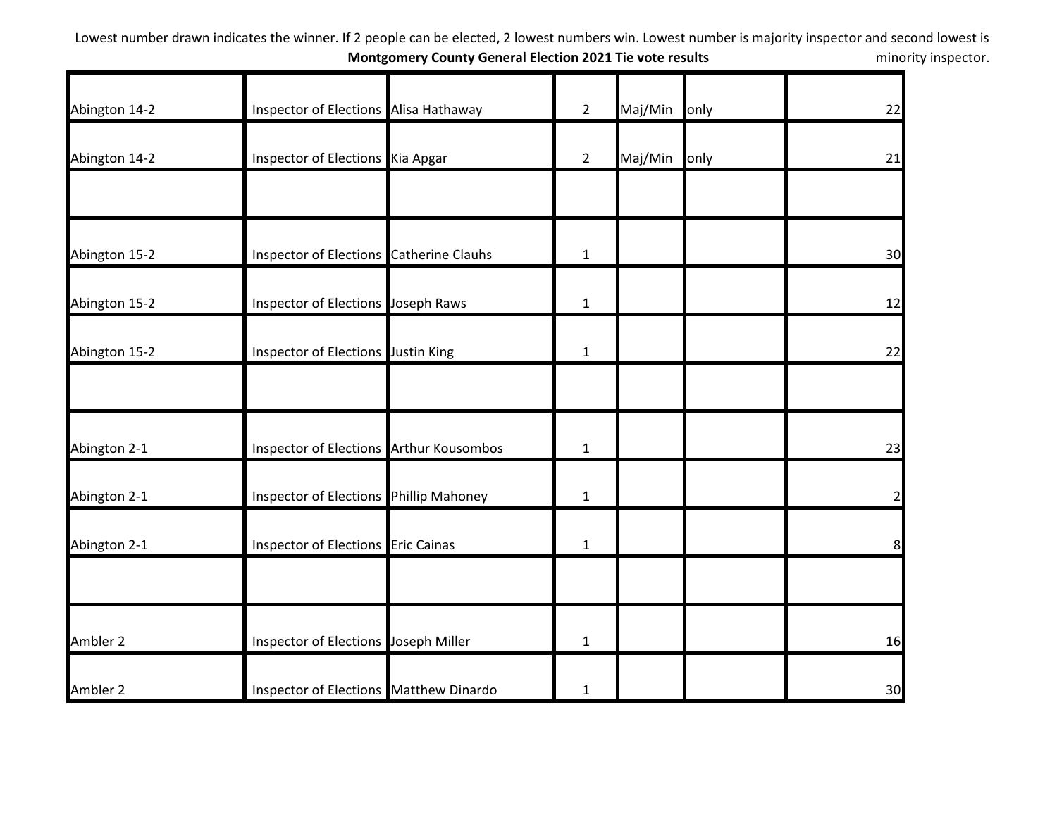Lowest number drawn indicates the winner. If 2 people can be elected, 2 lowest numbers win. Lowest number is majority inspector and second lowest is minority inspector.

**Montgomery County General Election 2021 Tie vote results**

| | | | | | | |
|---|---|---|---|---|---|---|
| Abington 14-2 | Inspector of Elections | Alisa Hathaway | 2 | Maj/Min | only | 22 |
| Abington 14-2 | Inspector of Elections | Kia Apgar | 2 | Maj/Min | only | 21 |
| | | | | | | |
| Abington 15-2 | Inspector of Elections | Catherine Clauhs | 1 | | | 30 |
| Abington 15-2 | Inspector of Elections | Joseph Raws | 1 | | | 12 |
| Abington 15-2 | Inspector of Elections | Justin King | 1 | | | 22 |
| | | | | | | |
| Abington 2-1 | Inspector of Elections | Arthur Kousombos | 1 | | | 23 |
| Abington 2-1 | Inspector of Elections | Phillip Mahoney | 1 | | | 2 |
| Abington 2-1 | Inspector of Elections | Eric Cainas | 1 | | | 8 |
| | | | | | | |
| Ambler 2 | Inspector of Elections | Joseph Miller | 1 | | | 16 |
| Ambler 2 | Inspector of Elections | Matthew Dinardo | 1 | | | 30 |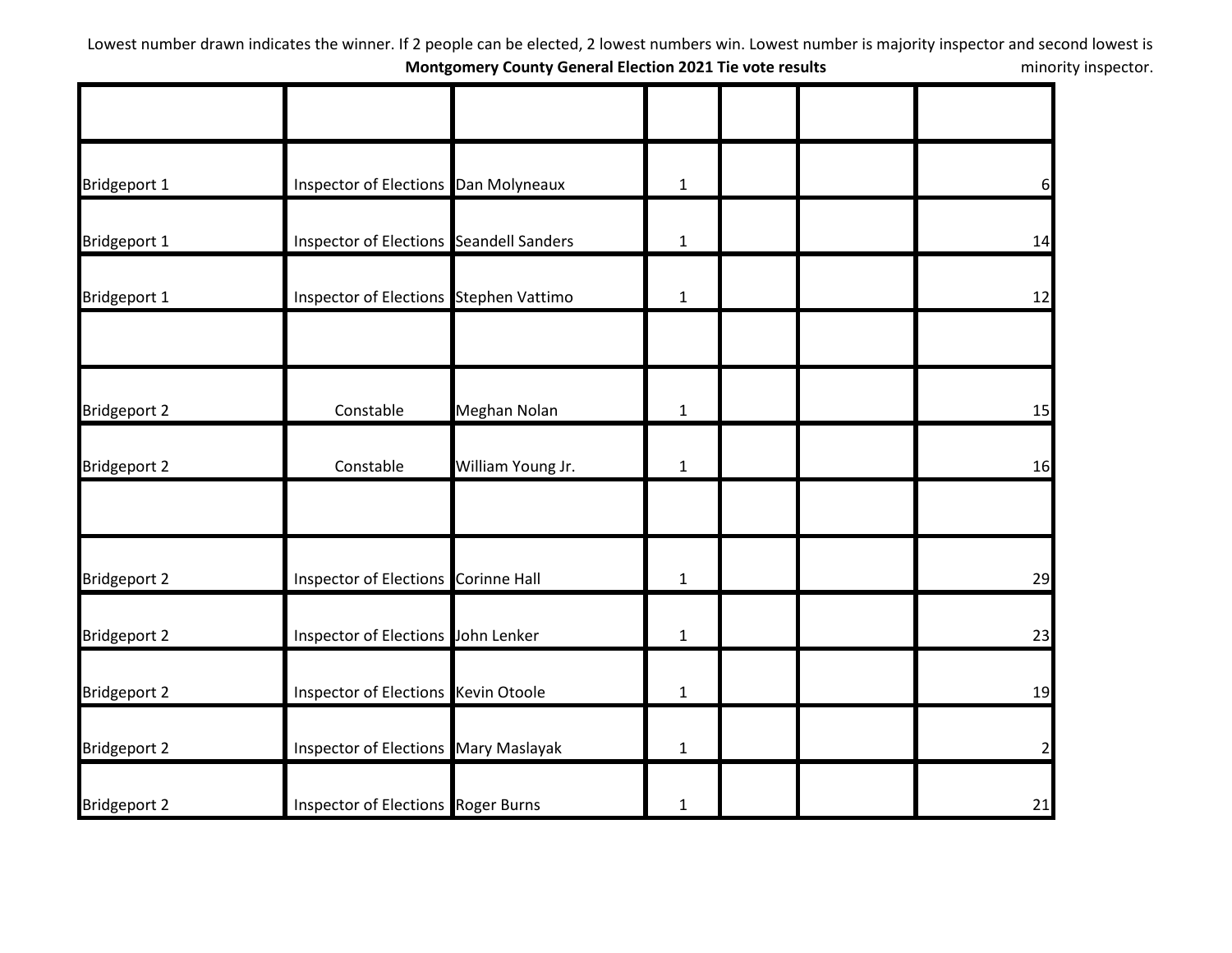Lowest number drawn indicates the winner. If 2 people can be elected, 2 lowest numbers win. Lowest number is majority inspector and second lowest is minority inspector.

**Montgomery County General Election 2021 Tie vote results**

| | | | | | | |
|---|---|---|---|---|---|---|
| Bridgeport 1 | Inspector of Elections | Dan Molyneaux | 1 | | | 6 |
| Bridgeport 1 | Inspector of Elections | Seandell Sanders | 1 | | | 14 |
| Bridgeport 1 | Inspector of Elections | Stephen Vattimo | 1 | | | 12 |
| | | | | | | |
| Bridgeport 2 | Constable | Meghan Nolan | 1 | | | 15 |
| Bridgeport 2 | Constable | William Young Jr. | 1 | | | 16 |
| | | | | | | |
| Bridgeport 2 | Inspector of Elections | Corinne Hall | 1 | | | 29 |
| Bridgeport 2 | Inspector of Elections | John Lenker | 1 | | | 23 |
| Bridgeport 2 | Inspector of Elections | Kevin Otoole | 1 | | | 19 |
| Bridgeport 2 | Inspector of Elections | Mary Maslayak | 1 | | | 2 |
| Bridgeport 2 | Inspector of Elections | Roger Burns | 1 | | | 21 |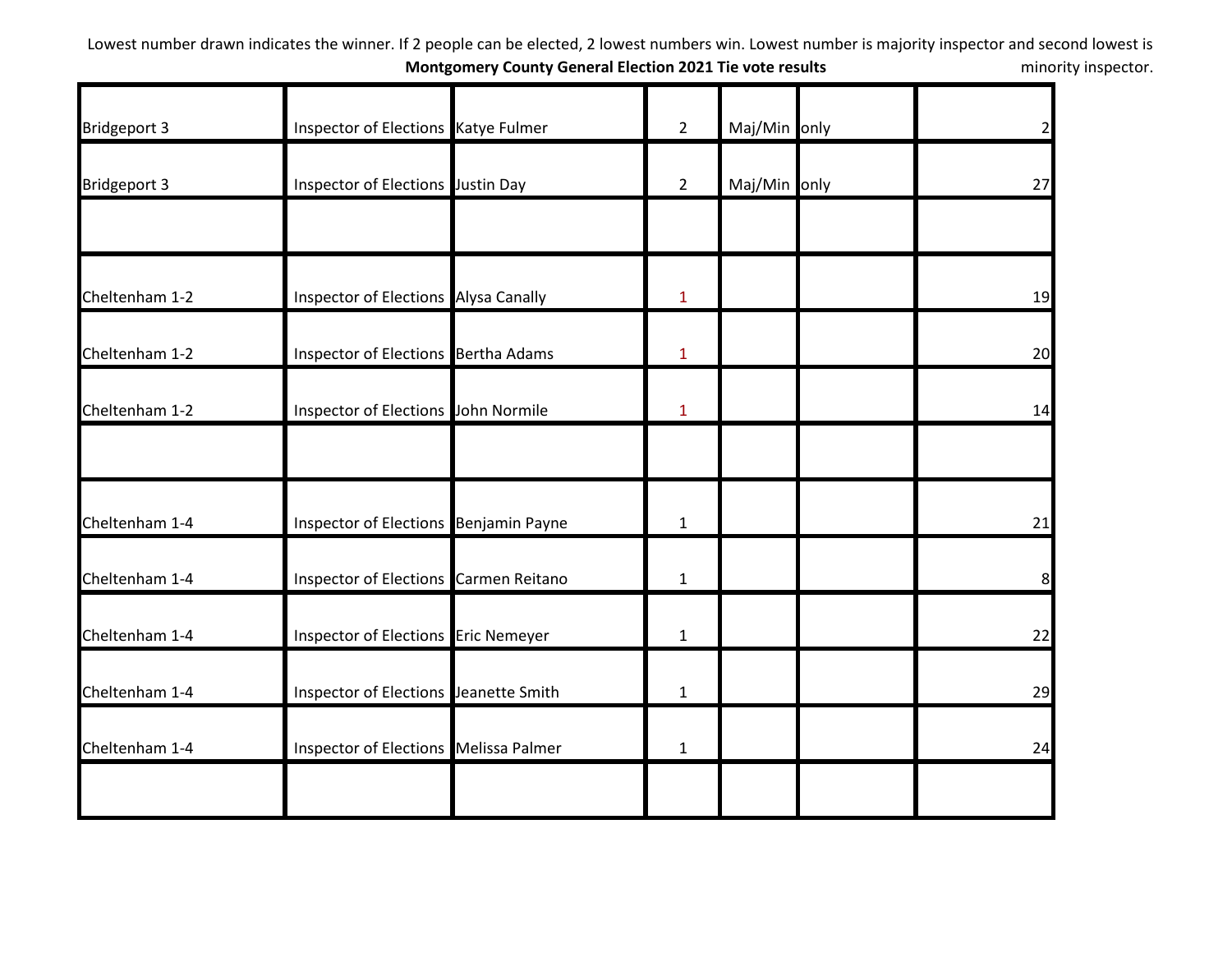Lowest number drawn indicates the winner. If 2 people can be elected, 2 lowest numbers win. Lowest number is majority inspector and second lowest is minority inspector.

**Montgomery County General Election 2021 Tie vote results**

| | | | | | | |
|---|---|---|---|---|---|---|
| Bridgeport 3 | Inspector of Elections | Katye Fulmer | 2 | Maj/Min | only | 2 |
| Bridgeport 3 | Inspector of Elections | Justin Day | 2 | Maj/Min | only | 27 |
| | | | | | | |
| Cheltenham 1-2 | Inspector of Elections | Alysa Canally | 1 | | | 19 |
| Cheltenham 1-2 | Inspector of Elections | Bertha Adams | 1 | | | 20 |
| Cheltenham 1-2 | Inspector of Elections | John Normile | 1 | | | 14 |
| | | | | | | |
| Cheltenham 1-4 | Inspector of Elections | Benjamin Payne | 1 | | | 21 |
| Cheltenham 1-4 | Inspector of Elections | Carmen Reitano | 1 | | | 8 |
| Cheltenham 1-4 | Inspector of Elections | Eric Nemeyer | 1 | | | 22 |
| Cheltenham 1-4 | Inspector of Elections | Jeanette Smith | 1 | | | 29 |
| Cheltenham 1-4 | Inspector of Elections | Melissa Palmer | 1 | | | 24 |
| | | | | | | |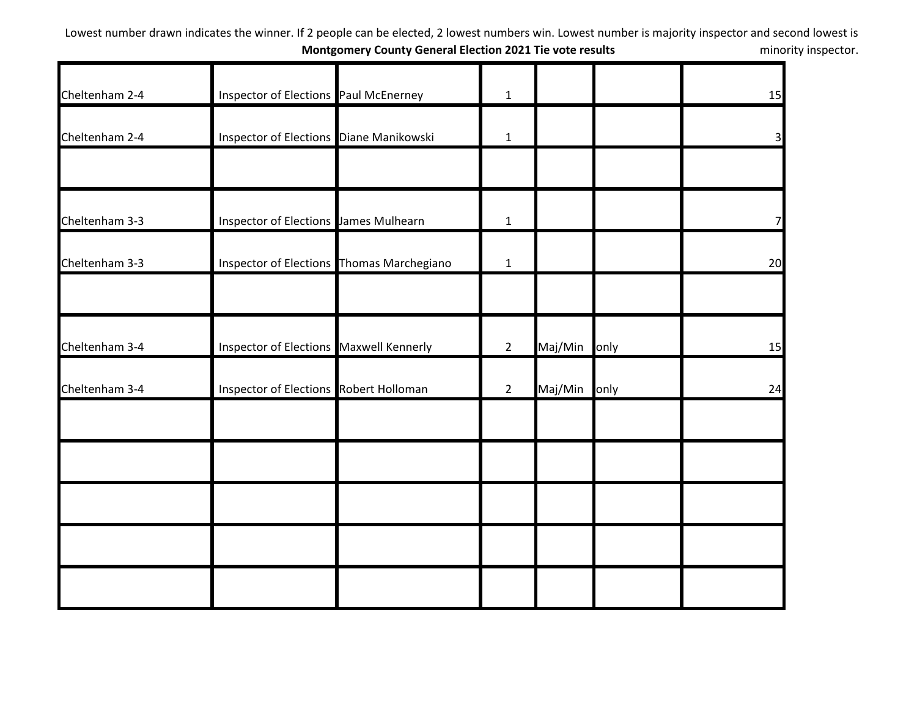Lowest number drawn indicates the winner. If 2 people can be elected, 2 lowest numbers win. Lowest number is majority inspector and second lowest is minority inspector.

**Montgomery County General Election 2021 Tie vote results**

| | | | | | | |
|---|---|---|---|---|---|---|
| Cheltenham 2-4 | Inspector of Elections | Paul McEnerney | 1 | | | 15 |
| Cheltenham 2-4 | Inspector of Elections | Diane Manikowski | 1 | | | 3 |
| | | | | | | |
| Cheltenham 3-3 | Inspector of Elections | James Mulhearn | 1 | | | 7 |
| Cheltenham 3-3 | Inspector of Elections | Thomas Marchegiano | 1 | | | 20 |
| | | | | | | |
| Cheltenham 3-4 | Inspector of Elections | Maxwell Kennerly | 2 | Maj/Min | only | 15 |
| Cheltenham 3-4 | Inspector of Elections | Robert Holloman | 2 | Maj/Min | only | 24 |
| | | | | | | |
| | | | | | | |
| | | | | | | |
| | | | | | | |
| | | | | | | |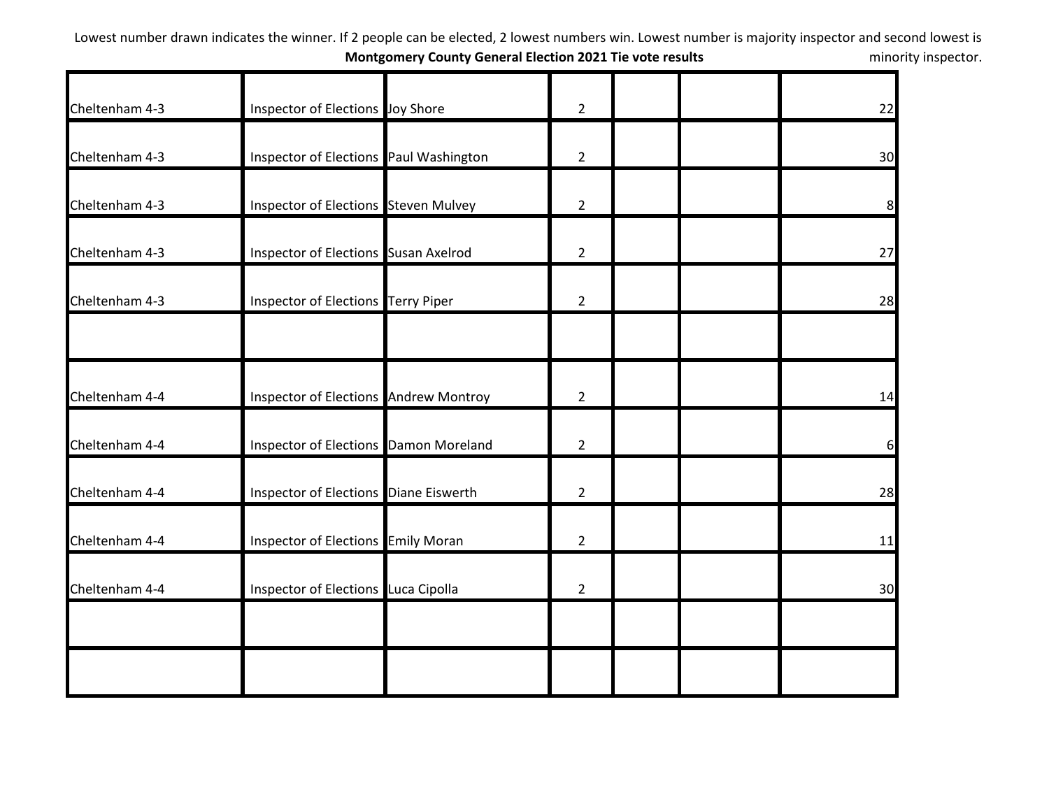Lowest number drawn indicates the winner. If 2 people can be elected, 2 lowest numbers win. Lowest number is majority inspector and second lowest is minority inspector.

**Montgomery County General Election 2021 Tie vote results**

| | | | | | | |
|---|---|---|---|---|---|---|
| Cheltenham 4-3 | Inspector of Elections | Joy Shore | 2 | | | 22 |
| Cheltenham 4-3 | Inspector of Elections | Paul Washington | 2 | | | 30 |
| Cheltenham 4-3 | Inspector of Elections | Steven Mulvey | 2 | | | 8 |
| Cheltenham 4-3 | Inspector of Elections | Susan Axelrod | 2 | | | 27 |
| Cheltenham 4-3 | Inspector of Elections | Terry Piper | 2 | | | 28 |
| | | | | | | |
| Cheltenham 4-4 | Inspector of Elections | Andrew Montroy | 2 | | | 14 |
| Cheltenham 4-4 | Inspector of Elections | Damon Moreland | 2 | | | 6 |
| Cheltenham 4-4 | Inspector of Elections | Diane Eiswerth | 2 | | | 28 |
| Cheltenham 4-4 | Inspector of Elections | Emily Moran | 2 | | | 11 |
| Cheltenham 4-4 | Inspector of Elections | Luca Cipolla | 2 | | | 30 |
| | | | | | | |
| | | | | | | |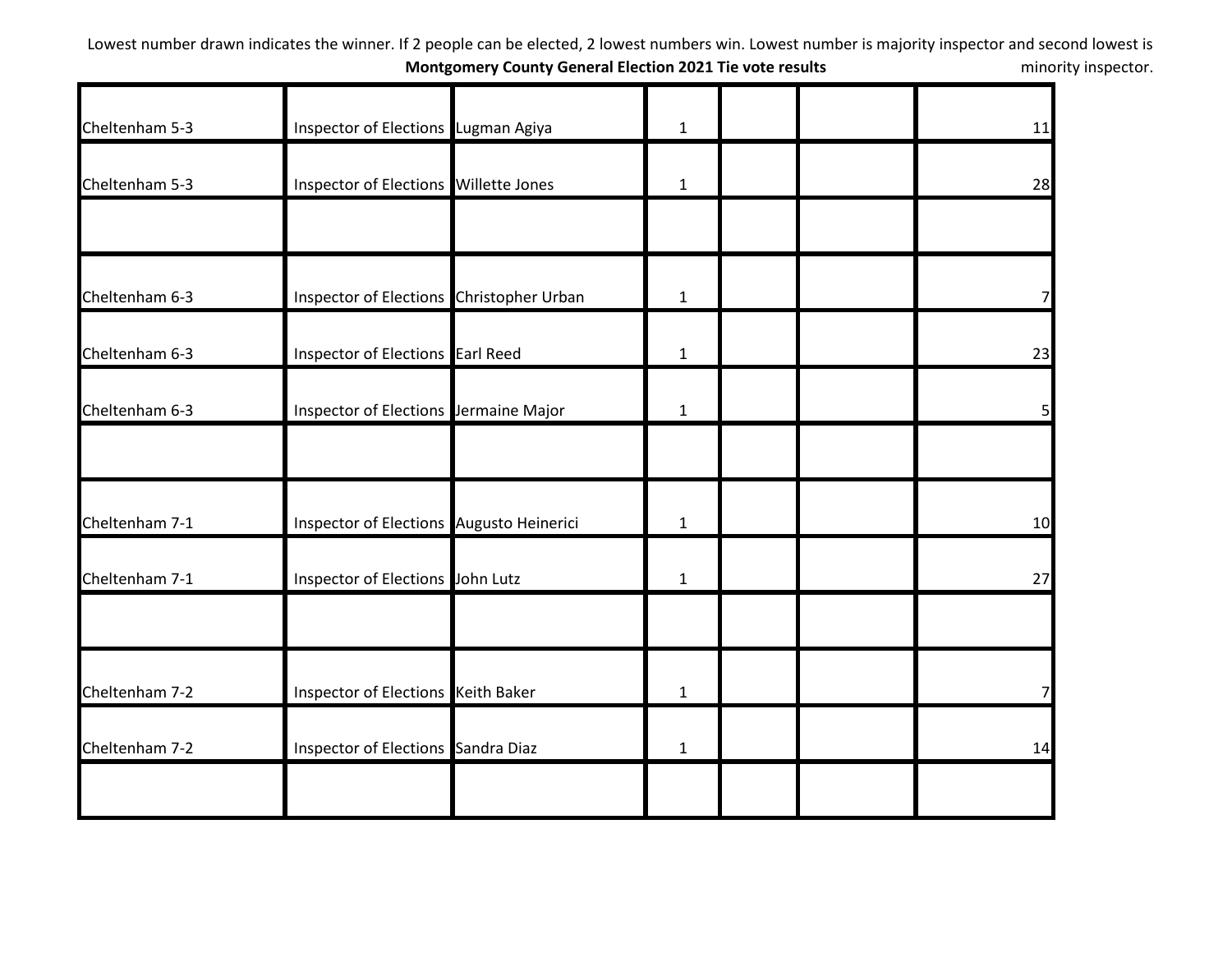Lowest number drawn indicates the winner. If 2 people can be elected, 2 lowest numbers win. Lowest number is majority inspector and second lowest is minority inspector.

**Montgomery County General Election 2021 Tie vote results**

| | | | | | | |
|---|---|---|---|---|---|---|
| Cheltenham 5-3 | Inspector of Elections | Lugman Agiya | 1 | | | 11 |
| Cheltenham 5-3 | Inspector of Elections | Willette Jones | 1 | | | 28 |
| | | | | | | |
| Cheltenham 6-3 | Inspector of Elections | Christopher Urban | 1 | | | 7 |
| Cheltenham 6-3 | Inspector of Elections | Earl Reed | 1 | | | 23 |
| Cheltenham 6-3 | Inspector of Elections | Jermaine Major | 1 | | | 5 |
| | | | | | | |
| Cheltenham 7-1 | Inspector of Elections | Augusto Heinerici | 1 | | | 10 |
| Cheltenham 7-1 | Inspector of Elections | John Lutz | 1 | | | 27 |
| | | | | | | |
| Cheltenham 7-2 | Inspector of Elections | Keith Baker | 1 | | | 7 |
| Cheltenham 7-2 | Inspector of Elections | Sandra Diaz | 1 | | | 14 |
| | | | | | | |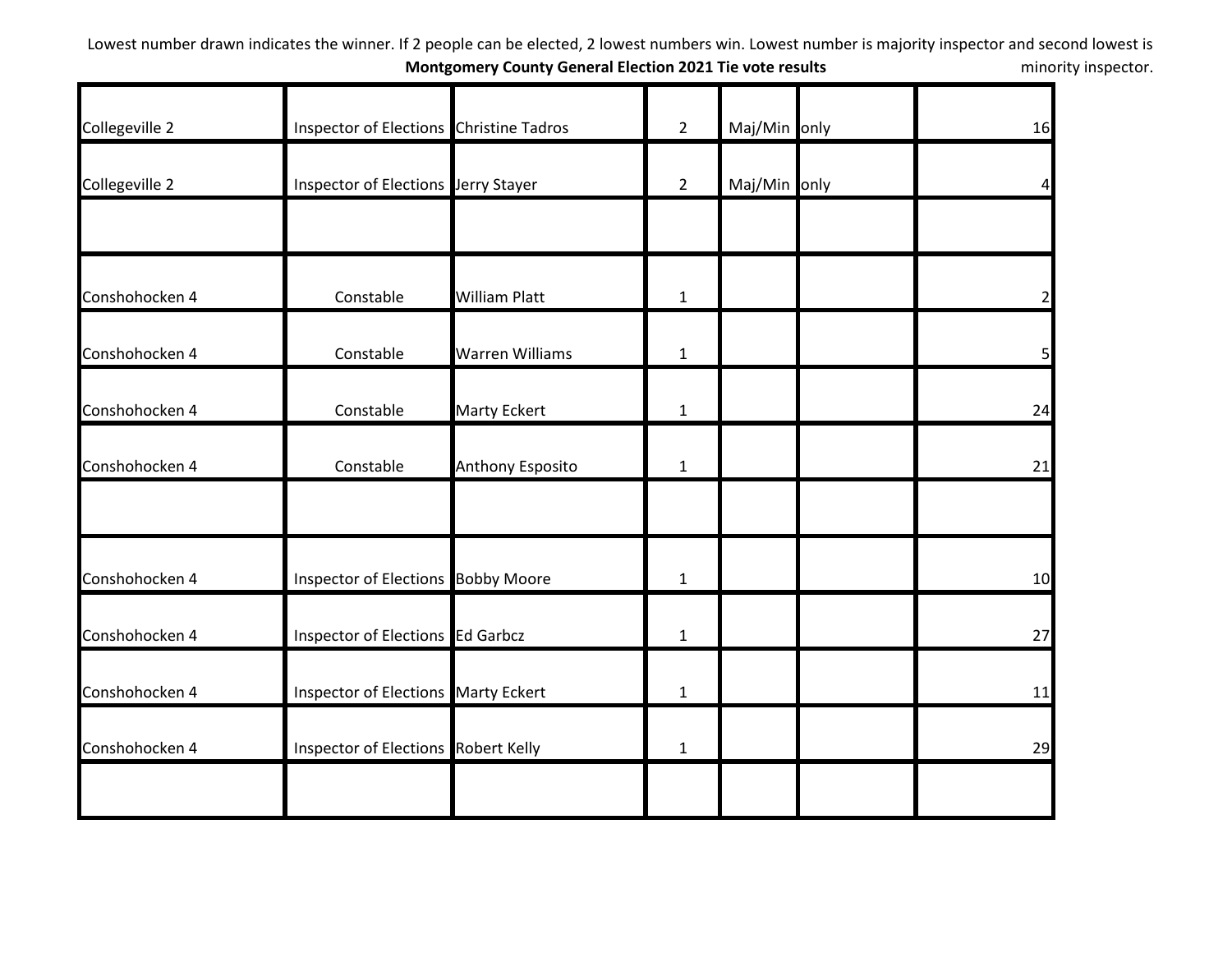Lowest number drawn indicates the winner. If 2 people can be elected, 2 lowest numbers win. Lowest number is majority inspector and second lowest is minority inspector.

**Montgomery County General Election 2021 Tie vote results**

| | | | | | | |
|---|---|---|---|---|---|---|
| Collegeville 2 | Inspector of Elections | Christine Tadros | 2 | Maj/Min | only | 16 |
| Collegeville 2 | Inspector of Elections | Jerry Stayer | 2 | Maj/Min | only | 4 |
| | | | | | | |
| Conshohocken 4 | Constable | William Platt | 1 | | | 2 |
| Conshohocken 4 | Constable | Warren Williams | 1 | | | 5 |
| Conshohocken 4 | Constable | Marty Eckert | 1 | | | 24 |
| Conshohocken 4 | Constable | Anthony Esposito | 1 | | | 21 |
| | | | | | | |
| Conshohocken 4 | Inspector of Elections | Bobby Moore | 1 | | | 10 |
| Conshohocken 4 | Inspector of Elections | Ed Garbcz | 1 | | | 27 |
| Conshohocken 4 | Inspector of Elections | Marty Eckert | 1 | | | 11 |
| Conshohocken 4 | Inspector of Elections | Robert Kelly | 1 | | | 29 |
| | | | | | | |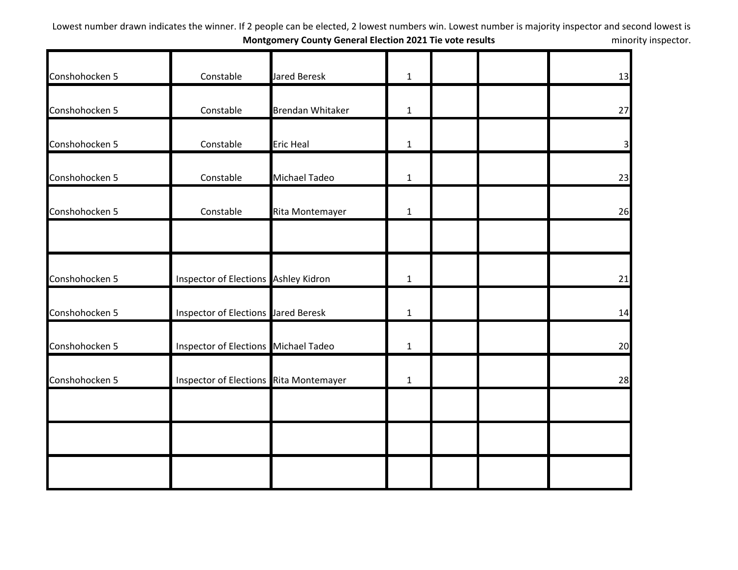Lowest number drawn indicates the winner. If 2 people can be elected, 2 lowest numbers win. Lowest number is majority inspector and second lowest is minority inspector.

**Montgomery County General Election 2021 Tie vote results**

| | | | | | | |
|---|---|---|---|---|---|---|
| Conshohocken 5 | Constable | Jared Beresk | 1 | | | 13 |
| Conshohocken 5 | Constable | Brendan Whitaker | 1 | | | 27 |
| Conshohocken 5 | Constable | Eric Heal | 1 | | | 3 |
| Conshohocken 5 | Constable | Michael Tadeo | 1 | | | 23 |
| Conshohocken 5 | Constable | Rita Montemayer | 1 | | | 26 |
| | | | | | | |
| Conshohocken 5 | Inspector of Elections | Ashley Kidron | 1 | | | 21 |
| Conshohocken 5 | Inspector of Elections | Jared Beresk | 1 | | | 14 |
| Conshohocken 5 | Inspector of Elections | Michael Tadeo | 1 | | | 20 |
| Conshohocken 5 | Inspector of Elections | Rita Montemayer | 1 | | | 28 |
| | | | | | | |
| | | | | | | |
| | | | | | | |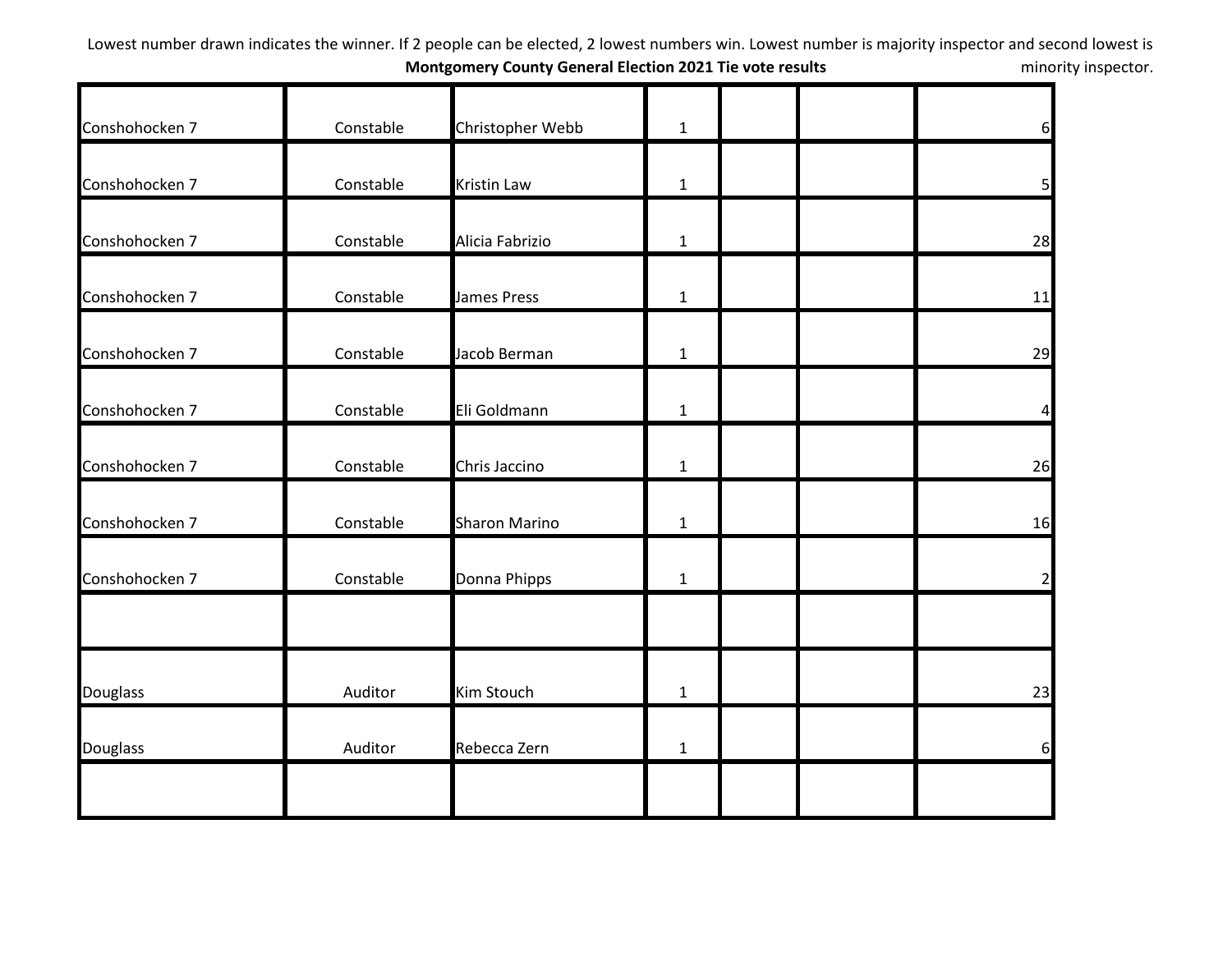Lowest number drawn indicates the winner. If 2 people can be elected, 2 lowest numbers win. Lowest number is majority inspector and second lowest is minority inspector.

**Montgomery County General Election 2021 Tie vote results**

| | | | | | | |
|---|---|---|---|---|---|---|
| Conshohocken 7 | Constable | Christopher Webb | 1 | | | 6 |
| Conshohocken 7 | Constable | Kristin Law | 1 | | | 5 |
| Conshohocken 7 | Constable | Alicia Fabrizio | 1 | | | 28 |
| Conshohocken 7 | Constable | James Press | 1 | | | 11 |
| Conshohocken 7 | Constable | Jacob Berman | 1 | | | 29 |
| Conshohocken 7 | Constable | Eli Goldmann | 1 | | | 4 |
| Conshohocken 7 | Constable | Chris Jaccino | 1 | | | 26 |
| Conshohocken 7 | Constable | Sharon Marino | 1 | | | 16 |
| Conshohocken 7 | Constable | Donna Phipps | 1 | | | 2 |
| | | | | | | |
| Douglass | Auditor | Kim Stouch | 1 | | | 23 |
| Douglass | Auditor | Rebecca Zern | 1 | | | 6 |
| | | | | | | |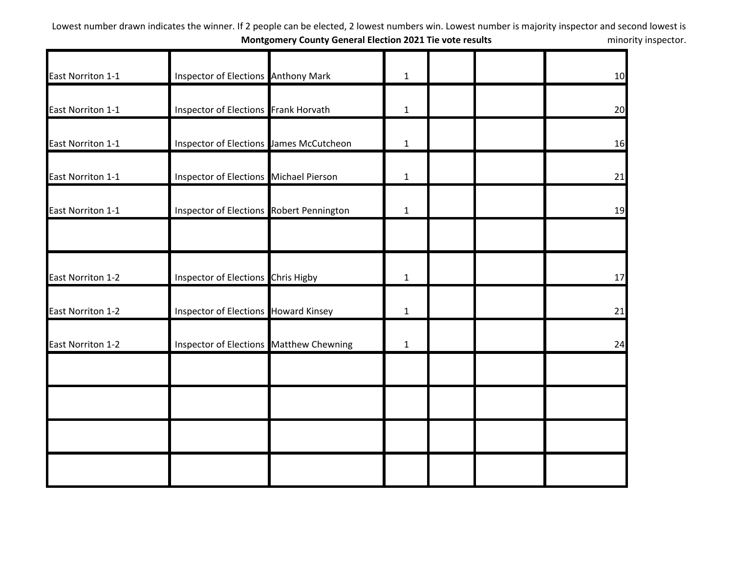Lowest number drawn indicates the winner. If 2 people can be elected, 2 lowest numbers win. Lowest number is majority inspector and second lowest is minority inspector.

**Montgomery County General Election 2021 Tie vote results**

| | | | | | | |
|---|---|---|---|---|---|---|
| East Norriton 1-1 | Inspector of Elections | Anthony Mark | 1 | | | 10 |
| East Norriton 1-1 | Inspector of Elections | Frank Horvath | 1 | | | 20 |
| East Norriton 1-1 | Inspector of Elections | James McCutcheon | 1 | | | 16 |
| East Norriton 1-1 | Inspector of Elections | Michael Pierson | 1 | | | 21 |
| East Norriton 1-1 | Inspector of Elections | Robert Pennington | 1 | | | 19 |
| | | | | | | |
| East Norriton 1-2 | Inspector of Elections | Chris Higby | 1 | | | 17 |
| East Norriton 1-2 | Inspector of Elections | Howard Kinsey | 1 | | | 21 |
| East Norriton 1-2 | Inspector of Elections | Matthew Chewning | 1 | | | 24 |
| | | | | | | |
| | | | | | | |
| | | | | | | |
| | | | | | | |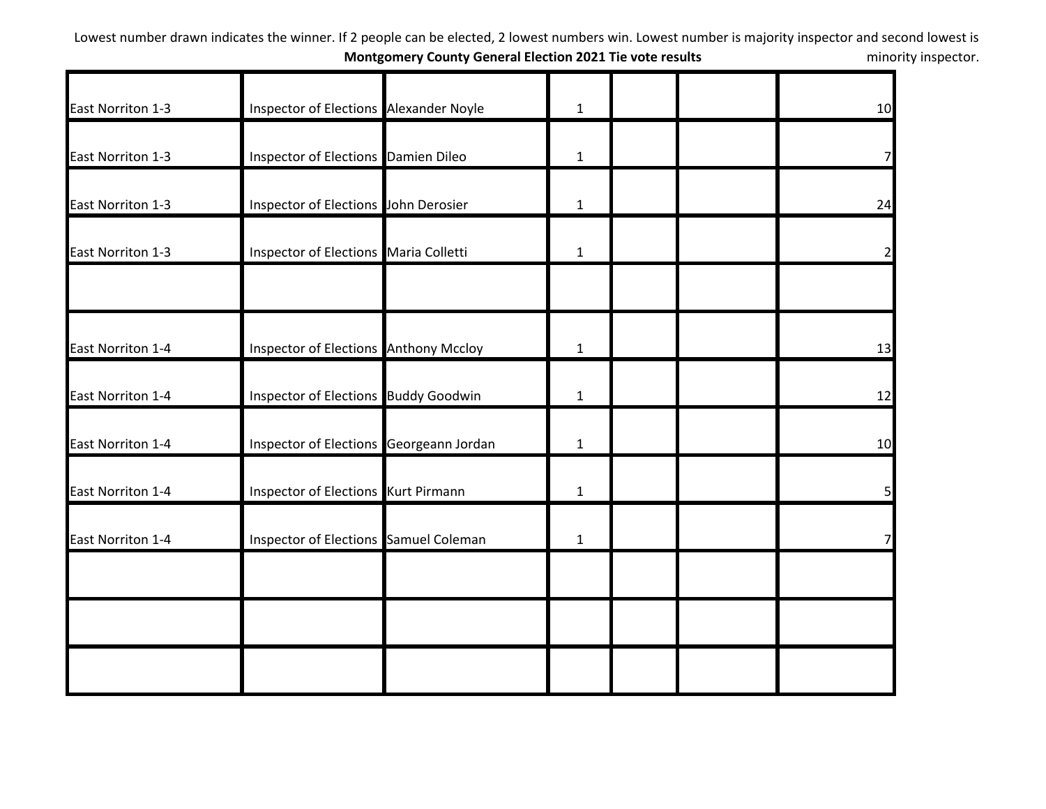Lowest number drawn indicates the winner. If 2 people can be elected, 2 lowest numbers win. Lowest number is majority inspector and second lowest is minority inspector.

**Montgomery County General Election 2021 Tie vote results**

| | | | | | | |
|---|---|---|---|---|---|---|
| East Norriton 1-3 | Inspector of Elections | Alexander Noyle | 1 | | | 10 |
| East Norriton 1-3 | Inspector of Elections | Damien Dileo | 1 | | | 7 |
| East Norriton 1-3 | Inspector of Elections | John Derosier | 1 | | | 24 |
| East Norriton 1-3 | Inspector of Elections | Maria Colletti | 1 | | | 2 |
| | | | | | | |
| East Norriton 1-4 | Inspector of Elections | Anthony Mccloy | 1 | | | 13 |
| East Norriton 1-4 | Inspector of Elections | Buddy Goodwin | 1 | | | 12 |
| East Norriton 1-4 | Inspector of Elections | Georgeann Jordan | 1 | | | 10 |
| East Norriton 1-4 | Inspector of Elections | Kurt Pirmann | 1 | | | 5 |
| East Norriton 1-4 | Inspector of Elections | Samuel Coleman | 1 | | | 7 |
| | | | | | | |
| | | | | | | |
| | | | | | | |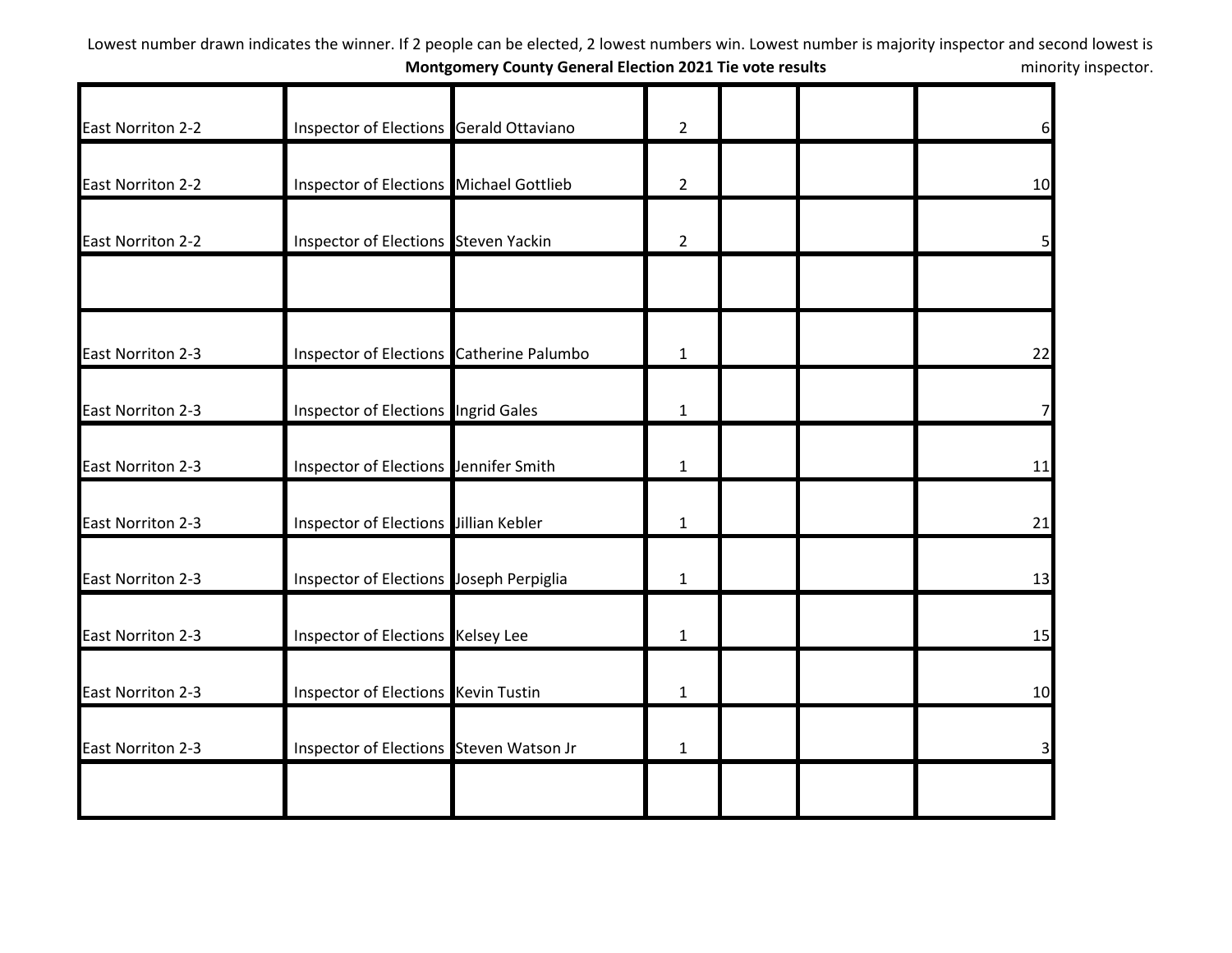Lowest number drawn indicates the winner. If 2 people can be elected, 2 lowest numbers win. Lowest number is majority inspector and second lowest is minority inspector.

**Montgomery County General Election 2021 Tie vote results**

| | | | | | | |
|---|---|---|---|---|---|---|
| East Norriton 2-2 | Inspector of Elections | Gerald Ottaviano | 2 | | | 6 |
| East Norriton 2-2 | Inspector of Elections | Michael Gottlieb | 2 | | | 10 |
| East Norriton 2-2 | Inspector of Elections | Steven Yackin | 2 | | | 5 |
| | | | | | | |
| East Norriton 2-3 | Inspector of Elections | Catherine Palumbo | 1 | | | 22 |
| East Norriton 2-3 | Inspector of Elections | Ingrid Gales | 1 | | | 7 |
| East Norriton 2-3 | Inspector of Elections | Jennifer Smith | 1 | | | 11 |
| East Norriton 2-3 | Inspector of Elections | Jillian Kebler | 1 | | | 21 |
| East Norriton 2-3 | Inspector of Elections | Joseph Perpiglia | 1 | | | 13 |
| East Norriton 2-3 | Inspector of Elections | Kelsey Lee | 1 | | | 15 |
| East Norriton 2-3 | Inspector of Elections | Kevin Tustin | 1 | | | 10 |
| East Norriton 2-3 | Inspector of Elections | Steven Watson Jr | 1 | | | 3 |
| | | | | | | |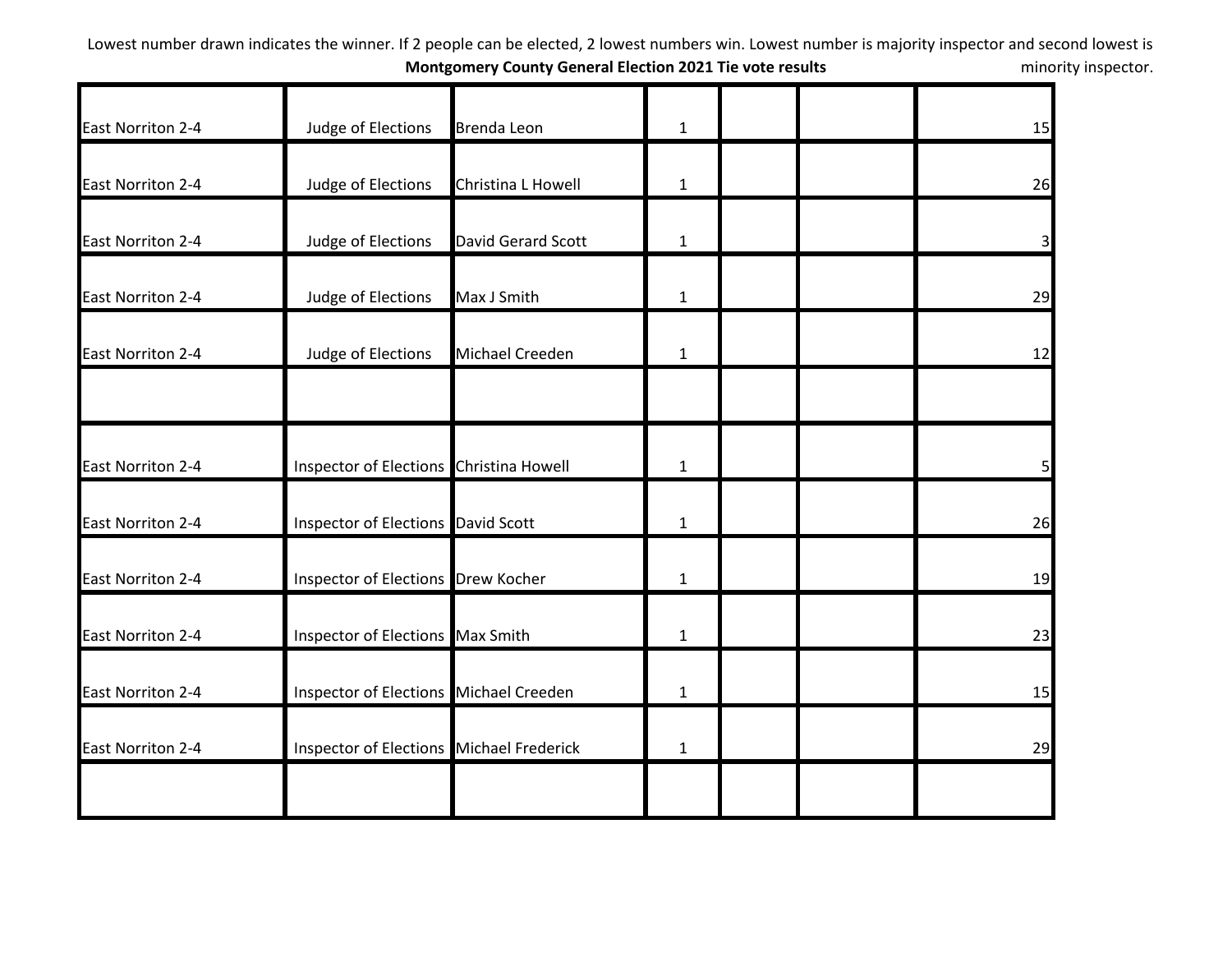Lowest number drawn indicates the winner. If 2 people can be elected, 2 lowest numbers win. Lowest number is majority inspector and second lowest is minority inspector.

**Montgomery County General Election 2021 Tie vote results**

| | | | | | | |
|---|---|---|---|---|---|---|
| East Norriton 2-4 | Judge of Elections | Brenda Leon | 1 | | | 15 |
| East Norriton 2-4 | Judge of Elections | Christina L Howell | 1 | | | 26 |
| East Norriton 2-4 | Judge of Elections | David Gerard Scott | 1 | | | 3 |
| East Norriton 2-4 | Judge of Elections | Max J Smith | 1 | | | 29 |
| East Norriton 2-4 | Judge of Elections | Michael Creeden | 1 | | | 12 |
| | | | | | | |
| East Norriton 2-4 | Inspector of Elections | Christina Howell | 1 | | | 5 |
| East Norriton 2-4 | Inspector of Elections | David Scott | 1 | | | 26 |
| East Norriton 2-4 | Inspector of Elections | Drew Kocher | 1 | | | 19 |
| East Norriton 2-4 | Inspector of Elections | Max Smith | 1 | | | 23 |
| East Norriton 2-4 | Inspector of Elections | Michael Creeden | 1 | | | 15 |
| East Norriton 2-4 | Inspector of Elections | Michael Frederick | 1 | | | 29 |
| | | | | | | |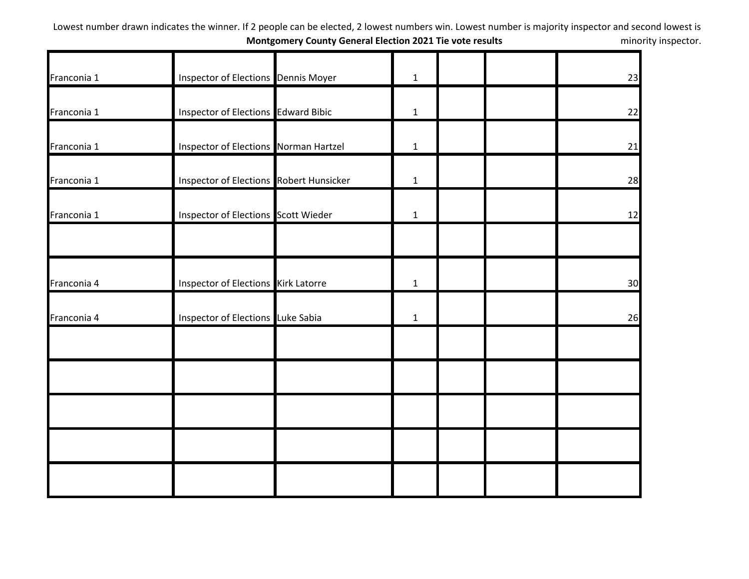Lowest number drawn indicates the winner. If 2 people can be elected, 2 lowest numbers win. Lowest number is majority inspector and second lowest is minority inspector.

**Montgomery County General Election 2021 Tie vote results**

| | | | | | | |
|---|---|---|---|---|---|---|
| Franconia 1 | Inspector of Elections | Dennis Moyer | 1 | | | 23 |
| Franconia 1 | Inspector of Elections | Edward Bibic | 1 | | | 22 |
| Franconia 1 | Inspector of Elections | Norman Hartzel | 1 | | | 21 |
| Franconia 1 | Inspector of Elections | Robert Hunsicker | 1 | | | 28 |
| Franconia 1 | Inspector of Elections | Scott Wieder | 1 | | | 12 |
| | | | | | | |
| Franconia 4 | Inspector of Elections | Kirk Latorre | 1 | | | 30 |
| Franconia 4 | Inspector of Elections | Luke Sabia | 1 | | | 26 |
| | | | | | | |
| | | | | | | |
| | | | | | | |
| | | | | | | |
| | | | | | | |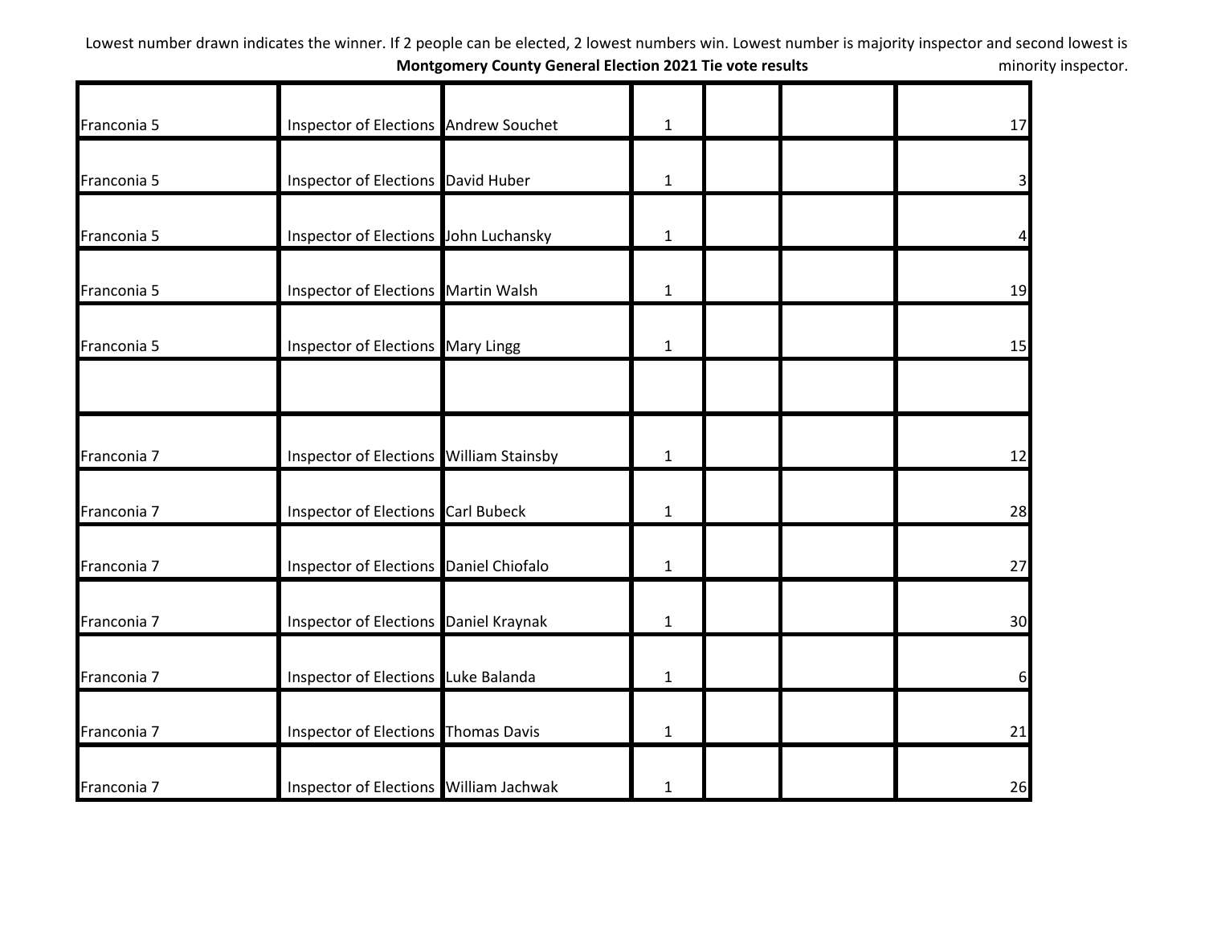Lowest number drawn indicates the winner. If 2 people can be elected, 2 lowest numbers win. Lowest number is majority inspector and second lowest is minority inspector.

**Montgomery County General Election 2021 Tie vote results**

| | | | | | | |
|---|---|---|---|---|---|---|
| Franconia 5 | Inspector of Elections | Andrew Souchet | 1 | | | 17 |
| Franconia 5 | Inspector of Elections | David Huber | 1 | | | 3 |
| Franconia 5 | Inspector of Elections | John Luchansky | 1 | | | 4 |
| Franconia 5 | Inspector of Elections | Martin Walsh | 1 | | | 19 |
| Franconia 5 | Inspector of Elections | Mary Lingg | 1 | | | 15 |
| | | | | | | |
| Franconia 7 | Inspector of Elections | William Stainsby | 1 | | | 12 |
| Franconia 7 | Inspector of Elections | Carl Bubeck | 1 | | | 28 |
| Franconia 7 | Inspector of Elections | Daniel Chiofalo | 1 | | | 27 |
| Franconia 7 | Inspector of Elections | Daniel Kraynak | 1 | | | 30 |
| Franconia 7 | Inspector of Elections | Luke Balanda | 1 | | | 6 |
| Franconia 7 | Inspector of Elections | Thomas Davis | 1 | | | 21 |
| Franconia 7 | Inspector of Elections | William Jachwak | 1 | | | 26 |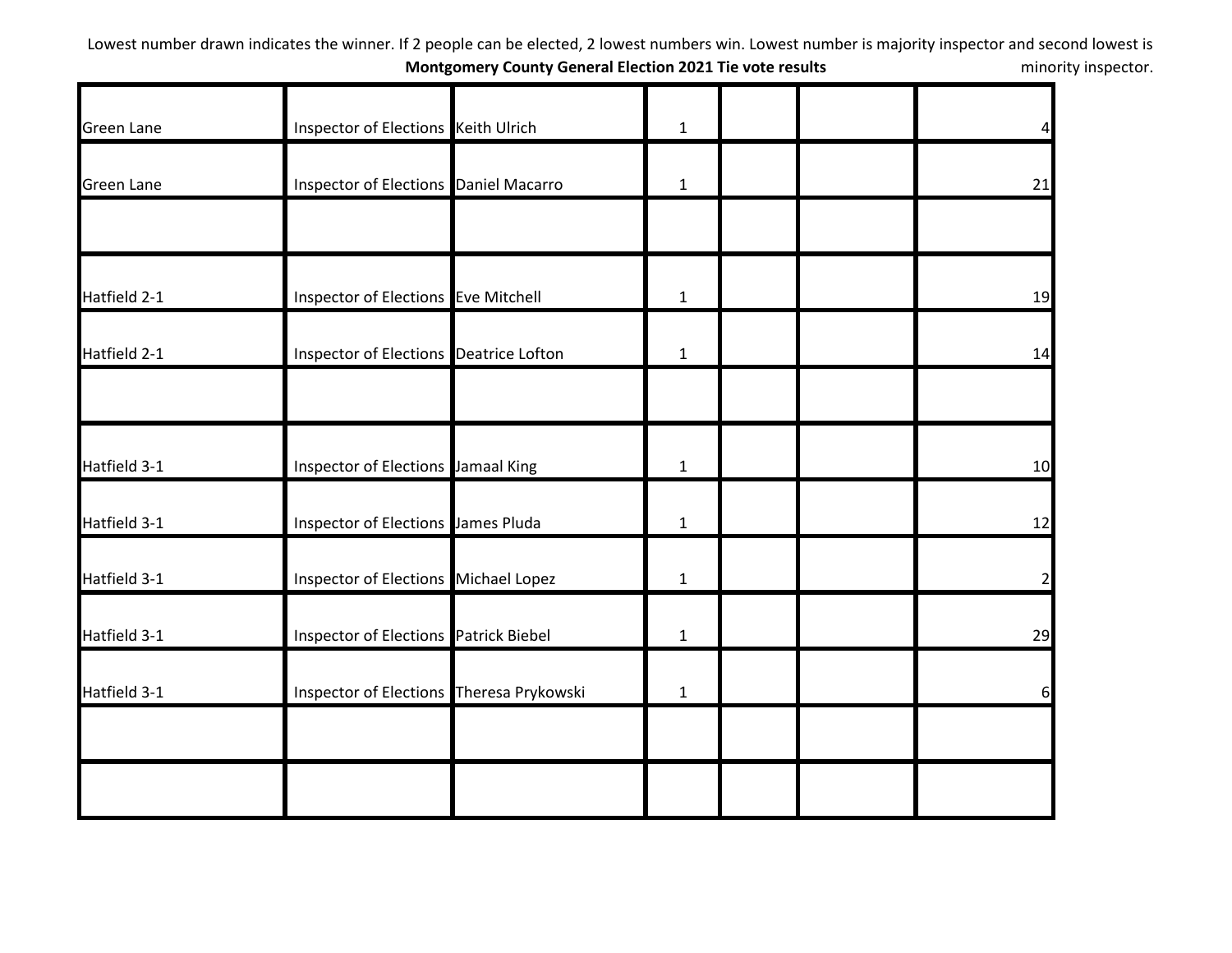Lowest number drawn indicates the winner. If 2 people can be elected, 2 lowest numbers win. Lowest number is majority inspector and second lowest is minority inspector.

**Montgomery County General Election 2021 Tie vote results**

| | | | | | | |
|---|---|---|---|---|---|---|
| Green Lane | Inspector of Elections | Keith Ulrich | 1 | | | 4 |
| Green Lane | Inspector of Elections | Daniel Macarro | 1 | | | 21 |
| | | | | | | |
| Hatfield 2-1 | Inspector of Elections | Eve Mitchell | 1 | | | 19 |
| Hatfield 2-1 | Inspector of Elections | Deatrice Lofton | 1 | | | 14 |
| | | | | | | |
| Hatfield 3-1 | Inspector of Elections | Jamaal King | 1 | | | 10 |
| Hatfield 3-1 | Inspector of Elections | James Pluda | 1 | | | 12 |
| Hatfield 3-1 | Inspector of Elections | Michael Lopez | 1 | | | 2 |
| Hatfield 3-1 | Inspector of Elections | Patrick Biebel | 1 | | | 29 |
| Hatfield 3-1 | Inspector of Elections | Theresa Prykowski | 1 | | | 6 |
| | | | | | | |
| | | | | | | |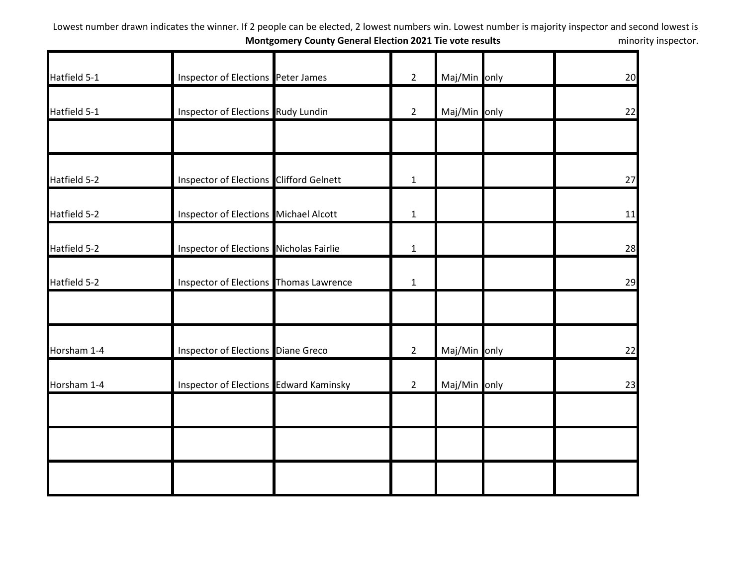Lowest number drawn indicates the winner. If 2 people can be elected, 2 lowest numbers win. Lowest number is majority inspector and second lowest is minority inspector.

**Montgomery County General Election 2021 Tie vote results**

| | | | | | | |
|---|---|---|---|---|---|---|
| Hatfield 5-1 | Inspector of Elections | Peter James | 2 | Maj/Min | only | 20 |
| Hatfield 5-1 | Inspector of Elections | Rudy Lundin | 2 | Maj/Min | only | 22 |
| | | | | | | |
| Hatfield 5-2 | Inspector of Elections | Clifford Gelnett | 1 | | | 27 |
| Hatfield 5-2 | Inspector of Elections | Michael Alcott | 1 | | | 11 |
| Hatfield 5-2 | Inspector of Elections | Nicholas Fairlie | 1 | | | 28 |
| Hatfield 5-2 | Inspector of Elections | Thomas Lawrence | 1 | | | 29 |
| | | | | | | |
| Horsham 1-4 | Inspector of Elections | Diane Greco | 2 | Maj/Min | only | 22 |
| Horsham 1-4 | Inspector of Elections | Edward Kaminsky | 2 | Maj/Min | only | 23 |
| | | | | | | |
| | | | | | | |
| | | | | | | |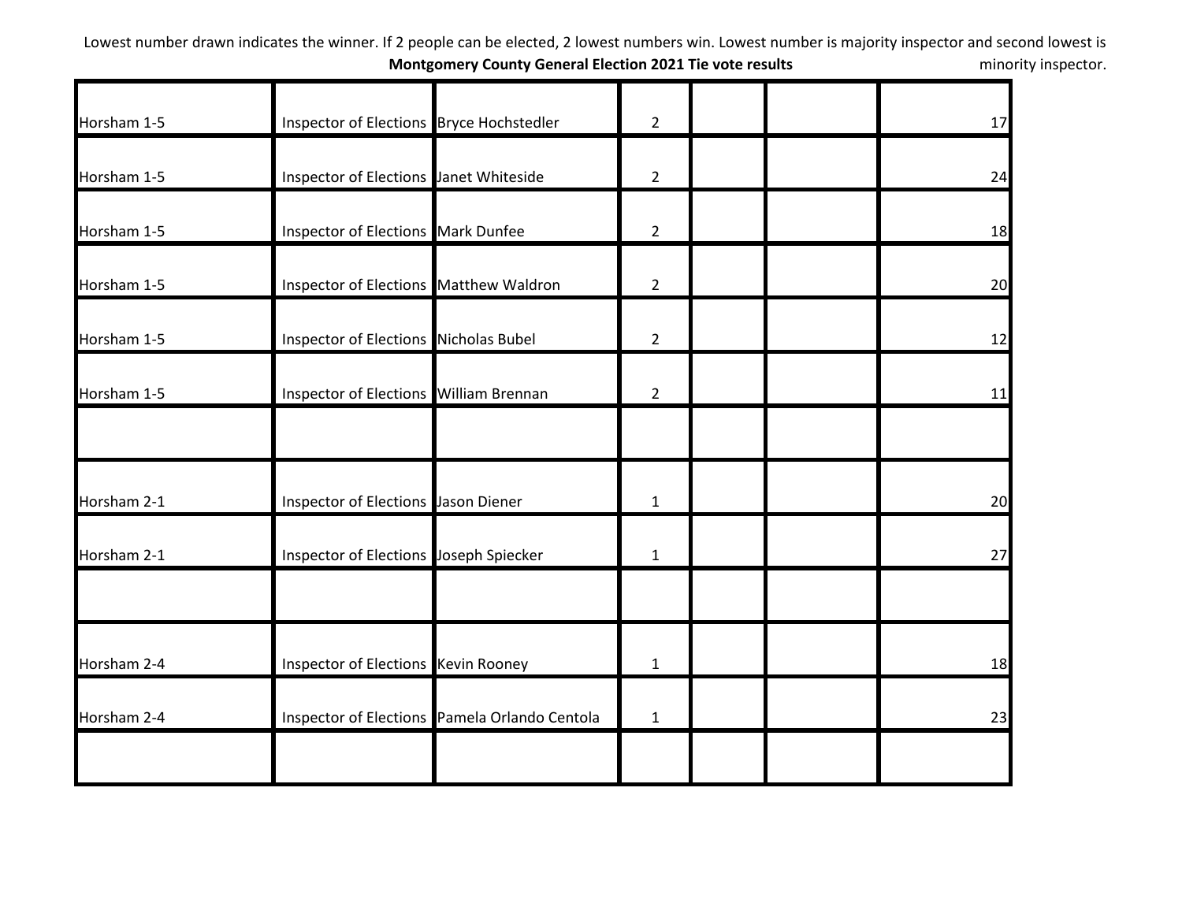Lowest number drawn indicates the winner. If 2 people can be elected, 2 lowest numbers win. Lowest number is majority inspector and second lowest is minority inspector.

**Montgomery County General Election 2021 Tie vote results**

| | | | | | | |
|---|---|---|---|---|---|---|
| Horsham 1-5 | Inspector of Elections | Bryce Hochstedler | 2 | | | 17 |
| Horsham 1-5 | Inspector of Elections | Janet Whiteside | 2 | | | 24 |
| Horsham 1-5 | Inspector of Elections | Mark Dunfee | 2 | | | 18 |
| Horsham 1-5 | Inspector of Elections | Matthew Waldron | 2 | | | 20 |
| Horsham 1-5 | Inspector of Elections | Nicholas Bubel | 2 | | | 12 |
| Horsham 1-5 | Inspector of Elections | William Brennan | 2 | | | 11 |
| | | | | | | |
| Horsham 2-1 | Inspector of Elections | Jason Diener | 1 | | | 20 |
| Horsham 2-1 | Inspector of Elections | Joseph Spiecker | 1 | | | 27 |
| | | | | | | |
| Horsham 2-4 | Inspector of Elections | Kevin Rooney | 1 | | | 18 |
| Horsham 2-4 | Inspector of Elections | Pamela Orlando Centola | 1 | | | 23 |
| | | | | | | |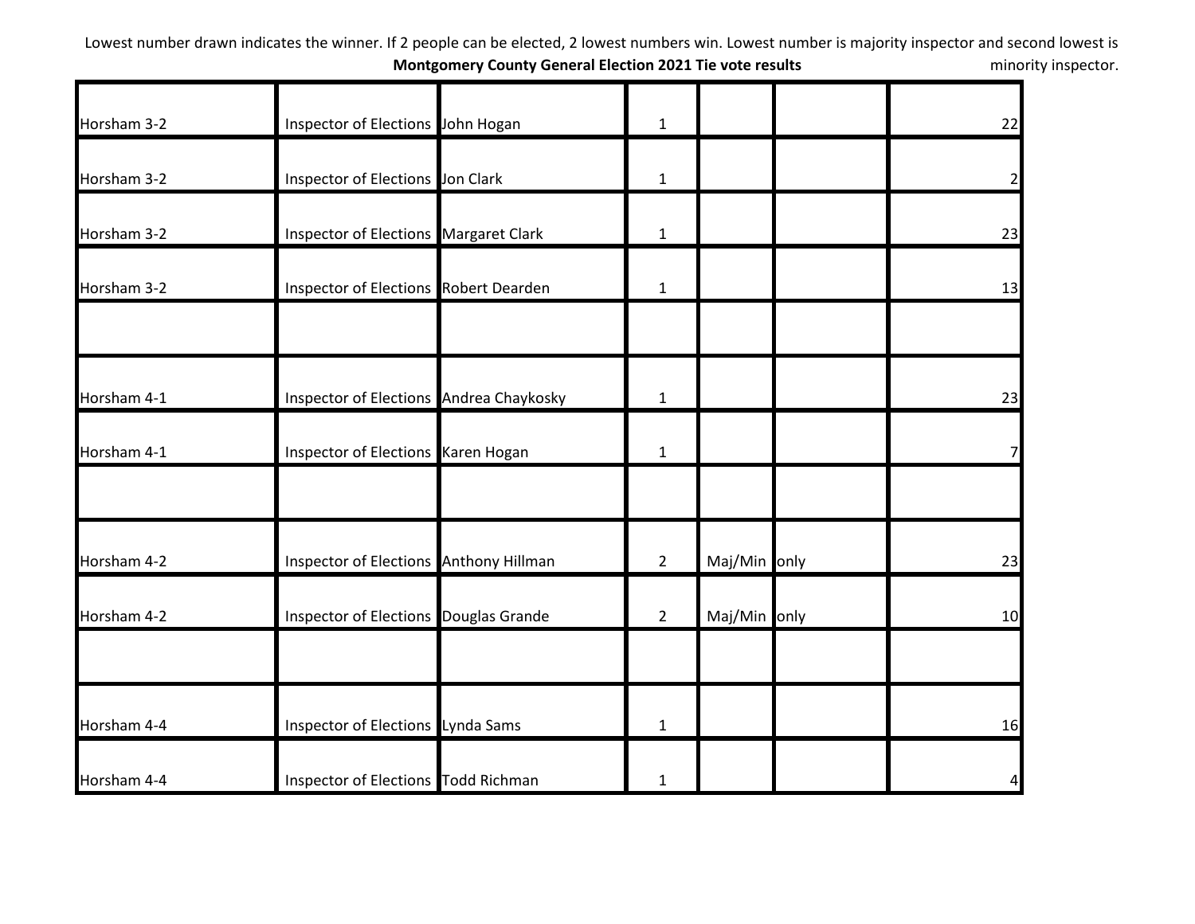Lowest number drawn indicates the winner. If 2 people can be elected, 2 lowest numbers win. Lowest number is majority inspector and second lowest is minority inspector.

**Montgomery County General Election 2021 Tie vote results**

| | | | | | | |
|---|---|---|---|---|---|---|
| Horsham 3-2 | Inspector of Elections | John Hogan | 1 | | | 22 |
| Horsham 3-2 | Inspector of Elections | Jon Clark | 1 | | | 2 |
| Horsham 3-2 | Inspector of Elections | Margaret Clark | 1 | | | 23 |
| Horsham 3-2 | Inspector of Elections | Robert Dearden | 1 | | | 13 |
| | | | | | | |
| Horsham 4-1 | Inspector of Elections | Andrea Chaykosky | 1 | | | 23 |
| Horsham 4-1 | Inspector of Elections | Karen Hogan | 1 | | | 7 |
| | | | | | | |
| Horsham 4-2 | Inspector of Elections | Anthony Hillman | 2 | Maj/Min | only | 23 |
| Horsham 4-2 | Inspector of Elections | Douglas Grande | 2 | Maj/Min | only | 10 |
| | | | | | | |
| Horsham 4-4 | Inspector of Elections | Lynda Sams | 1 | | | 16 |
| Horsham 4-4 | Inspector of Elections | Todd Richman | 1 | | | 4 |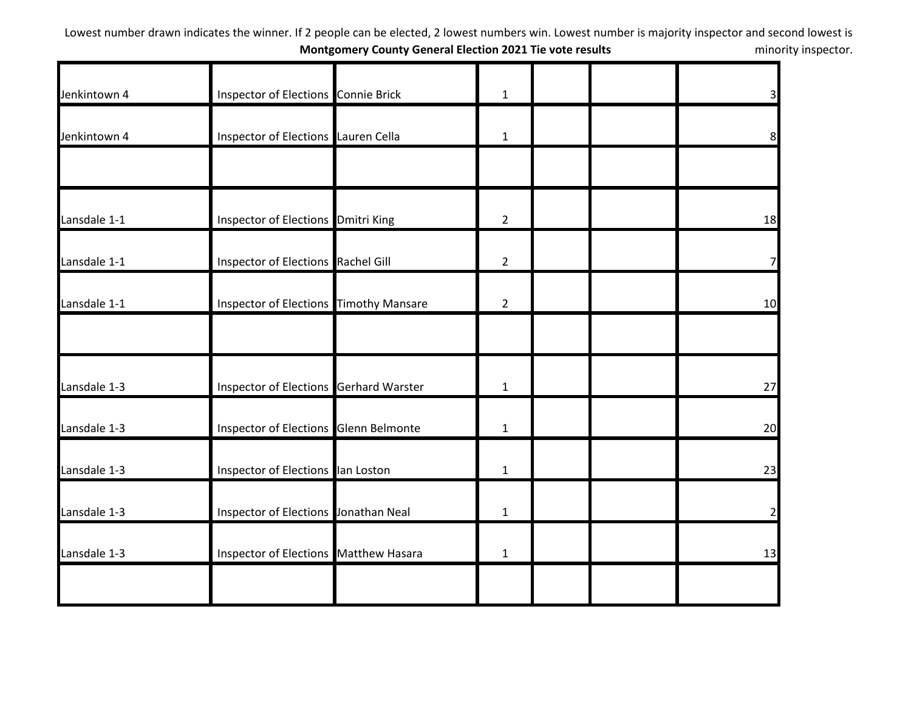Lowest number drawn indicates the winner. If 2 people can be elected, 2 lowest numbers win. Lowest number is majority inspector and second lowest is minority inspector.

**Montgomery County General Election 2021 Tie vote results**

| | | | | | | |
|---|---|---|---|---|---|---|
| Jenkintown 4 | Inspector of Elections | Connie Brick | 1 | | | 3 |
| Jenkintown 4 | Inspector of Elections | Lauren Cella | 1 | | | 8 |
| | | | | | | |
| Lansdale 1-1 | Inspector of Elections | Dmitri King | 2 | | | 18 |
| Lansdale 1-1 | Inspector of Elections | Rachel Gill | 2 | | | 7 |
| Lansdale 1-1 | Inspector of Elections | Timothy Mansare | 2 | | | 10 |
| | | | | | | |
| Lansdale 1-3 | Inspector of Elections | Gerhard Warster | 1 | | | 27 |
| Lansdale 1-3 | Inspector of Elections | Glenn Belmonte | 1 | | | 20 |
| Lansdale 1-3 | Inspector of Elections | Ian Loston | 1 | | | 23 |
| Lansdale 1-3 | Inspector of Elections | Jonathan Neal | 1 | | | 2 |
| Lansdale 1-3 | Inspector of Elections | Matthew Hasara | 1 | | | 13 |
| | | | | | | |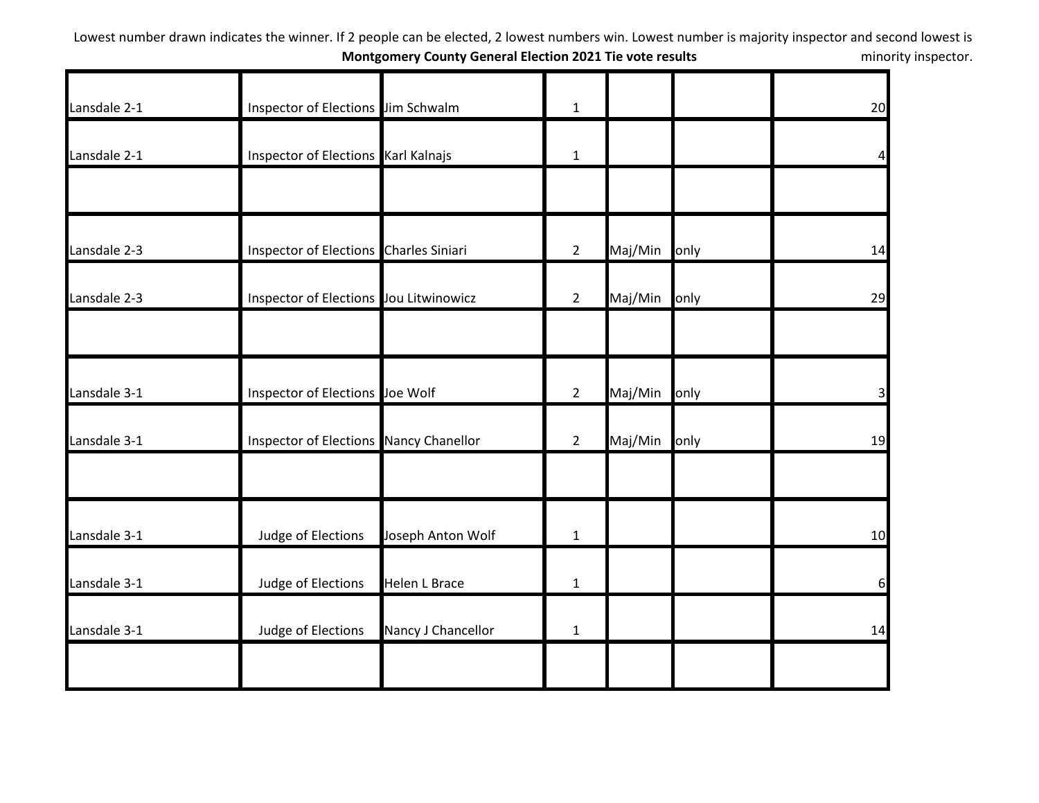Lowest number drawn indicates the winner. If 2 people can be elected, 2 lowest numbers win. Lowest number is majority inspector and second lowest is minority inspector.

**Montgomery County General Election 2021 Tie vote results**

| | | | | | | |
|---|---|---|---|---|---|---|
| Lansdale 2-1 | Inspector of Elections | Jim Schwalm | 1 | | | 20 |
| Lansdale 2-1 | Inspector of Elections | Karl Kalnajs | 1 | | | 4 |
| | | | | | | |
| Lansdale 2-3 | Inspector of Elections | Charles Siniari | 2 | Maj/Min | only | 14 |
| Lansdale 2-3 | Inspector of Elections | Jou Litwinowicz | 2 | Maj/Min | only | 29 |
| | | | | | | |
| Lansdale 3-1 | Inspector of Elections | Joe Wolf | 2 | Maj/Min | only | 3 |
| Lansdale 3-1 | Inspector of Elections | Nancy Chanellor | 2 | Maj/Min | only | 19 |
| | | | | | | |
| Lansdale 3-1 | Judge of Elections | Joseph Anton Wolf | 1 | | | 10 |
| Lansdale 3-1 | Judge of Elections | Helen L Brace | 1 | | | 6 |
| Lansdale 3-1 | Judge of Elections | Nancy J Chancellor | 1 | | | 14 |
| | | | | | | |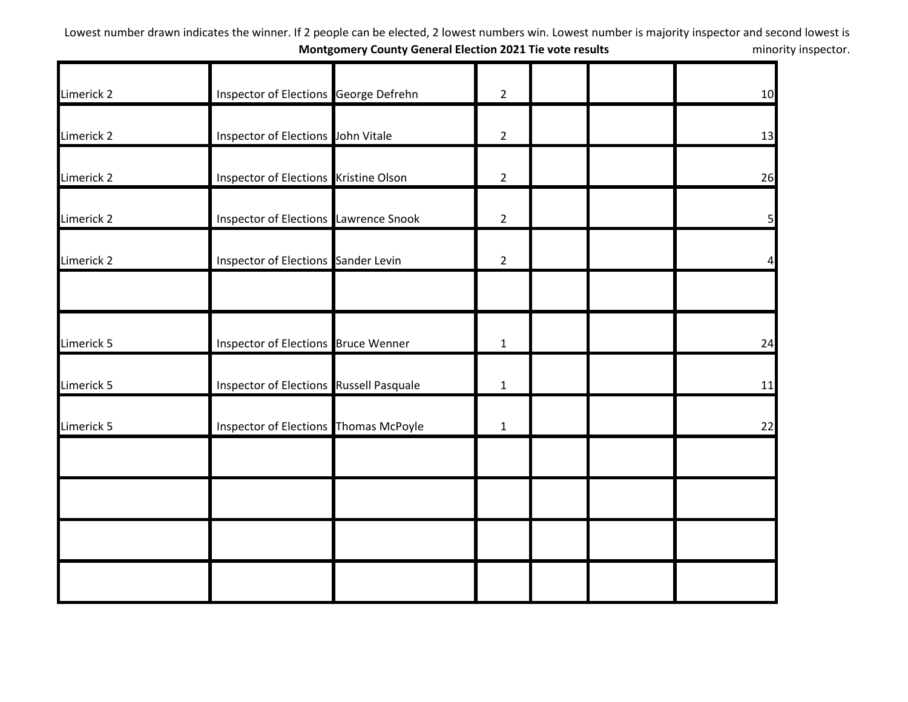Lowest number drawn indicates the winner. If 2 people can be elected, 2 lowest numbers win. Lowest number is majority inspector and second lowest is minority inspector.

**Montgomery County General Election 2021 Tie vote results**

| | | | | | | |
|---|---|---|---|---|---|---|
| Limerick 2 | Inspector of Elections | George Defrehn | 2 | | | 10 |
| Limerick 2 | Inspector of Elections | John Vitale | 2 | | | 13 |
| Limerick 2 | Inspector of Elections | Kristine Olson | 2 | | | 26 |
| Limerick 2 | Inspector of Elections | Lawrence Snook | 2 | | | 5 |
| Limerick 2 | Inspector of Elections | Sander Levin | 2 | | | 4 |
| | | | | | | |
| Limerick 5 | Inspector of Elections | Bruce Wenner | 1 | | | 24 |
| Limerick 5 | Inspector of Elections | Russell Pasquale | 1 | | | 11 |
| Limerick 5 | Inspector of Elections | Thomas McPoyle | 1 | | | 22 |
| | | | | | | |
| | | | | | | |
| | | | | | | |
| | | | | | | |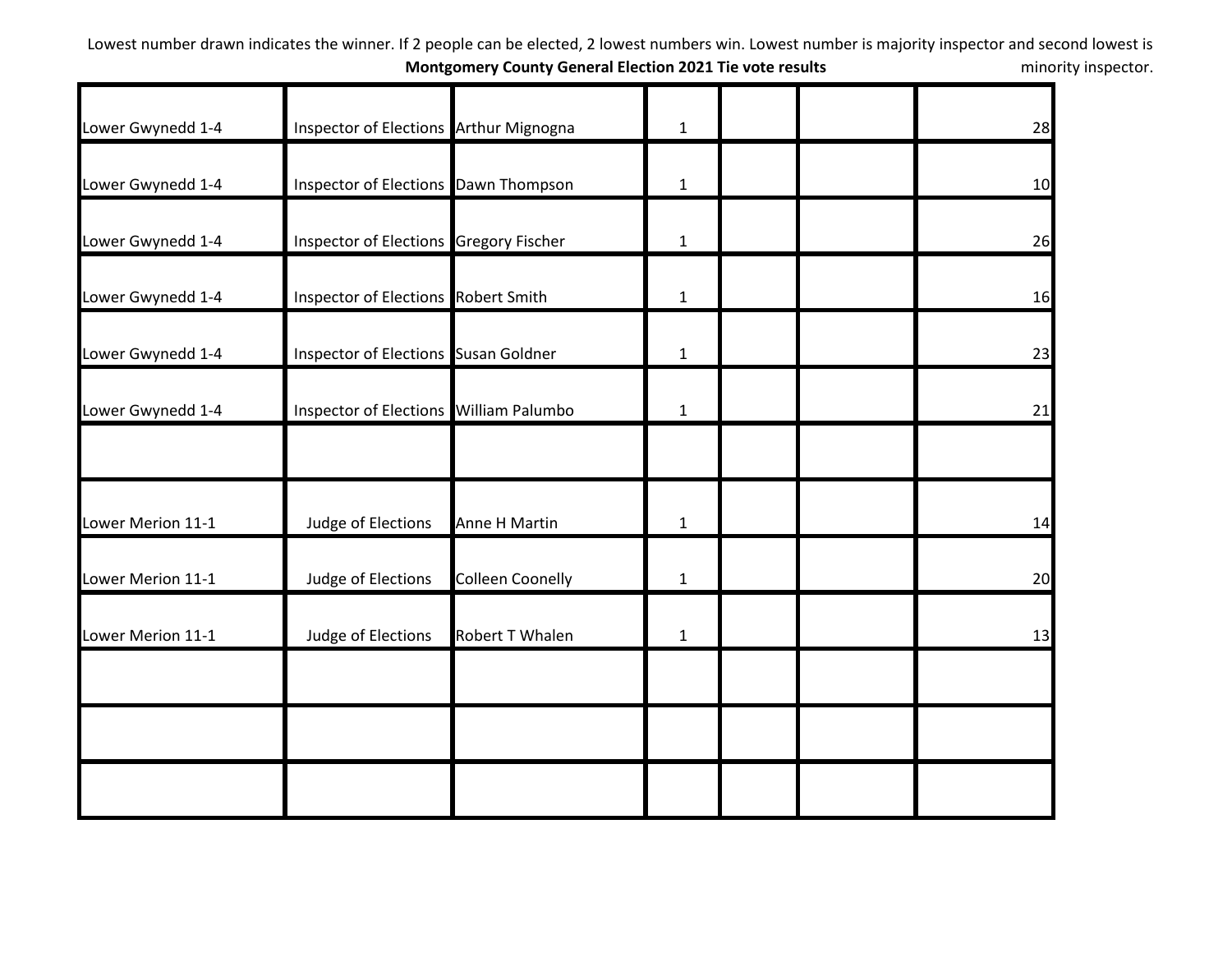Lowest number drawn indicates the winner. If 2 people can be elected, 2 lowest numbers win. Lowest number is majority inspector and second lowest is minority inspector.

**Montgomery County General Election 2021 Tie vote results**

| | | | | | | |
|---|---|---|---|---|---|---|
| Lower Gwynedd 1-4 | Inspector of Elections | Arthur Mignogna | 1 | | | 28 |
| Lower Gwynedd 1-4 | Inspector of Elections | Dawn Thompson | 1 | | | 10 |
| Lower Gwynedd 1-4 | Inspector of Elections | Gregory Fischer | 1 | | | 26 |
| Lower Gwynedd 1-4 | Inspector of Elections | Robert Smith | 1 | | | 16 |
| Lower Gwynedd 1-4 | Inspector of Elections | Susan Goldner | 1 | | | 23 |
| Lower Gwynedd 1-4 | Inspector of Elections | William Palumbo | 1 | | | 21 |
| | | | | | | |
| Lower Merion 11-1 | Judge of Elections | Anne H Martin | 1 | | | 14 |
| Lower Merion 11-1 | Judge of Elections | Colleen Coonelly | 1 | | | 20 |
| Lower Merion 11-1 | Judge of Elections | Robert T Whalen | 1 | | | 13 |
| | | | | | | |
| | | | | | | |
| | | | | | | |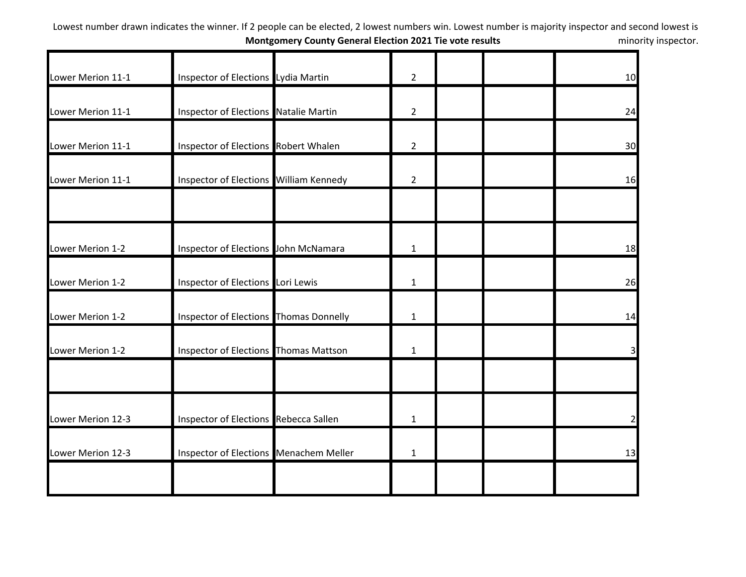Lowest number drawn indicates the winner. If 2 people can be elected, 2 lowest numbers win. Lowest number is majority inspector and second lowest is minority inspector.

**Montgomery County General Election 2021 Tie vote results**

| | | | | | | |
|---|---|---|---|---|---|---|
| Lower Merion 11-1 | Inspector of Elections | Lydia Martin | 2 | | | 10 |
| Lower Merion 11-1 | Inspector of Elections | Natalie Martin | 2 | | | 24 |
| Lower Merion 11-1 | Inspector of Elections | Robert Whalen | 2 | | | 30 |
| Lower Merion 11-1 | Inspector of Elections | William Kennedy | 2 | | | 16 |
| | | | | | | |
| Lower Merion 1-2 | Inspector of Elections | John McNamara | 1 | | | 18 |
| Lower Merion 1-2 | Inspector of Elections | Lori Lewis | 1 | | | 26 |
| Lower Merion 1-2 | Inspector of Elections | Thomas Donnelly | 1 | | | 14 |
| Lower Merion 1-2 | Inspector of Elections | Thomas Mattson | 1 | | | 3 |
| | | | | | | |
| Lower Merion 12-3 | Inspector of Elections | Rebecca Sallen | 1 | | | 2 |
| Lower Merion 12-3 | Inspector of Elections | Menachem Meller | 1 | | | 13 |
| | | | | | | |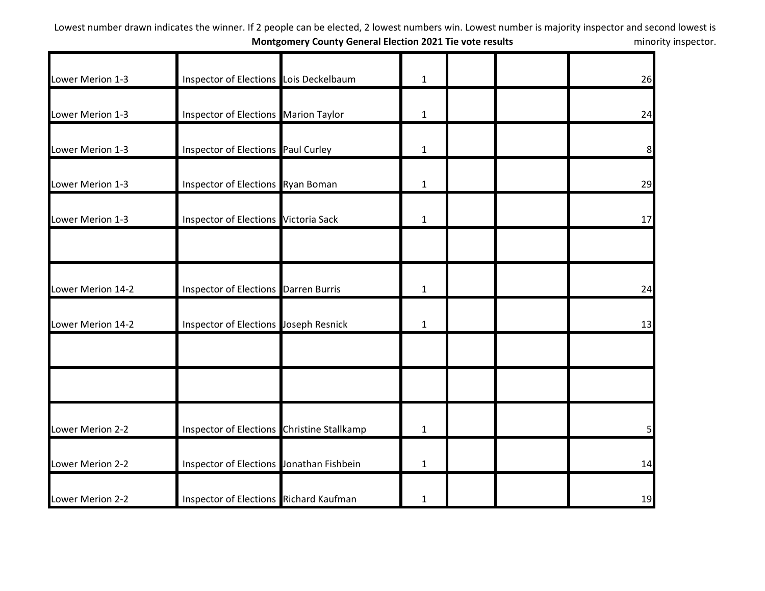Lowest number drawn indicates the winner. If 2 people can be elected, 2 lowest numbers win. Lowest number is majority inspector and second lowest is minority inspector.

**Montgomery County General Election 2021 Tie vote results**

| | | | | | | |
|---|---|---|---|---|---|---|
| Lower Merion 1-3 | Inspector of Elections | Lois Deckelbaum | 1 | | | 26 |
| Lower Merion 1-3 | Inspector of Elections | Marion Taylor | 1 | | | 24 |
| Lower Merion 1-3 | Inspector of Elections | Paul Curley | 1 | | | 8 |
| Lower Merion 1-3 | Inspector of Elections | Ryan Boman | 1 | | | 29 |
| Lower Merion 1-3 | Inspector of Elections | Victoria Sack | 1 | | | 17 |
| | | | | | | |
| Lower Merion 14-2 | Inspector of Elections | Darren Burris | 1 | | | 24 |
| Lower Merion 14-2 | Inspector of Elections | Joseph Resnick | 1 | | | 13 |
| | | | | | | |
| | | | | | | |
| Lower Merion 2-2 | Inspector of Elections | Christine Stallkamp | 1 | | | 5 |
| Lower Merion 2-2 | Inspector of Elections | Jonathan Fishbein | 1 | | | 14 |
| Lower Merion 2-2 | Inspector of Elections | Richard Kaufman | 1 | | | 19 |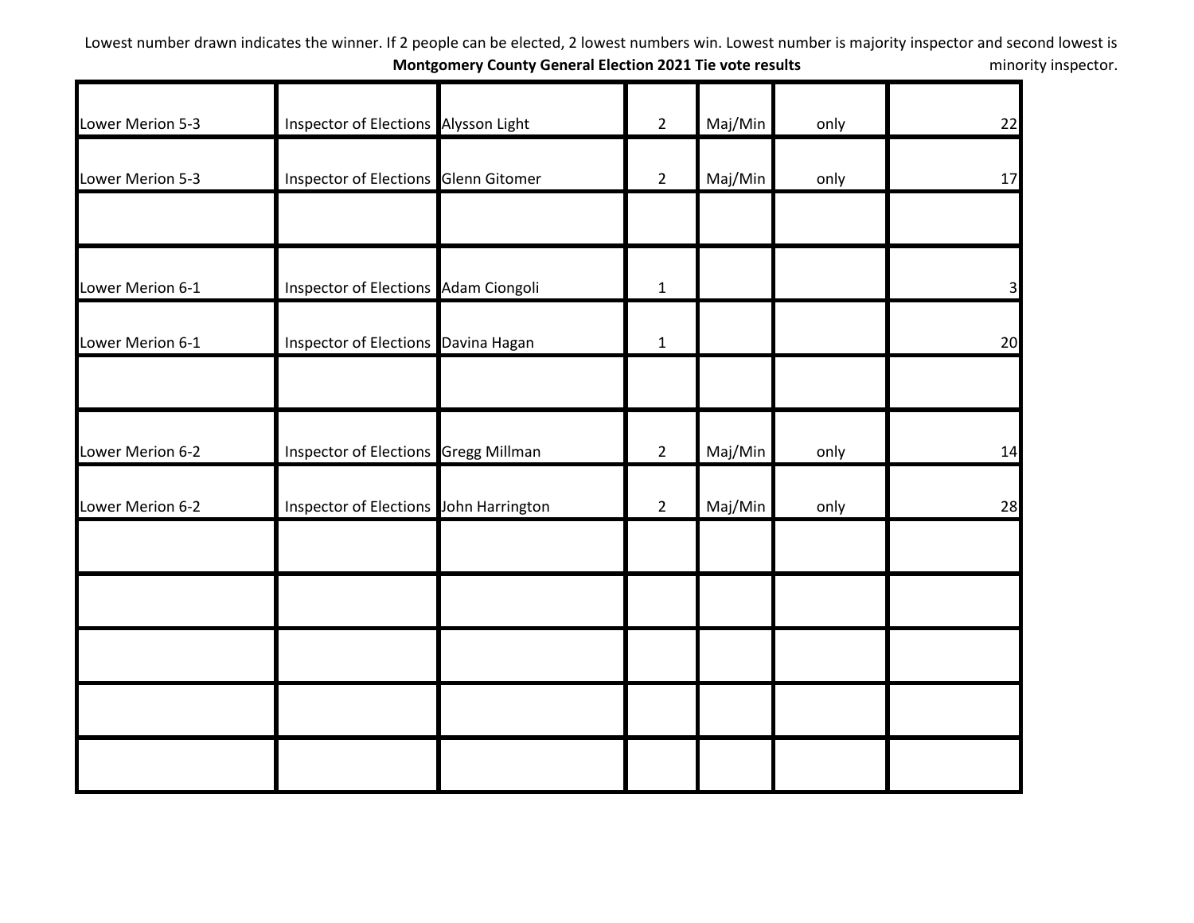Lowest number drawn indicates the winner. If 2 people can be elected, 2 lowest numbers win. Lowest number is majority inspector and second lowest is minority inspector.

**Montgomery County General Election 2021 Tie vote results**

| | | | | | | |
|---|---|---|---|---|---|---|
| Lower Merion 5-3 | Inspector of Elections | Alysson Light | 2 | Maj/Min | only | 22 |
| Lower Merion 5-3 | Inspector of Elections | Glenn Gitomer | 2 | Maj/Min | only | 17 |
| | | | | | | |
| Lower Merion 6-1 | Inspector of Elections | Adam Ciongoli | 1 | | | 3 |
| Lower Merion 6-1 | Inspector of Elections | Davina Hagan | 1 | | | 20 |
| | | | | | | |
| Lower Merion 6-2 | Inspector of Elections | Gregg Millman | 2 | Maj/Min | only | 14 |
| Lower Merion 6-2 | Inspector of Elections | John Harrington | 2 | Maj/Min | only | 28 |
| | | | | | | |
| | | | | | | |
| | | | | | | |
| | | | | | | |
| | | | | | | |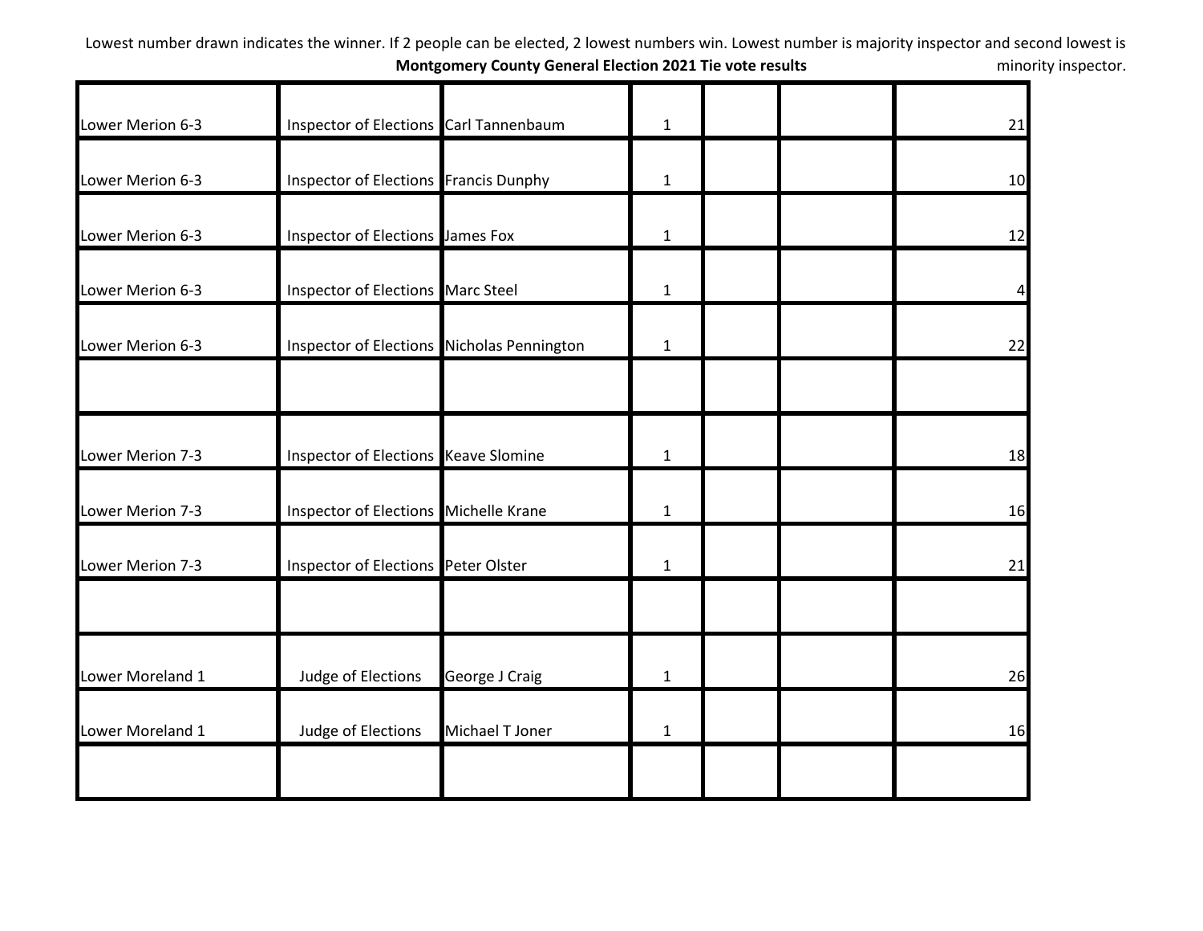Lowest number drawn indicates the winner. If 2 people can be elected, 2 lowest numbers win. Lowest number is majority inspector and second lowest is minority inspector.

**Montgomery County General Election 2021 Tie vote results**

| | | | | | | |
|---|---|---|---|---|---|---|
| Lower Merion 6-3 | Inspector of Elections | Carl Tannenbaum | 1 | | | 21 |
| Lower Merion 6-3 | Inspector of Elections | Francis Dunphy | 1 | | | 10 |
| Lower Merion 6-3 | Inspector of Elections | James Fox | 1 | | | 12 |
| Lower Merion 6-3 | Inspector of Elections | Marc Steel | 1 | | | 4 |
| Lower Merion 6-3 | Inspector of Elections | Nicholas Pennington | 1 | | | 22 |
| | | | | | | |
| Lower Merion 7-3 | Inspector of Elections | Keave Slomine | 1 | | | 18 |
| Lower Merion 7-3 | Inspector of Elections | Michelle Krane | 1 | | | 16 |
| Lower Merion 7-3 | Inspector of Elections | Peter Olster | 1 | | | 21 |
| | | | | | | |
| Lower Moreland 1 | Judge of Elections | George J Craig | 1 | | | 26 |
| Lower Moreland 1 | Judge of Elections | Michael T Joner | 1 | | | 16 |
| | | | | | | |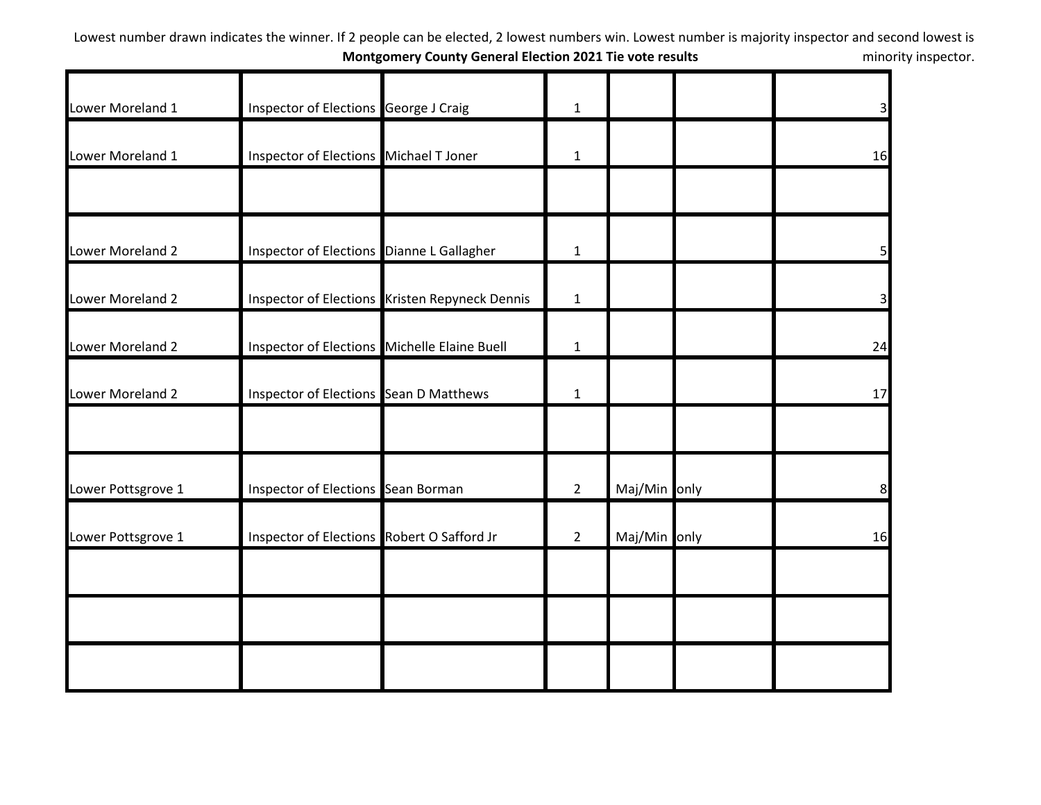Lowest number drawn indicates the winner. If 2 people can be elected, 2 lowest numbers win. Lowest number is majority inspector and second lowest is minority inspector.

**Montgomery County General Election 2021 Tie vote results**

| | | | | | | |
|---|---|---|---|---|---|---|
| Lower Moreland 1 | Inspector of Elections | George J Craig | 1 | | | 3 |
| Lower Moreland 1 | Inspector of Elections | Michael T Joner | 1 | | | 16 |
| | | | | | | |
| Lower Moreland 2 | Inspector of Elections | Dianne L Gallagher | 1 | | | 5 |
| Lower Moreland 2 | Inspector of Elections | Kristen Repyneck Dennis | 1 | | | 3 |
| Lower Moreland 2 | Inspector of Elections | Michelle Elaine Buell | 1 | | | 24 |
| Lower Moreland 2 | Inspector of Elections | Sean D Matthews | 1 | | | 17 |
| | | | | | | |
| Lower Pottsgrove 1 | Inspector of Elections | Sean Borman | 2 | Maj/Min | only | 8 |
| Lower Pottsgrove 1 | Inspector of Elections | Robert O Safford Jr | 2 | Maj/Min | only | 16 |
| | | | | | | |
| | | | | | | |
| | | | | | | |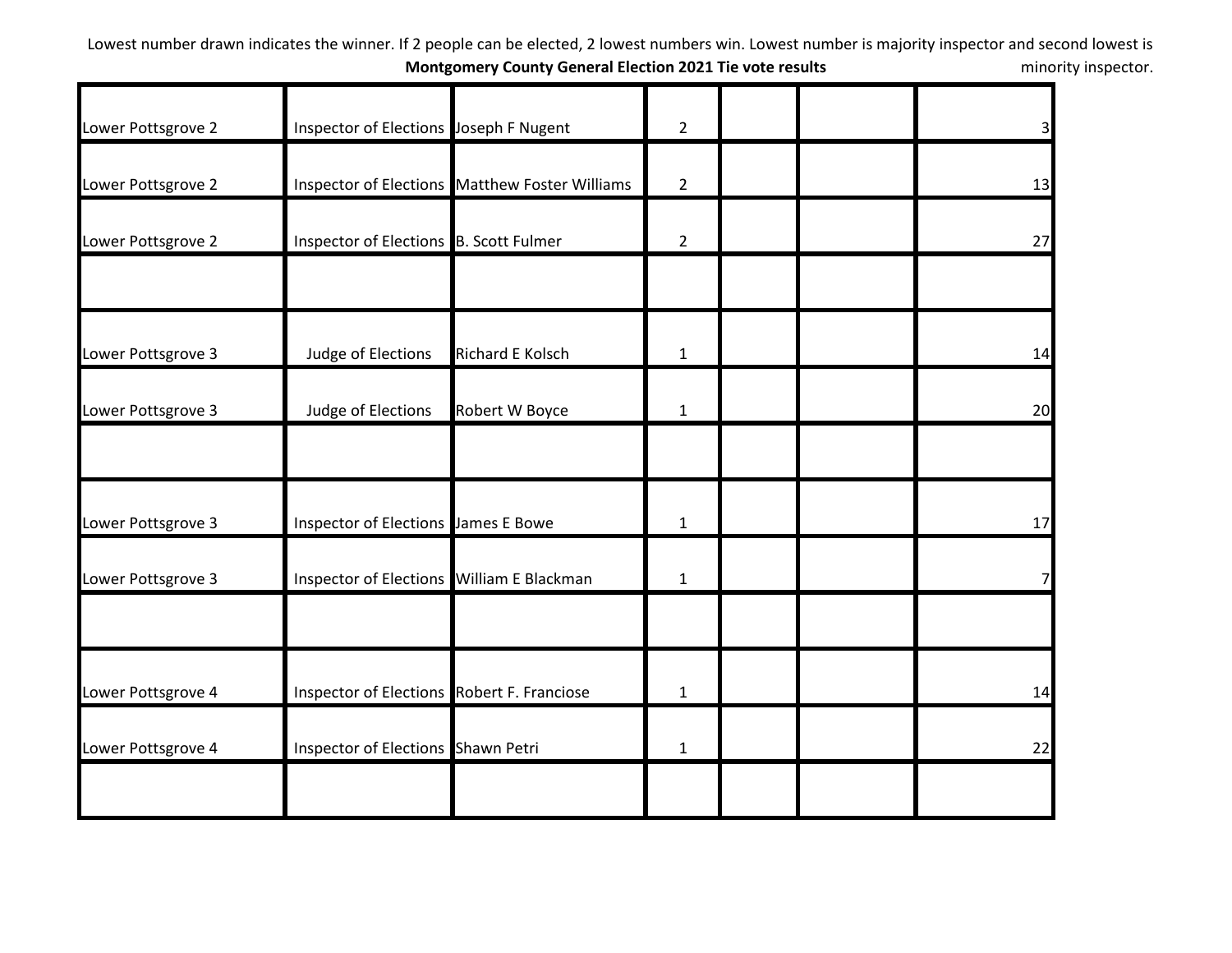Lowest number drawn indicates the winner. If 2 people can be elected, 2 lowest numbers win. Lowest number is majority inspector and second lowest is minority inspector.

**Montgomery County General Election 2021 Tie vote results**

| | | | | | | |
|---|---|---|---|---|---|---|
| Lower Pottsgrove 2 | Inspector of Elections | Joseph F Nugent | 2 | | | 3 |
| Lower Pottsgrove 2 | Inspector of Elections | Matthew Foster Williams | 2 | | | 13 |
| Lower Pottsgrove 2 | Inspector of Elections | B. Scott Fulmer | 2 | | | 27 |
| | | | | | | |
| Lower Pottsgrove 3 | Judge of Elections | Richard E Kolsch | 1 | | | 14 |
| Lower Pottsgrove 3 | Judge of Elections | Robert W Boyce | 1 | | | 20 |
| | | | | | | |
| Lower Pottsgrove 3 | Inspector of Elections | James E Bowe | 1 | | | 17 |
| Lower Pottsgrove 3 | Inspector of Elections | William E Blackman | 1 | | | 7 |
| | | | | | | |
| Lower Pottsgrove 4 | Inspector of Elections | Robert F. Franciose | 1 | | | 14 |
| Lower Pottsgrove 4 | Inspector of Elections | Shawn Petri | 1 | | | 22 |
| | | | | | | |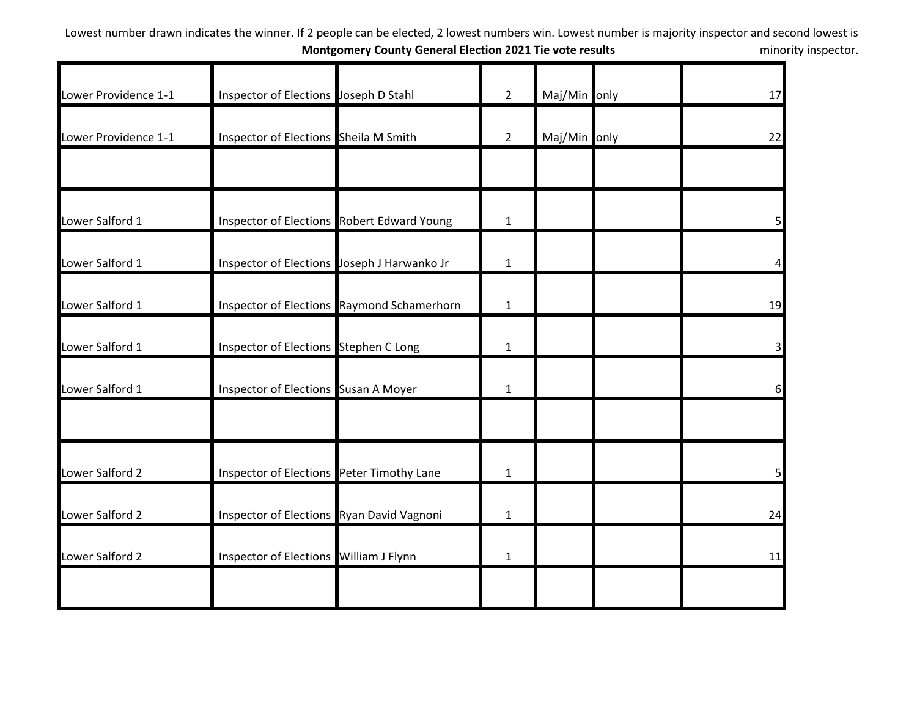Lowest number drawn indicates the winner. If 2 people can be elected, 2 lowest numbers win. Lowest number is majority inspector and second lowest is minority inspector.

**Montgomery County General Election 2021 Tie vote results**

| | | | | | | |
|---|---|---|---|---|---|---|
| Lower Providence 1-1 | Inspector of Elections | Joseph D Stahl | 2 | Maj/Min | only | 17 |
| Lower Providence 1-1 | Inspector of Elections | Sheila M Smith | 2 | Maj/Min | only | 22 |
| | | | | | | |
| Lower Salford 1 | Inspector of Elections | Robert Edward Young | 1 | | | 5 |
| Lower Salford 1 | Inspector of Elections | Joseph J Harwanko Jr | 1 | | | 4 |
| Lower Salford 1 | Inspector of Elections | Raymond Schamerhorn | 1 | | | 19 |
| Lower Salford 1 | Inspector of Elections | Stephen C Long | 1 | | | 3 |
| Lower Salford 1 | Inspector of Elections | Susan A Moyer | 1 | | | 6 |
| | | | | | | |
| Lower Salford 2 | Inspector of Elections | Peter Timothy Lane | 1 | | | 5 |
| Lower Salford 2 | Inspector of Elections | Ryan David Vagnoni | 1 | | | 24 |
| Lower Salford 2 | Inspector of Elections | William J Flynn | 1 | | | 11 |
| | | | | | | |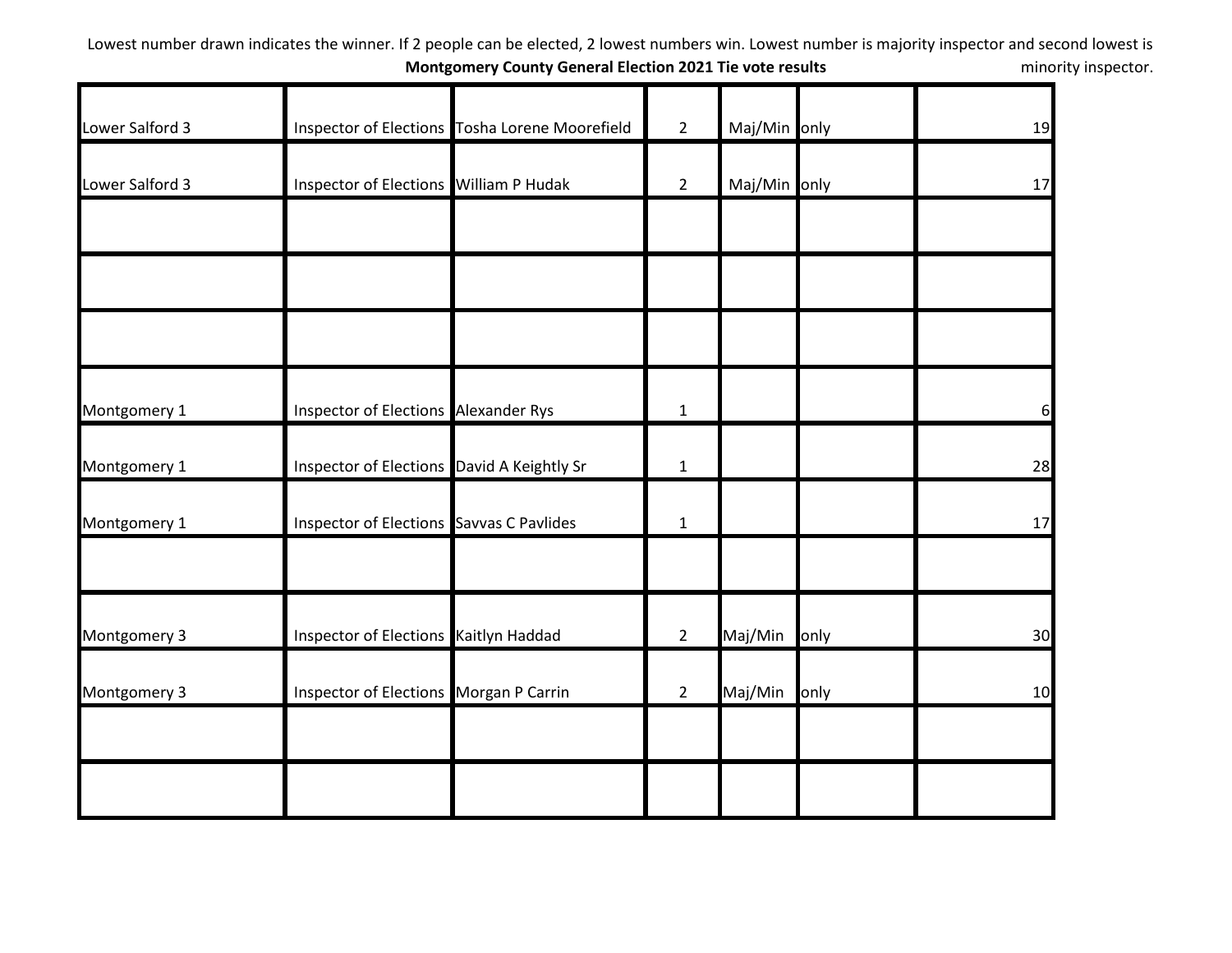Lowest number drawn indicates the winner. If 2 people can be elected, 2 lowest numbers win. Lowest number is majority inspector and second lowest is minority inspector.

**Montgomery County General Election 2021 Tie vote results**

| | | | | | | |
|---|---|---|---|---|---|---|
| Lower Salford 3 | Inspector of Elections | Tosha Lorene Moorefield | 2 | Maj/Min | only | 19 |
| Lower Salford 3 | Inspector of Elections | William P Hudak | 2 | Maj/Min | only | 17 |
| | | | | | | |
| | | | | | | |
| | | | | | | |
| Montgomery 1 | Inspector of Elections | Alexander Rys | 1 | | | 6 |
| Montgomery 1 | Inspector of Elections | David A Keightly Sr | 1 | | | 28 |
| Montgomery 1 | Inspector of Elections | Savvas C Pavlides | 1 | | | 17 |
| | | | | | | |
| Montgomery 3 | Inspector of Elections | Kaitlyn Haddad | 2 | Maj/Min | only | 30 |
| Montgomery 3 | Inspector of Elections | Morgan P Carrin | 2 | Maj/Min | only | 10 |
| | | | | | | |
| | | | | | | |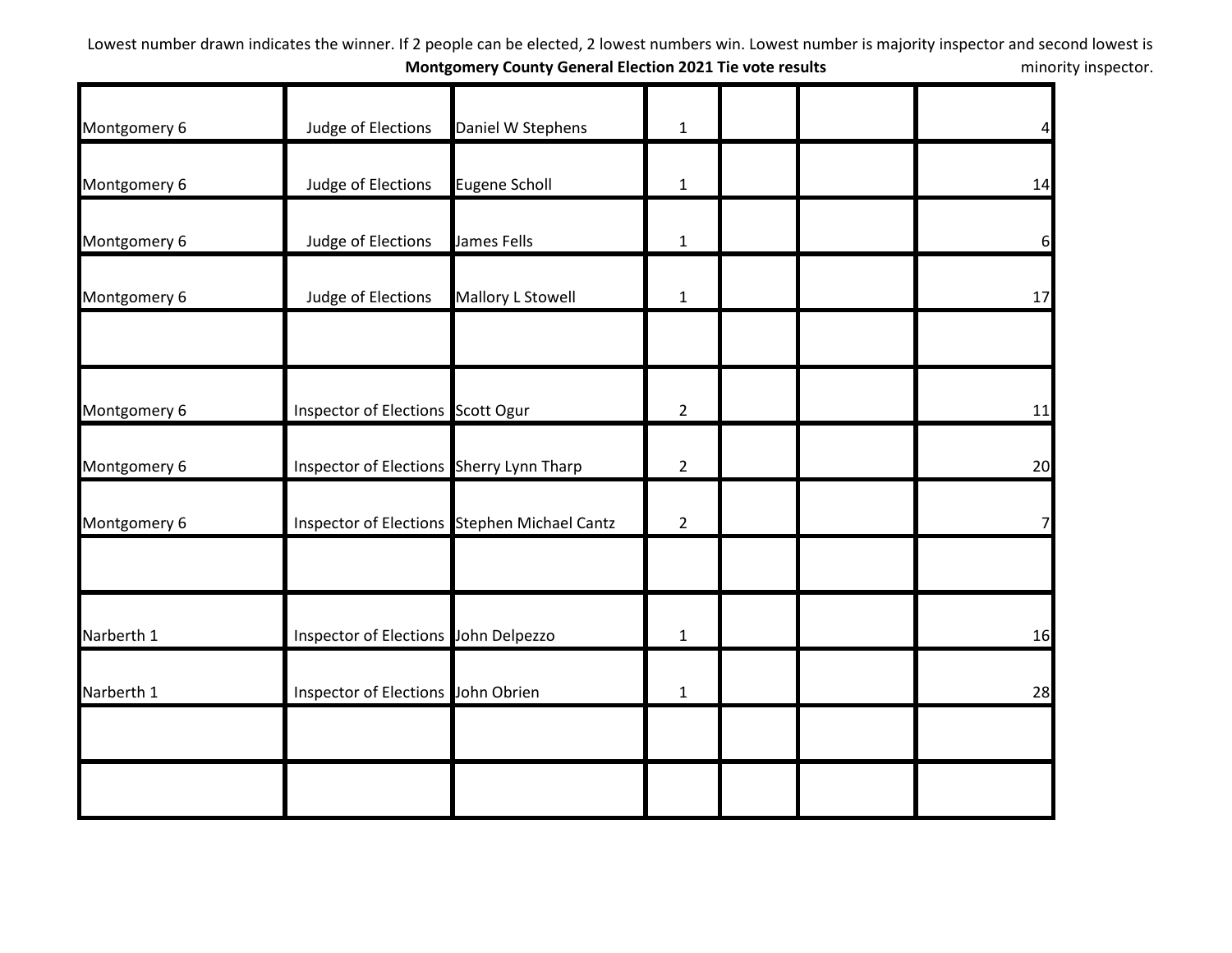Lowest number drawn indicates the winner. If 2 people can be elected, 2 lowest numbers win. Lowest number is majority inspector and second lowest is minority inspector.

**Montgomery County General Election 2021 Tie vote results**

| | | | | | | |
|---|---|---|---|---|---|---|
| Montgomery 6 | Judge of Elections | Daniel W Stephens | 1 | | | 4 |
| Montgomery 6 | Judge of Elections | Eugene Scholl | 1 | | | 14 |
| Montgomery 6 | Judge of Elections | James Fells | 1 | | | 6 |
| Montgomery 6 | Judge of Elections | Mallory L Stowell | 1 | | | 17 |
| | | | | | | |
| Montgomery 6 | Inspector of Elections | Scott Ogur | 2 | | | 11 |
| Montgomery 6 | Inspector of Elections | Sherry Lynn Tharp | 2 | | | 20 |
| Montgomery 6 | Inspector of Elections | Stephen Michael Cantz | 2 | | | 7 |
| | | | | | | |
| Narberth 1 | Inspector of Elections | John Delpezzo | 1 | | | 16 |
| Narberth 1 | Inspector of Elections | John Obrien | 1 | | | 28 |
| | | | | | | |
| | | | | | | |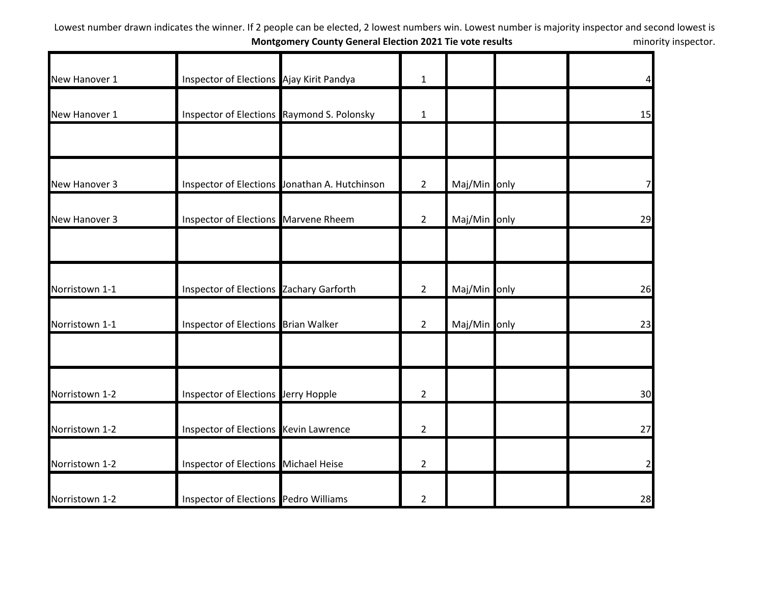Lowest number drawn indicates the winner. If 2 people can be elected, 2 lowest numbers win. Lowest number is majority inspector and second lowest is minority inspector.

**Montgomery County General Election 2021 Tie vote results**

| | | | | | | |
|---|---|---|---|---|---|---|
| New Hanover 1 | Inspector of Elections | Ajay Kirit Pandya | 1 | | | 4 |
| New Hanover 1 | Inspector of Elections | Raymond S. Polonsky | 1 | | | 15 |
| | | | | | | |
| New Hanover 3 | Inspector of Elections | Jonathan A. Hutchinson | 2 | Maj/Min | only | 7 |
| New Hanover 3 | Inspector of Elections | Marvene Rheem | 2 | Maj/Min | only | 29 |
| | | | | | | |
| Norristown 1-1 | Inspector of Elections | Zachary Garforth | 2 | Maj/Min | only | 26 |
| Norristown 1-1 | Inspector of Elections | Brian Walker | 2 | Maj/Min | only | 23 |
| | | | | | | |
| Norristown 1-2 | Inspector of Elections | Jerry Hopple | 2 | | | 30 |
| Norristown 1-2 | Inspector of Elections | Kevin Lawrence | 2 | | | 27 |
| Norristown 1-2 | Inspector of Elections | Michael Heise | 2 | | | 2 |
| Norristown 1-2 | Inspector of Elections | Pedro Williams | 2 | | | 28 |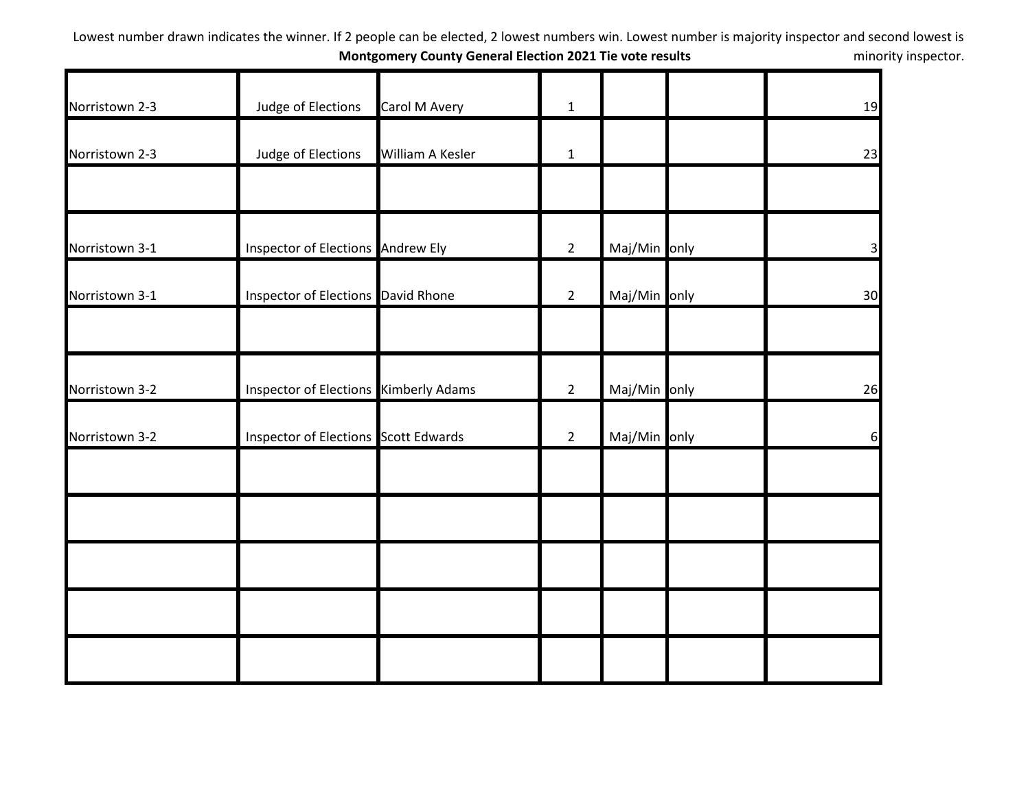Lowest number drawn indicates the winner. If 2 people can be elected, 2 lowest numbers win. Lowest number is majority inspector and second lowest is minority inspector.

**Montgomery County General Election 2021 Tie vote results**

| | | | | | | |
|---|---|---|---|---|---|---|
| Norristown 2-3 | Judge of Elections | Carol M Avery | 1 | | | 19 |
| Norristown 2-3 | Judge of Elections | William A Kesler | 1 | | | 23 |
| | | | | | | |
| Norristown 3-1 | Inspector of Elections | Andrew Ely | 2 | Maj/Min | only | 3 |
| Norristown 3-1 | Inspector of Elections | David Rhone | 2 | Maj/Min | only | 30 |
| | | | | | | |
| Norristown 3-2 | Inspector of Elections | Kimberly Adams | 2 | Maj/Min | only | 26 |
| Norristown 3-2 | Inspector of Elections | Scott Edwards | 2 | Maj/Min | only | 6 |
| | | | | | | |
| | | | | | | |
| | | | | | | |
| | | | | | | |
| | | | | | | |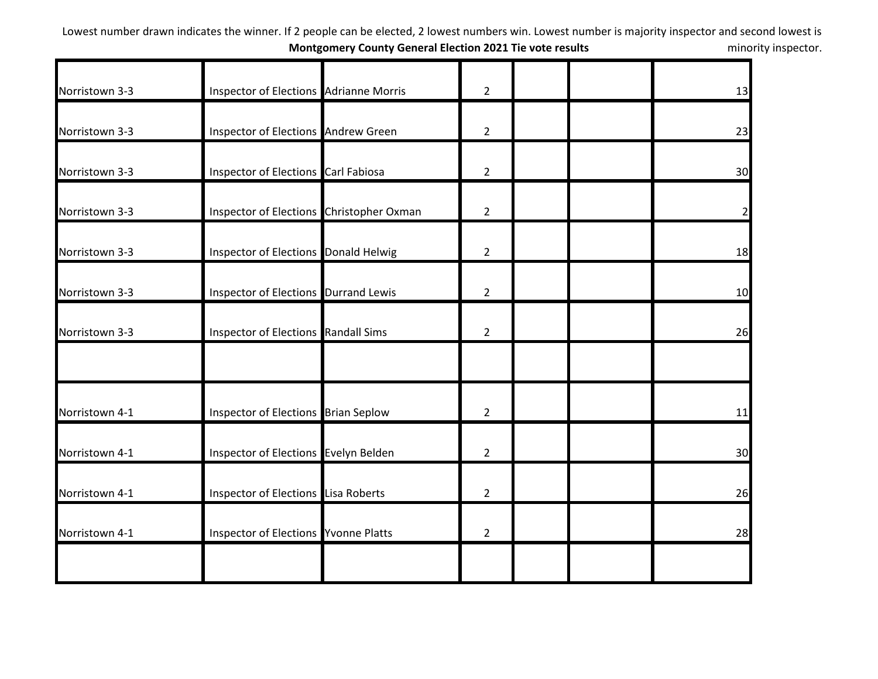Lowest number drawn indicates the winner. If 2 people can be elected, 2 lowest numbers win. Lowest number is majority inspector and second lowest is minority inspector.

**Montgomery County General Election 2021 Tie vote results**

| | | | | | | |
|---|---|---|---|---|---|---|
| Norristown 3-3 | Inspector of Elections | Adrianne Morris | 2 | | | 13 |
| Norristown 3-3 | Inspector of Elections | Andrew Green | 2 | | | 23 |
| Norristown 3-3 | Inspector of Elections | Carl Fabiosa | 2 | | | 30 |
| Norristown 3-3 | Inspector of Elections | Christopher Oxman | 2 | | | 2 |
| Norristown 3-3 | Inspector of Elections | Donald Helwig | 2 | | | 18 |
| Norristown 3-3 | Inspector of Elections | Durrand Lewis | 2 | | | 10 |
| Norristown 3-3 | Inspector of Elections | Randall Sims | 2 | | | 26 |
| | | | | | | |
| Norristown 4-1 | Inspector of Elections | Brian Seplow | 2 | | | 11 |
| Norristown 4-1 | Inspector of Elections | Evelyn Belden | 2 | | | 30 |
| Norristown 4-1 | Inspector of Elections | Lisa Roberts | 2 | | | 26 |
| Norristown 4-1 | Inspector of Elections | Yvonne Platts | 2 | | | 28 |
| | | | | | | |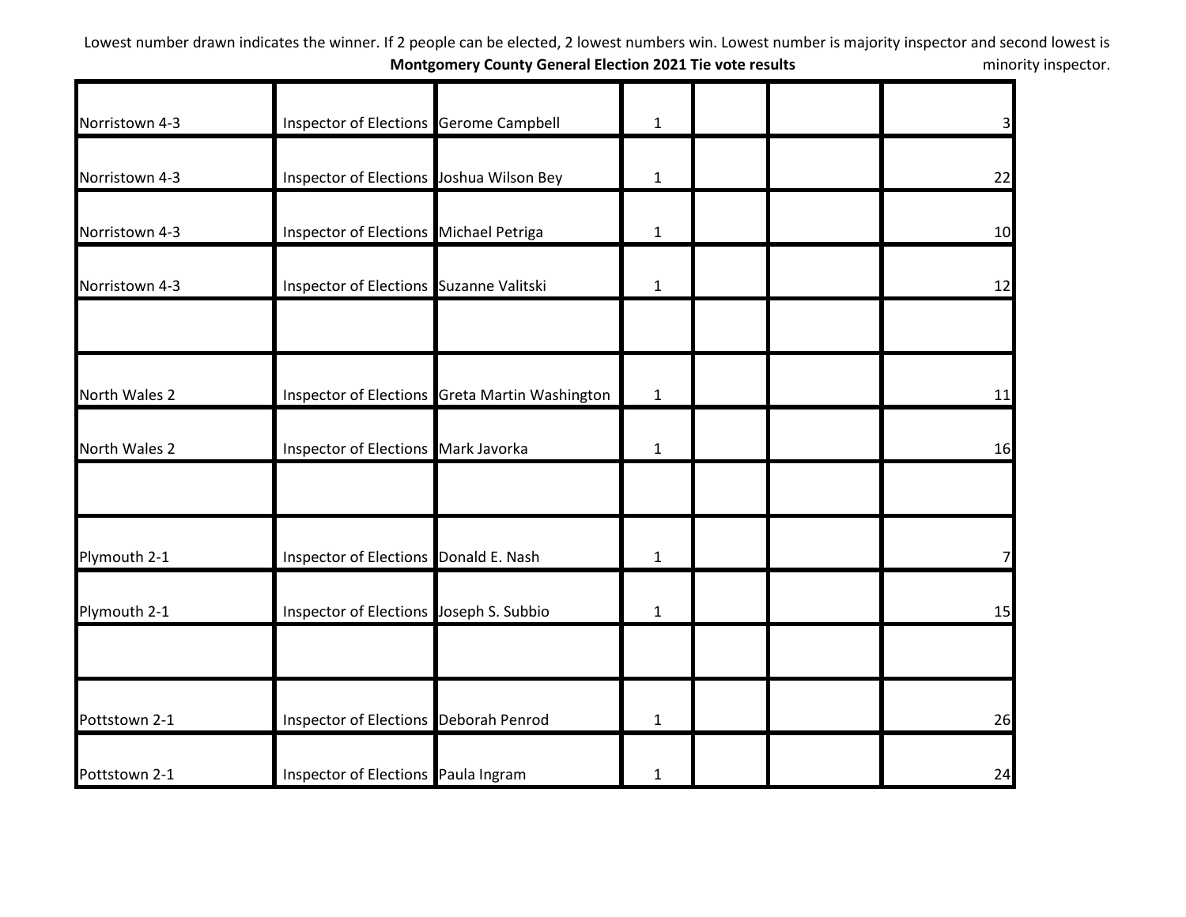Lowest number drawn indicates the winner. If 2 people can be elected, 2 lowest numbers win. Lowest number is majority inspector and second lowest is minority inspector.

**Montgomery County General Election 2021 Tie vote results**

| | | | | | | |
|---|---|---|---|---|---|---|
| Norristown 4-3 | Inspector of Elections | Gerome Campbell | 1 | | | 3 |
| Norristown 4-3 | Inspector of Elections | Joshua Wilson Bey | 1 | | | 22 |
| Norristown 4-3 | Inspector of Elections | Michael Petriga | 1 | | | 10 |
| Norristown 4-3 | Inspector of Elections | Suzanne Valitski | 1 | | | 12 |
| | | | | | | |
| North Wales 2 | Inspector of Elections | Greta Martin Washington | 1 | | | 11 |
| North Wales 2 | Inspector of Elections | Mark Javorka | 1 | | | 16 |
| | | | | | | |
| Plymouth 2-1 | Inspector of Elections | Donald E. Nash | 1 | | | 7 |
| Plymouth 2-1 | Inspector of Elections | Joseph S. Subbio | 1 | | | 15 |
| | | | | | | |
| Pottstown 2-1 | Inspector of Elections | Deborah Penrod | 1 | | | 26 |
| Pottstown 2-1 | Inspector of Elections | Paula Ingram | 1 | | | 24 |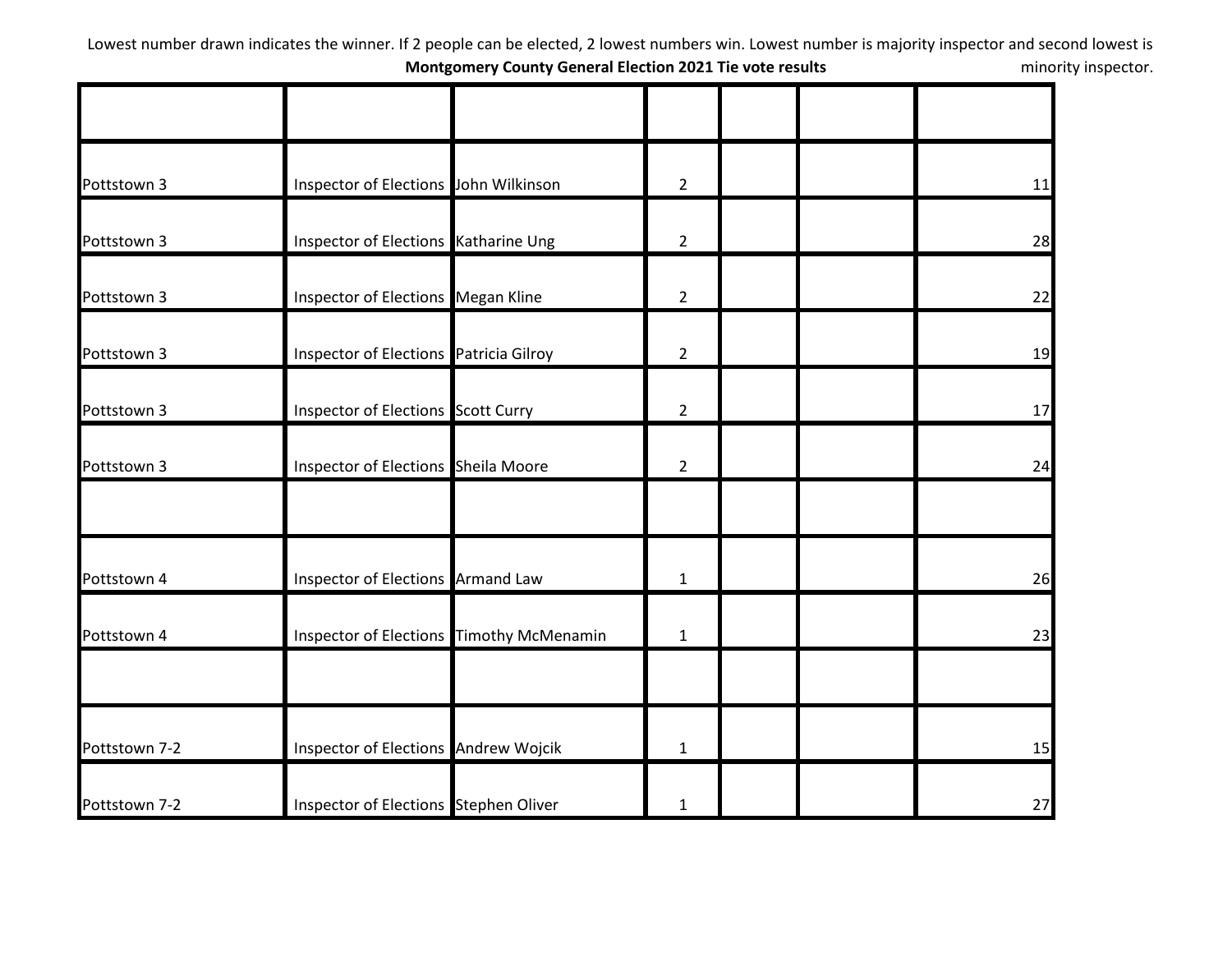Lowest number drawn indicates the winner. If 2 people can be elected, 2 lowest numbers win. Lowest number is majority inspector and second lowest is minority inspector.

**Montgomery County General Election 2021 Tie vote results**

| | | | | | | |
|---|---|---|---|---|---|---|
| Pottstown 3 | Inspector of Elections | John Wilkinson | 2 | | | 11 |
| Pottstown 3 | Inspector of Elections | Katharine Ung | 2 | | | 28 |
| Pottstown 3 | Inspector of Elections | Megan Kline | 2 | | | 22 |
| Pottstown 3 | Inspector of Elections | Patricia Gilroy | 2 | | | 19 |
| Pottstown 3 | Inspector of Elections | Scott Curry | 2 | | | 17 |
| Pottstown 3 | Inspector of Elections | Sheila Moore | 2 | | | 24 |
| | | | | | | |
| Pottstown 4 | Inspector of Elections | Armand Law | 1 | | | 26 |
| Pottstown 4 | Inspector of Elections | Timothy McMenamin | 1 | | | 23 |
| | | | | | | |
| Pottstown 7-2 | Inspector of Elections | Andrew Wojcik | 1 | | | 15 |
| Pottstown 7-2 | Inspector of Elections | Stephen Oliver | 1 | | | 27 |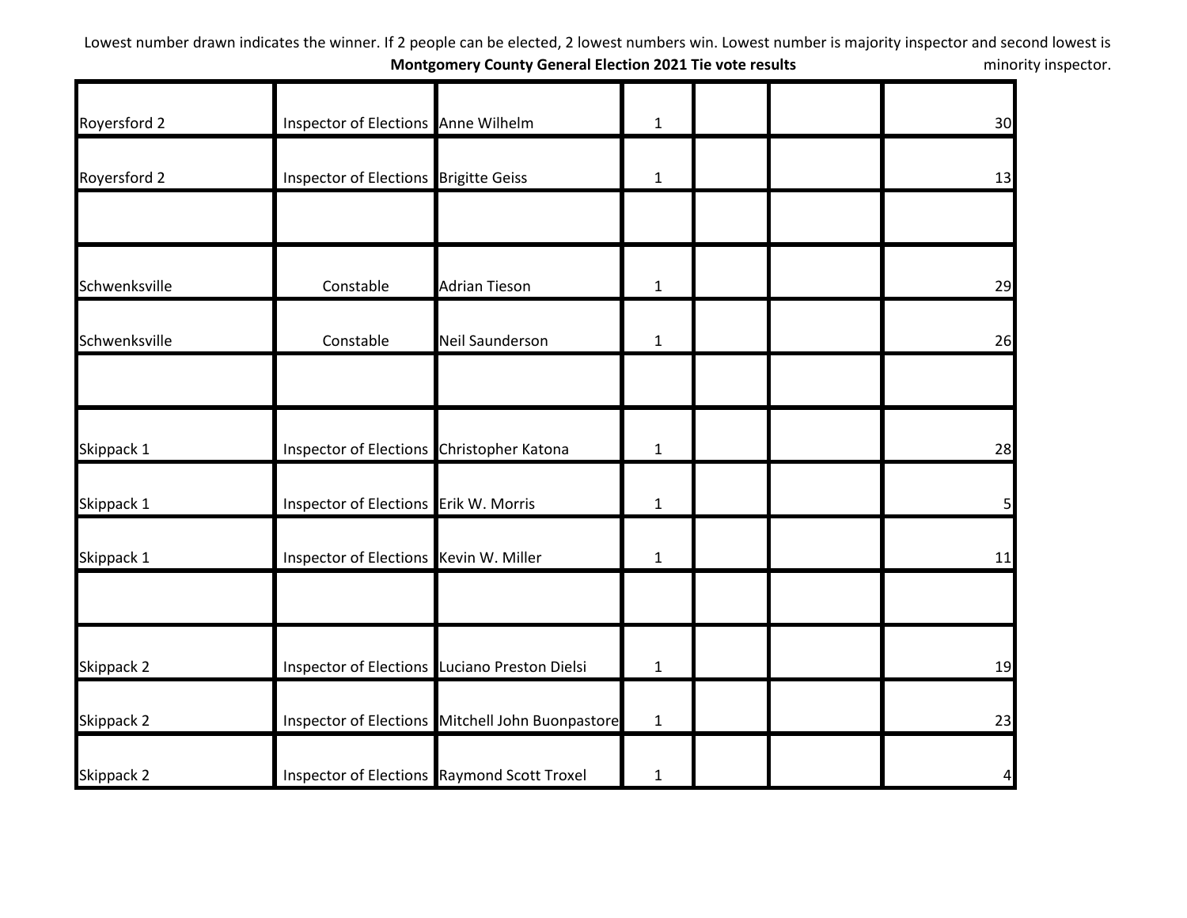Lowest number drawn indicates the winner. If 2 people can be elected, 2 lowest numbers win. Lowest number is majority inspector and second lowest is minority inspector.

**Montgomery County General Election 2021 Tie vote results**

| | | | | | | |
|---|---|---|---|---|---|---|
| Royersford 2 | Inspector of Elections | Anne Wilhelm | 1 | | | 30 |
| Royersford 2 | Inspector of Elections | Brigitte Geiss | 1 | | | 13 |
| | | | | | | |
| Schwenksville | Constable | Adrian Tieson | 1 | | | 29 |
| Schwenksville | Constable | Neil Saunderson | 1 | | | 26 |
| | | | | | | |
| Skippack 1 | Inspector of Elections | Christopher Katona | 1 | | | 28 |
| Skippack 1 | Inspector of Elections | Erik W. Morris | 1 | | | 5 |
| Skippack 1 | Inspector of Elections | Kevin W. Miller | 1 | | | 11 |
| | | | | | | |
| Skippack 2 | Inspector of Elections | Luciano Preston Dielsi | 1 | | | 19 |
| Skippack 2 | Inspector of Elections | Mitchell John Buonpastore | 1 | | | 23 |
| Skippack 2 | Inspector of Elections | Raymond Scott Troxel | 1 | | | 4 |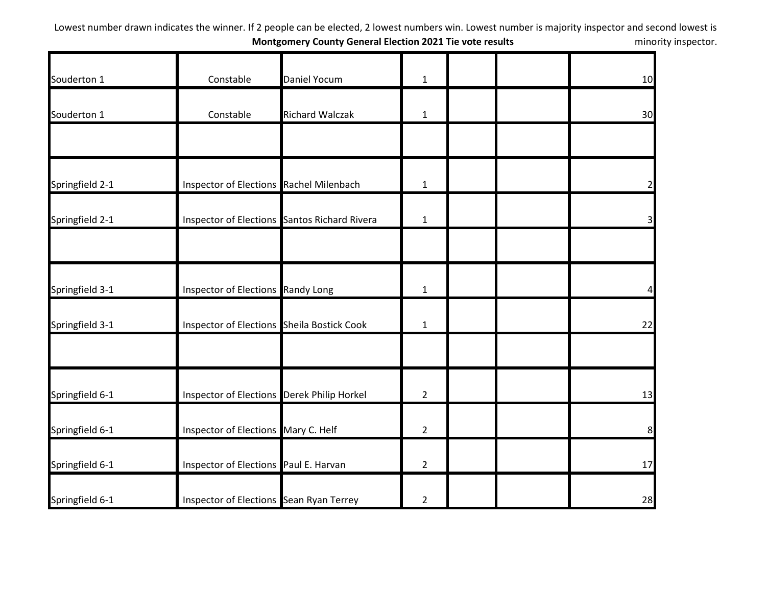Lowest number drawn indicates the winner. If 2 people can be elected, 2 lowest numbers win. Lowest number is majority inspector and second lowest is minority inspector.

**Montgomery County General Election 2021 Tie vote results**

| | | | | | | |
|---|---|---|---|---|---|---|
| Souderton 1 | Constable | Daniel Yocum | 1 | | | 10 |
| Souderton 1 | Constable | Richard Walczak | 1 | | | 30 |
| | | | | | | |
| Springfield 2-1 | Inspector of Elections | Rachel Milenbach | 1 | | | 2 |
| Springfield 2-1 | Inspector of Elections | Santos Richard Rivera | 1 | | | 3 |
| | | | | | | |
| Springfield 3-1 | Inspector of Elections | Randy Long | 1 | | | 4 |
| Springfield 3-1 | Inspector of Elections | Sheila Bostick Cook | 1 | | | 22 |
| | | | | | | |
| Springfield 6-1 | Inspector of Elections | Derek Philip Horkel | 2 | | | 13 |
| Springfield 6-1 | Inspector of Elections | Mary C. Helf | 2 | | | 8 |
| Springfield 6-1 | Inspector of Elections | Paul E. Harvan | 2 | | | 17 |
| Springfield 6-1 | Inspector of Elections | Sean Ryan Terrey | 2 | | | 28 |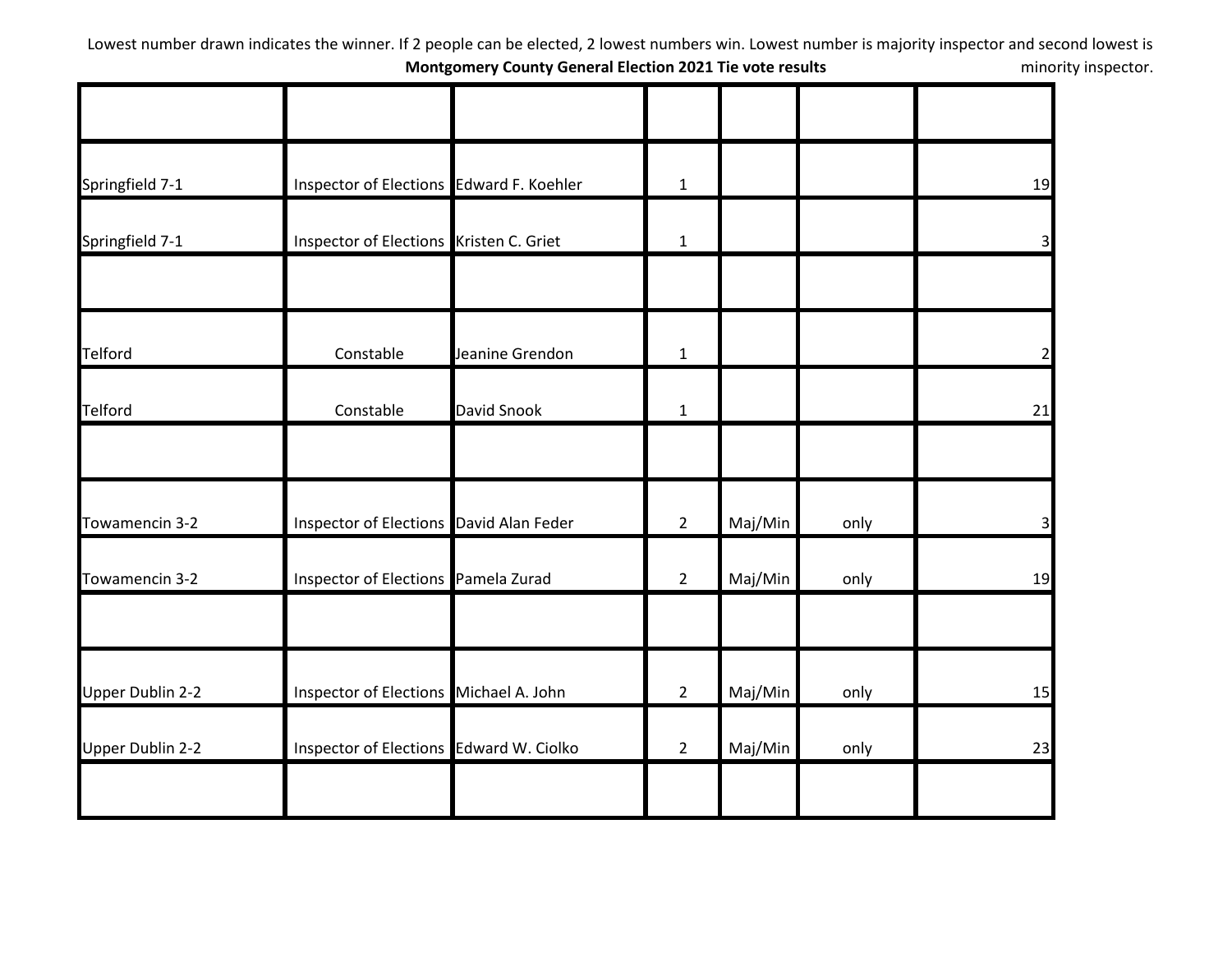Lowest number drawn indicates the winner. If 2 people can be elected, 2 lowest numbers win. Lowest number is majority inspector and second lowest is minority inspector.

**Montgomery County General Election 2021 Tie vote results**

| | | | | | | |
|---|---|---|---|---|---|---|
| Springfield 7-1 | Inspector of Elections | Edward F. Koehler | 1 | | | 19 |
| Springfield 7-1 | Inspector of Elections | Kristen C. Griet | 1 | | | 3 |
| | | | | | | |
| Telford | Constable | Jeanine Grendon | 1 | | | 2 |
| Telford | Constable | David Snook | 1 | | | 21 |
| | | | | | | |
| Towamencin 3-2 | Inspector of Elections | David Alan Feder | 2 | Maj/Min | only | 3 |
| Towamencin 3-2 | Inspector of Elections | Pamela Zurad | 2 | Maj/Min | only | 19 |
| | | | | | | |
| Upper Dublin 2-2 | Inspector of Elections | Michael A. John | 2 | Maj/Min | only | 15 |
| Upper Dublin 2-2 | Inspector of Elections | Edward W. Ciolko | 2 | Maj/Min | only | 23 |
| | | | | | | |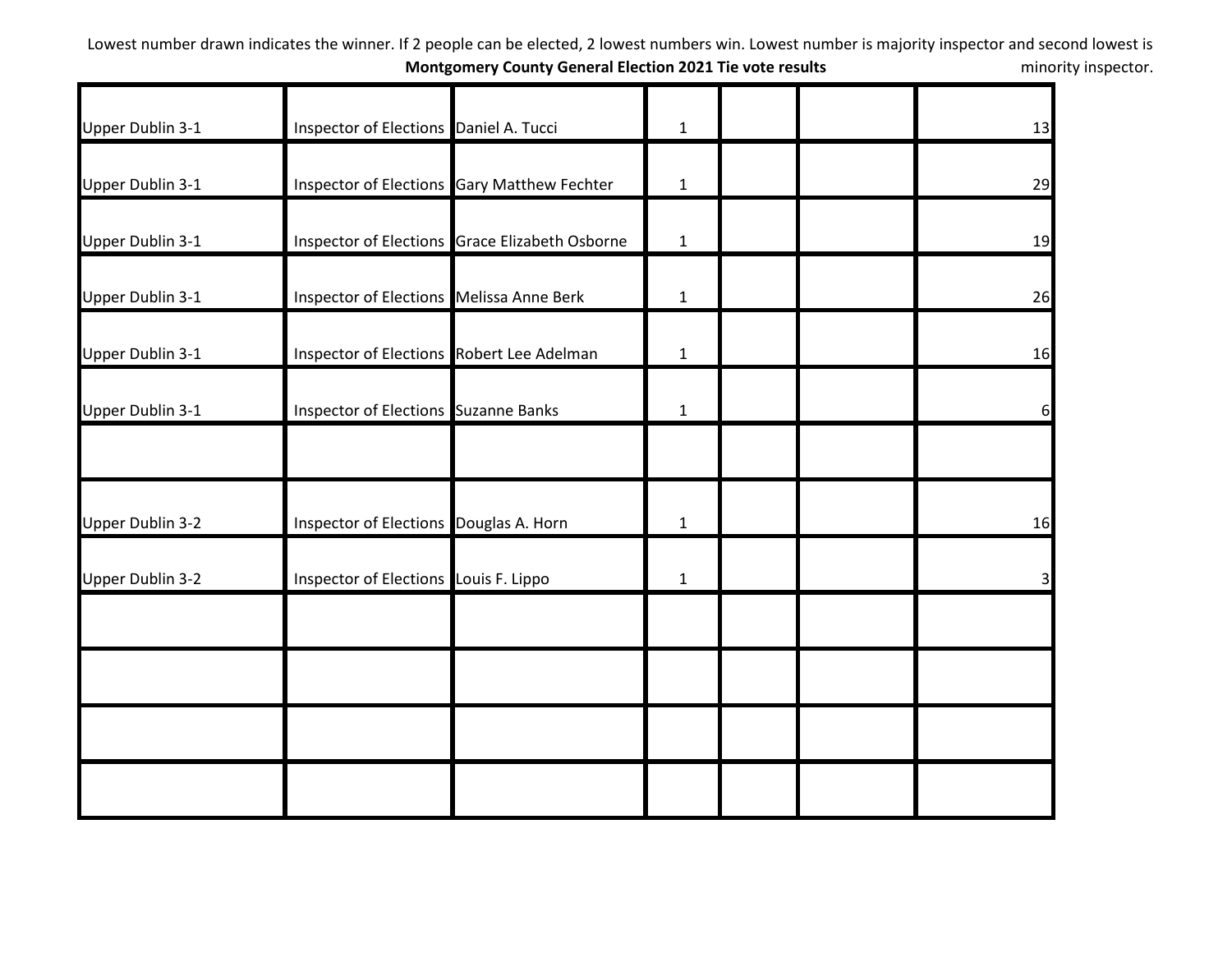Lowest number drawn indicates the winner. If 2 people can be elected, 2 lowest numbers win. Lowest number is majority inspector and second lowest is minority inspector.

**Montgomery County General Election 2021 Tie vote results**

| | | | | | | |
|---|---|---|---|---|---|---|
| Upper Dublin 3-1 | Inspector of Elections | Daniel A. Tucci | 1 | | | 13 |
| Upper Dublin 3-1 | Inspector of Elections | Gary Matthew Fechter | 1 | | | 29 |
| Upper Dublin 3-1 | Inspector of Elections | Grace Elizabeth Osborne | 1 | | | 19 |
| Upper Dublin 3-1 | Inspector of Elections | Melissa Anne Berk | 1 | | | 26 |
| Upper Dublin 3-1 | Inspector of Elections | Robert Lee Adelman | 1 | | | 16 |
| Upper Dublin 3-1 | Inspector of Elections | Suzanne Banks | 1 | | | 6 |
| | | | | | | |
| Upper Dublin 3-2 | Inspector of Elections | Douglas A. Horn | 1 | | | 16 |
| Upper Dublin 3-2 | Inspector of Elections | Louis F. Lippo | 1 | | | 3 |
| | | | | | | |
| | | | | | | |
| | | | | | | |
| | | | | | | |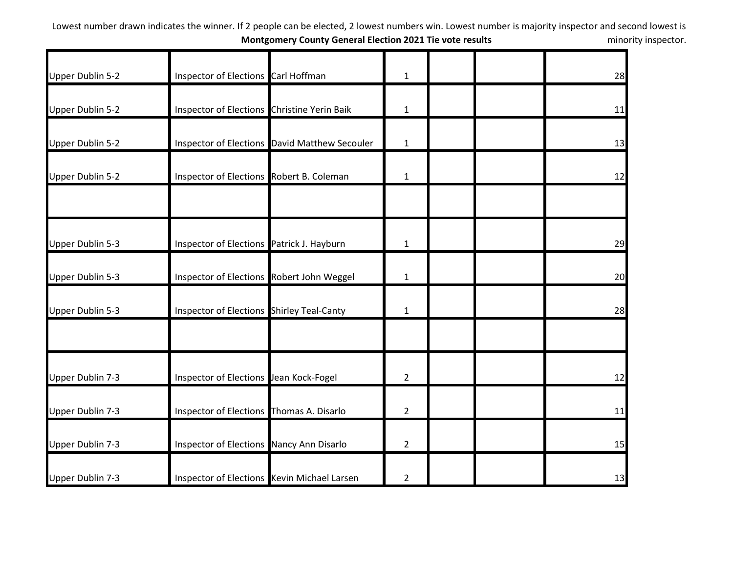Lowest number drawn indicates the winner. If 2 people can be elected, 2 lowest numbers win. Lowest number is majority inspector and second lowest is minority inspector.

**Montgomery County General Election 2021 Tie vote results**

| | | | | | | |
|---|---|---|---|---|---|---|
| Upper Dublin 5-2 | Inspector of Elections | Carl Hoffman | 1 | | | 28 |
| Upper Dublin 5-2 | Inspector of Elections | Christine Yerin Baik | 1 | | | 11 |
| Upper Dublin 5-2 | Inspector of Elections | David Matthew Secouler | 1 | | | 13 |
| Upper Dublin 5-2 | Inspector of Elections | Robert B. Coleman | 1 | | | 12 |
| | | | | | | |
| Upper Dublin 5-3 | Inspector of Elections | Patrick J. Hayburn | 1 | | | 29 |
| Upper Dublin 5-3 | Inspector of Elections | Robert John Weggel | 1 | | | 20 |
| Upper Dublin 5-3 | Inspector of Elections | Shirley Teal-Canty | 1 | | | 28 |
| | | | | | | |
| Upper Dublin 7-3 | Inspector of Elections | Jean Kock-Fogel | 2 | | | 12 |
| Upper Dublin 7-3 | Inspector of Elections | Thomas A. Disarlo | 2 | | | 11 |
| Upper Dublin 7-3 | Inspector of Elections | Nancy Ann Disarlo | 2 | | | 15 |
| Upper Dublin 7-3 | Inspector of Elections | Kevin Michael Larsen | 2 | | | 13 |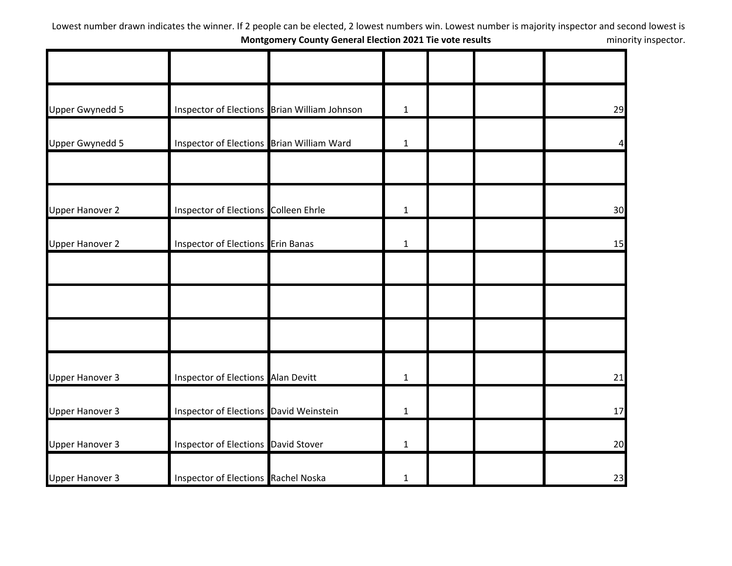Lowest number drawn indicates the winner. If 2 people can be elected, 2 lowest numbers win. Lowest number is majority inspector and second lowest is minority inspector.

**Montgomery County General Election 2021 Tie vote results**

| | | | | | | |
|---|---|---|---|---|---|---|
| Upper Gwynedd 5 | Inspector of Elections | Brian William Johnson | 1 | | | 29 |
| Upper Gwynedd 5 | Inspector of Elections | Brian William Ward | 1 | | | 4 |
| | | | | | | |
| Upper Hanover 2 | Inspector of Elections | Colleen Ehrle | 1 | | | 30 |
| Upper Hanover 2 | Inspector of Elections | Erin Banas | 1 | | | 15 |
| | | | | | | |
| | | | | | | |
| | | | | | | |
| Upper Hanover 3 | Inspector of Elections | Alan Devitt | 1 | | | 21 |
| Upper Hanover 3 | Inspector of Elections | David Weinstein | 1 | | | 17 |
| Upper Hanover 3 | Inspector of Elections | David Stover | 1 | | | 20 |
| Upper Hanover 3 | Inspector of Elections | Rachel Noska | 1 | | | 23 |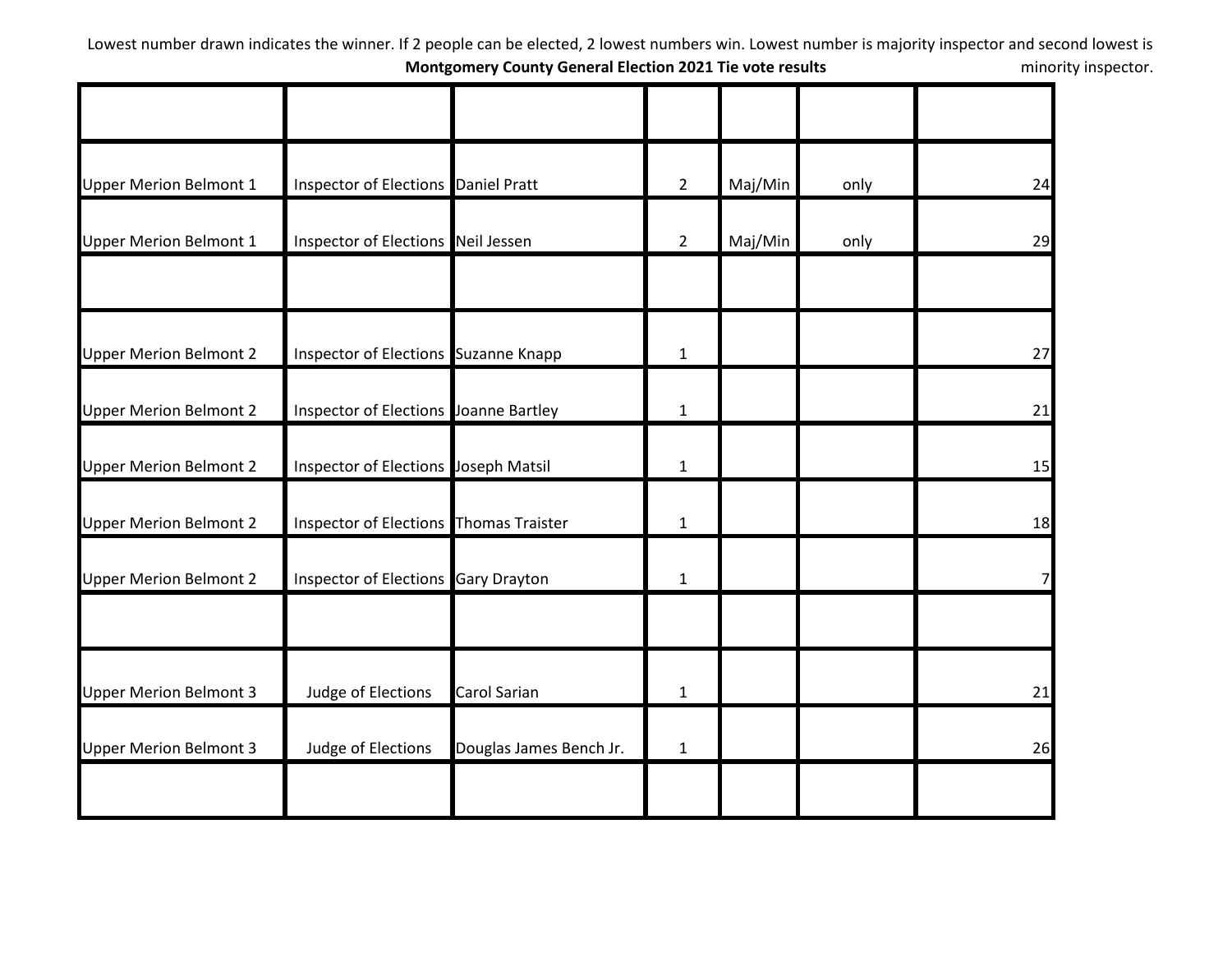Lowest number drawn indicates the winner. If 2 people can be elected, 2 lowest numbers win. Lowest number is majority inspector and second lowest is minority inspector.

**Montgomery County General Election 2021 Tie vote results**

| | | | | | | |
|---|---|---|---|---|---|---|
| Upper Merion Belmont 1 | Inspector of Elections | Daniel Pratt | 2 | Maj/Min | only | 24 |
| Upper Merion Belmont 1 | Inspector of Elections | Neil Jessen | 2 | Maj/Min | only | 29 |
| | | | | | | |
| Upper Merion Belmont 2 | Inspector of Elections | Suzanne Knapp | 1 | | | 27 |
| Upper Merion Belmont 2 | Inspector of Elections | Joanne Bartley | 1 | | | 21 |
| Upper Merion Belmont 2 | Inspector of Elections | Joseph Matsil | 1 | | | 15 |
| Upper Merion Belmont 2 | Inspector of Elections | Thomas Traister | 1 | | | 18 |
| Upper Merion Belmont 2 | Inspector of Elections | Gary Drayton | 1 | | | 7 |
| | | | | | | |
| Upper Merion Belmont 3 | Judge of Elections | Carol Sarian | 1 | | | 21 |
| Upper Merion Belmont 3 | Judge of Elections | Douglas James Bench Jr. | 1 | | | 26 |
| | | | | | | |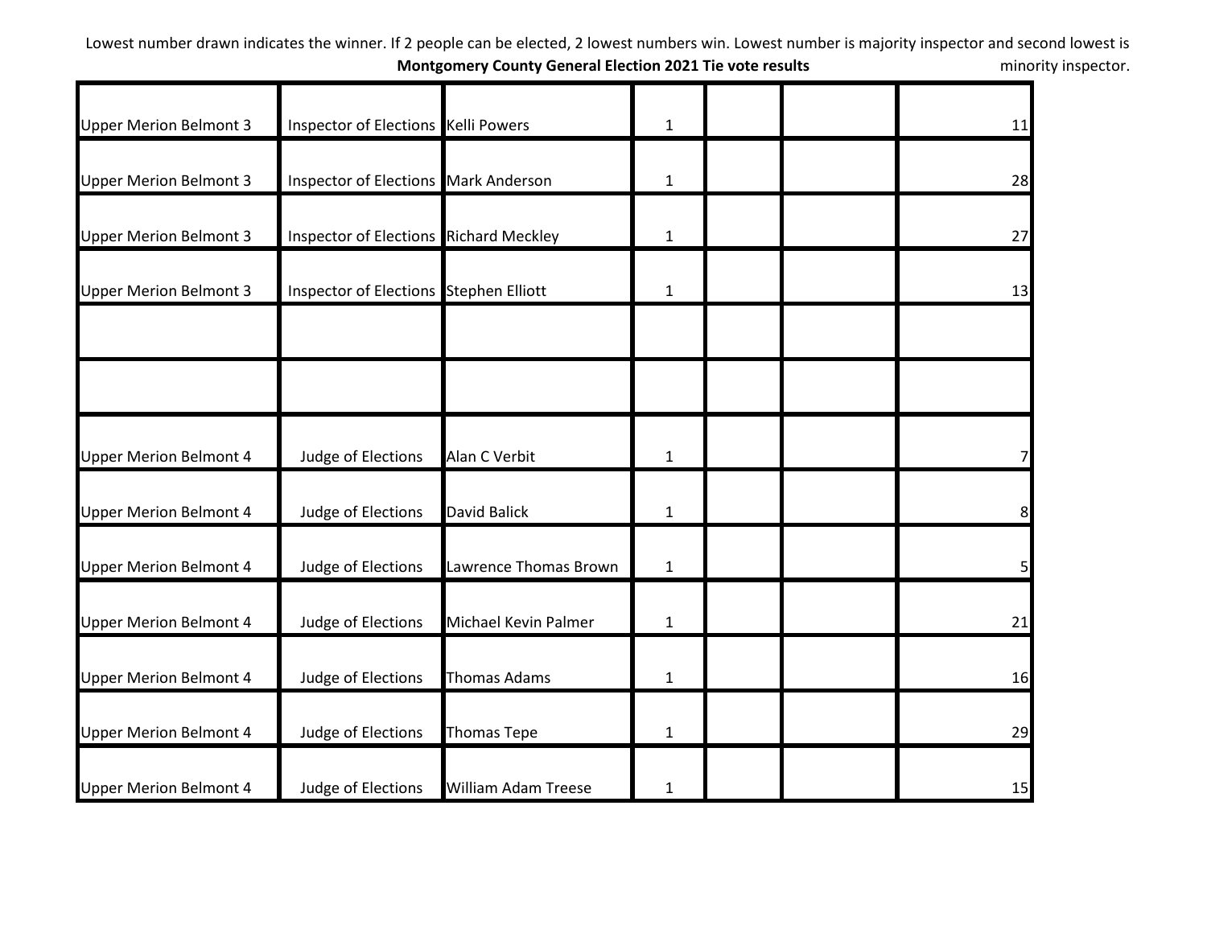Lowest number drawn indicates the winner. If 2 people can be elected, 2 lowest numbers win. Lowest number is majority inspector and second lowest is minority inspector.

**Montgomery County General Election 2021 Tie vote results**

| | | | | | | |
|---|---|---|---|---|---|---|
| Upper Merion Belmont 3 | Inspector of Elections | Kelli Powers | 1 | | | 11 |
| Upper Merion Belmont 3 | Inspector of Elections | Mark Anderson | 1 | | | 28 |
| Upper Merion Belmont 3 | Inspector of Elections | Richard Meckley | 1 | | | 27 |
| Upper Merion Belmont 3 | Inspector of Elections | Stephen Elliott | 1 | | | 13 |
| | | | | | | |
| | | | | | | |
| Upper Merion Belmont 4 | Judge of Elections | Alan C Verbit | 1 | | | 7 |
| Upper Merion Belmont 4 | Judge of Elections | David Balick | 1 | | | 8 |
| Upper Merion Belmont 4 | Judge of Elections | Lawrence Thomas Brown | 1 | | | 5 |
| Upper Merion Belmont 4 | Judge of Elections | Michael Kevin Palmer | 1 | | | 21 |
| Upper Merion Belmont 4 | Judge of Elections | Thomas Adams | 1 | | | 16 |
| Upper Merion Belmont 4 | Judge of Elections | Thomas Tepe | 1 | | | 29 |
| Upper Merion Belmont 4 | Judge of Elections | William Adam Treese | 1 | | | 15 |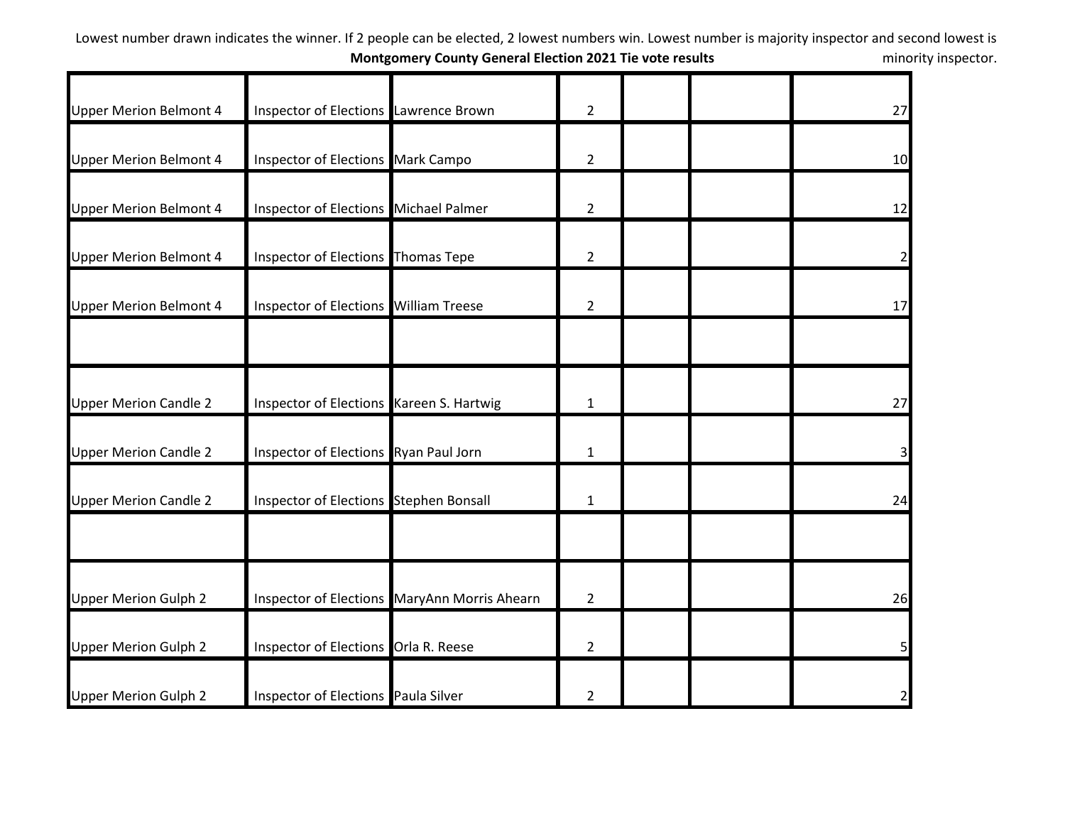Lowest number drawn indicates the winner. If 2 people can be elected, 2 lowest numbers win. Lowest number is majority inspector and second lowest is minority inspector.

**Montgomery County General Election 2021 Tie vote results**

| | | | | | | |
|---|---|---|---|---|---|---|
| Upper Merion Belmont 4 | Inspector of Elections | Lawrence Brown | 2 | | | 27 |
| Upper Merion Belmont 4 | Inspector of Elections | Mark Campo | 2 | | | 10 |
| Upper Merion Belmont 4 | Inspector of Elections | Michael Palmer | 2 | | | 12 |
| Upper Merion Belmont 4 | Inspector of Elections | Thomas Tepe | 2 | | | 2 |
| Upper Merion Belmont 4 | Inspector of Elections | William Treese | 2 | | | 17 |
| | | | | | | |
| Upper Merion Candle 2 | Inspector of Elections | Kareen S. Hartwig | 1 | | | 27 |
| Upper Merion Candle 2 | Inspector of Elections | Ryan Paul Jorn | 1 | | | 3 |
| Upper Merion Candle 2 | Inspector of Elections | Stephen Bonsall | 1 | | | 24 |
| | | | | | | |
| Upper Merion Gulph 2 | Inspector of Elections | MaryAnn Morris Ahearn | 2 | | | 26 |
| Upper Merion Gulph 2 | Inspector of Elections | Orla R. Reese | 2 | | | 5 |
| Upper Merion Gulph 2 | Inspector of Elections | Paula Silver | 2 | | | 2 |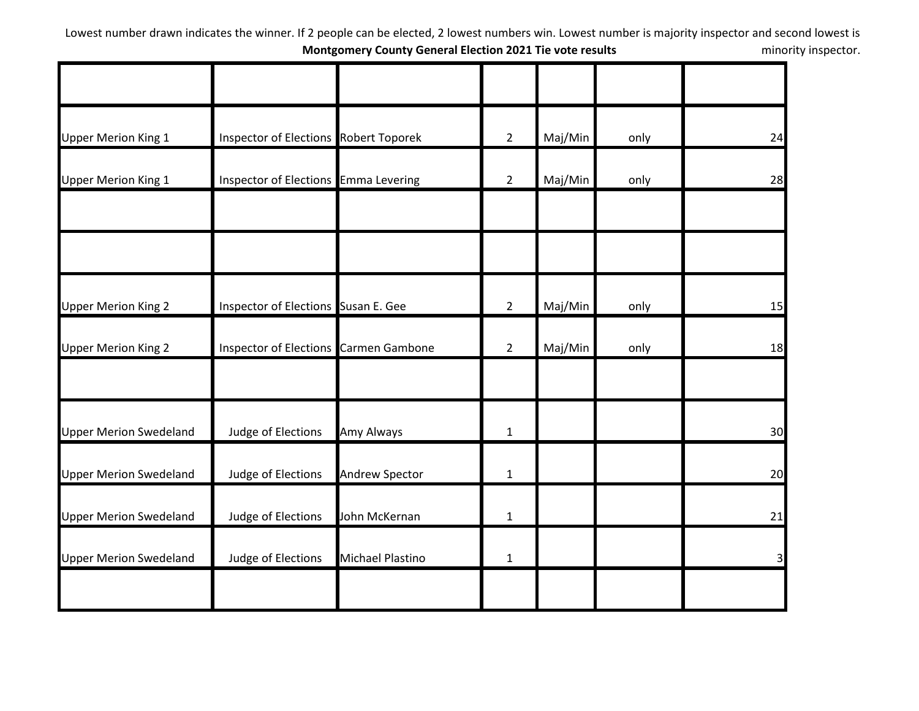Lowest number drawn indicates the winner. If 2 people can be elected, 2 lowest numbers win. Lowest number is majority inspector and second lowest is minority inspector.

**Montgomery County General Election 2021 Tie vote results**

| | | | | | | |
|---|---|---|---|---|---|---|
| Upper Merion King 1 | Inspector of Elections | Robert Toporek | 2 | Maj/Min | only | 24 |
| Upper Merion King 1 | Inspector of Elections | Emma Levering | 2 | Maj/Min | only | 28 |
| | | | | | | |
| | | | | | | |
| Upper Merion King 2 | Inspector of Elections | Susan E. Gee | 2 | Maj/Min | only | 15 |
| Upper Merion King 2 | Inspector of Elections | Carmen Gambone | 2 | Maj/Min | only | 18 |
| | | | | | | |
| Upper Merion Swedeland | Judge of Elections | Amy Always | 1 | | | 30 |
| Upper Merion Swedeland | Judge of Elections | Andrew Spector | 1 | | | 20 |
| Upper Merion Swedeland | Judge of Elections | John McKernan | 1 | | | 21 |
| Upper Merion Swedeland | Judge of Elections | Michael Plastino | 1 | | | 3 |
| | | | | | | |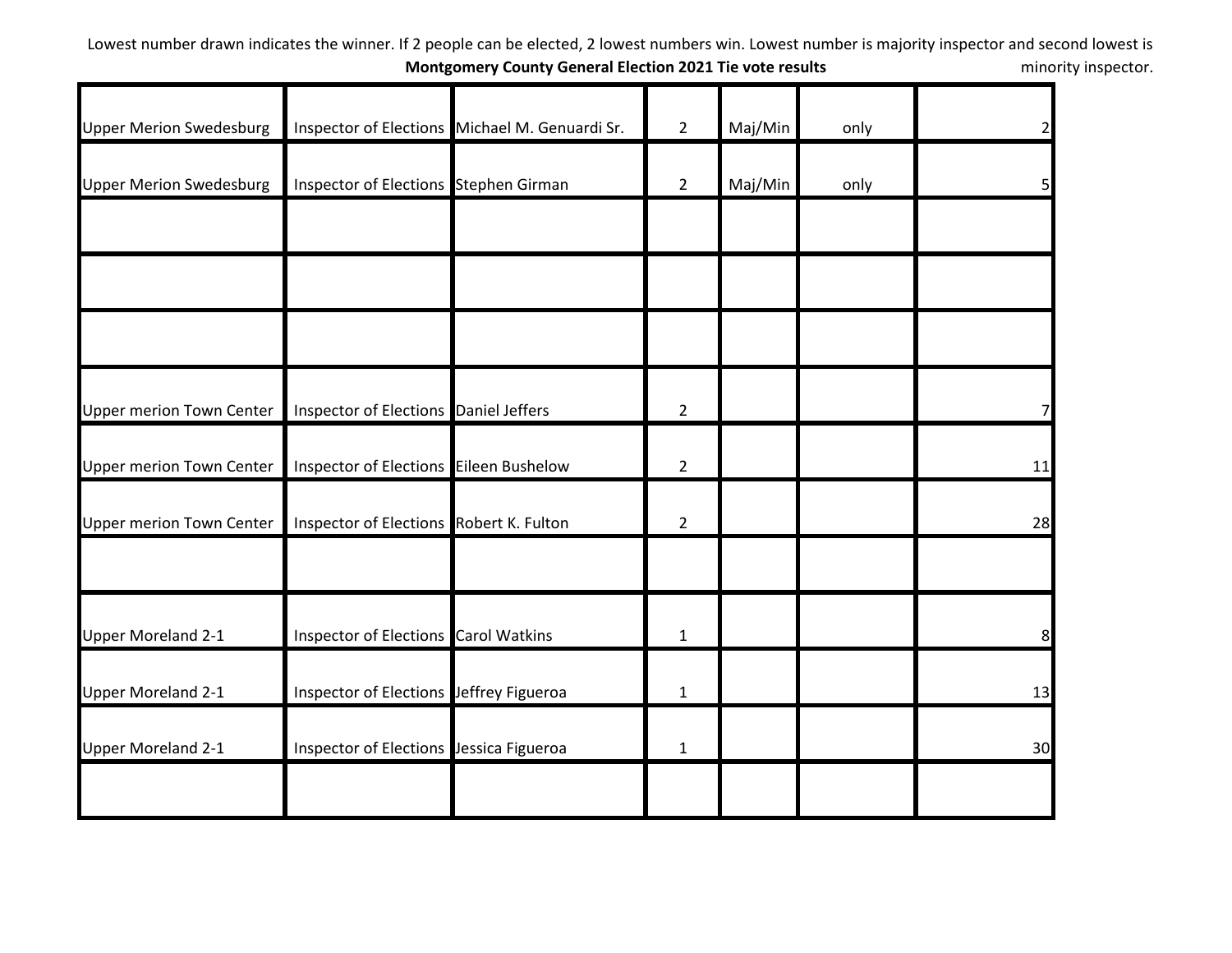Lowest number drawn indicates the winner. If 2 people can be elected, 2 lowest numbers win. Lowest number is majority inspector and second lowest is minority inspector.

**Montgomery County General Election 2021 Tie vote results**

| | | | | | | |
|---|---|---|---|---|---|---|
| Upper Merion Swedesburg | Inspector of Elections | Michael M. Genuardi Sr. | 2 | Maj/Min | only | 2 |
| Upper Merion Swedesburg | Inspector of Elections | Stephen Girman | 2 | Maj/Min | only | 5 |
| | | | | | | |
| | | | | | | |
| | | | | | | |
| Upper merion Town Center | Inspector of Elections | Daniel Jeffers | 2 | | | 7 |
| Upper merion Town Center | Inspector of Elections | Eileen Bushelow | 2 | | | 11 |
| Upper merion Town Center | Inspector of Elections | Robert K. Fulton | 2 | | | 28 |
| | | | | | | |
| Upper Moreland 2-1 | Inspector of Elections | Carol Watkins | 1 | | | 8 |
| Upper Moreland 2-1 | Inspector of Elections | Jeffrey Figueroa | 1 | | | 13 |
| Upper Moreland 2-1 | Inspector of Elections | Jessica Figueroa | 1 | | | 30 |
| | | | | | | |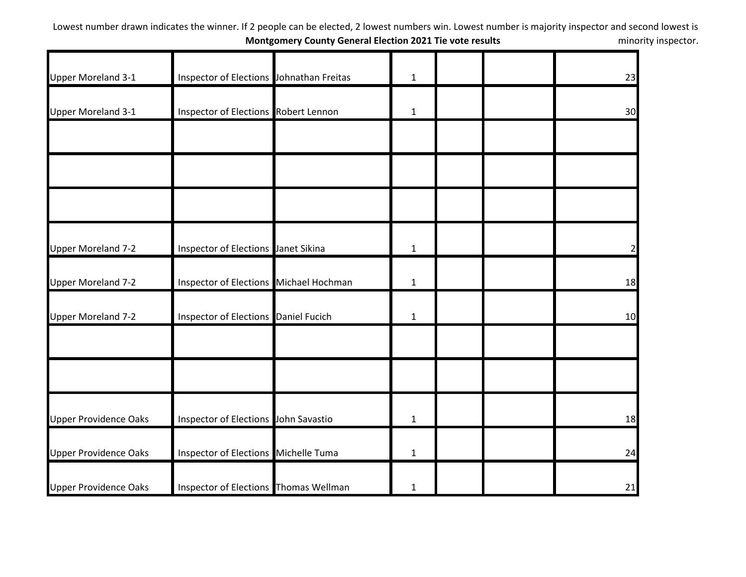Lowest number drawn indicates the winner. If 2 people can be elected, 2 lowest numbers win. Lowest number is majority inspector and second lowest is minority inspector.

**Montgomery County General Election 2021 Tie vote results**

| | | | | | | |
|---|---|---|---|---|---|---|
| Upper Moreland 3-1 | Inspector of Elections | Johnathan Freitas | 1 | | | 23 |
| Upper Moreland 3-1 | Inspector of Elections | Robert Lennon | 1 | | | 30 |
| | | | | | | |
| | | | | | | |
| | | | | | | |
| Upper Moreland 7-2 | Inspector of Elections | Janet Sikina | 1 | | | 2 |
| Upper Moreland 7-2 | Inspector of Elections | Michael Hochman | 1 | | | 18 |
| Upper Moreland 7-2 | Inspector of Elections | Daniel Fucich | 1 | | | 10 |
| | | | | | | |
| | | | | | | |
| Upper Providence Oaks | Inspector of Elections | John Savastio | 1 | | | 18 |
| Upper Providence Oaks | Inspector of Elections | Michelle Tuma | 1 | | | 24 |
| Upper Providence Oaks | Inspector of Elections | Thomas Wellman | 1 | | | 21 |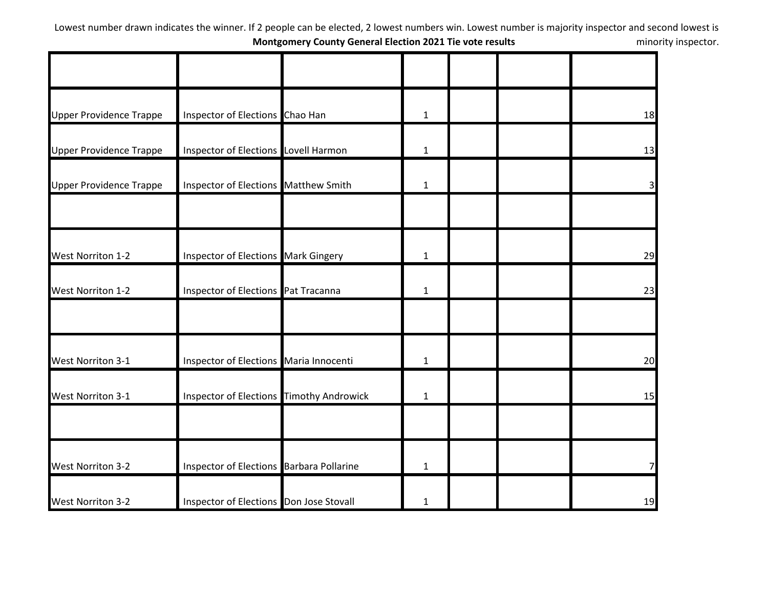Lowest number drawn indicates the winner. If 2 people can be elected, 2 lowest numbers win. Lowest number is majority inspector and second lowest is minority inspector.

**Montgomery County General Election 2021 Tie vote results**

| | | | | | | |
|---|---|---|---|---|---|---|
| Upper Providence Trappe | Inspector of Elections | Chao Han | 1 | | | 18 |
| Upper Providence Trappe | Inspector of Elections | Lovell Harmon | 1 | | | 13 |
| Upper Providence Trappe | Inspector of Elections | Matthew Smith | 1 | | | 3 |
| | | | | | | |
| West Norriton 1-2 | Inspector of Elections | Mark Gingery | 1 | | | 29 |
| West Norriton 1-2 | Inspector of Elections | Pat Tracanna | 1 | | | 23 |
| | | | | | | |
| West Norriton 3-1 | Inspector of Elections | Maria Innocenti | 1 | | | 20 |
| West Norriton 3-1 | Inspector of Elections | Timothy Androwick | 1 | | | 15 |
| | | | | | | |
| West Norriton 3-2 | Inspector of Elections | Barbara Pollarine | 1 | | | 7 |
| West Norriton 3-2 | Inspector of Elections | Don Jose Stovall | 1 | | | 19 |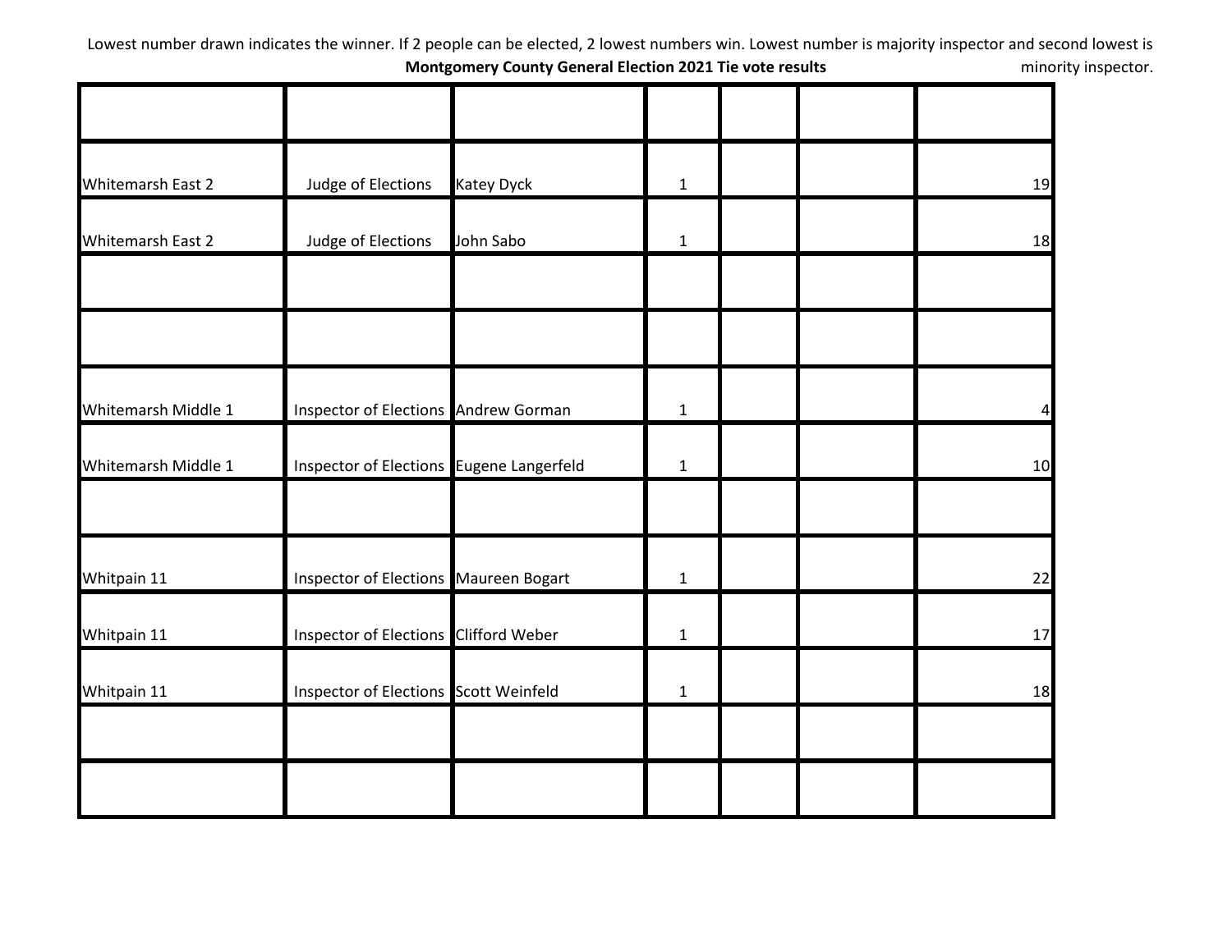Lowest number drawn indicates the winner. If 2 people can be elected, 2 lowest numbers win. Lowest number is majority inspector and second lowest is minority inspector.

**Montgomery County General Election 2021 Tie vote results**

| | | | | | | |
|---|---|---|---|---|---|---|
| Whitemarsh East 2 | Judge of Elections | Katey Dyck | 1 | | | 19 |
| Whitemarsh East 2 | Judge of Elections | John Sabo | 1 | | | 18 |
| | | | | | | |
| | | | | | | |
| Whitemarsh Middle 1 | Inspector of Elections | Andrew Gorman | 1 | | | 4 |
| Whitemarsh Middle 1 | Inspector of Elections | Eugene Langerfeld | 1 | | | 10 |
| | | | | | | |
| Whitpain 11 | Inspector of Elections | Maureen Bogart | 1 | | | 22 |
| Whitpain 11 | Inspector of Elections | Clifford Weber | 1 | | | 17 |
| Whitpain 11 | Inspector of Elections | Scott Weinfeld | 1 | | | 18 |
| | | | | | | |
| | | | | | | |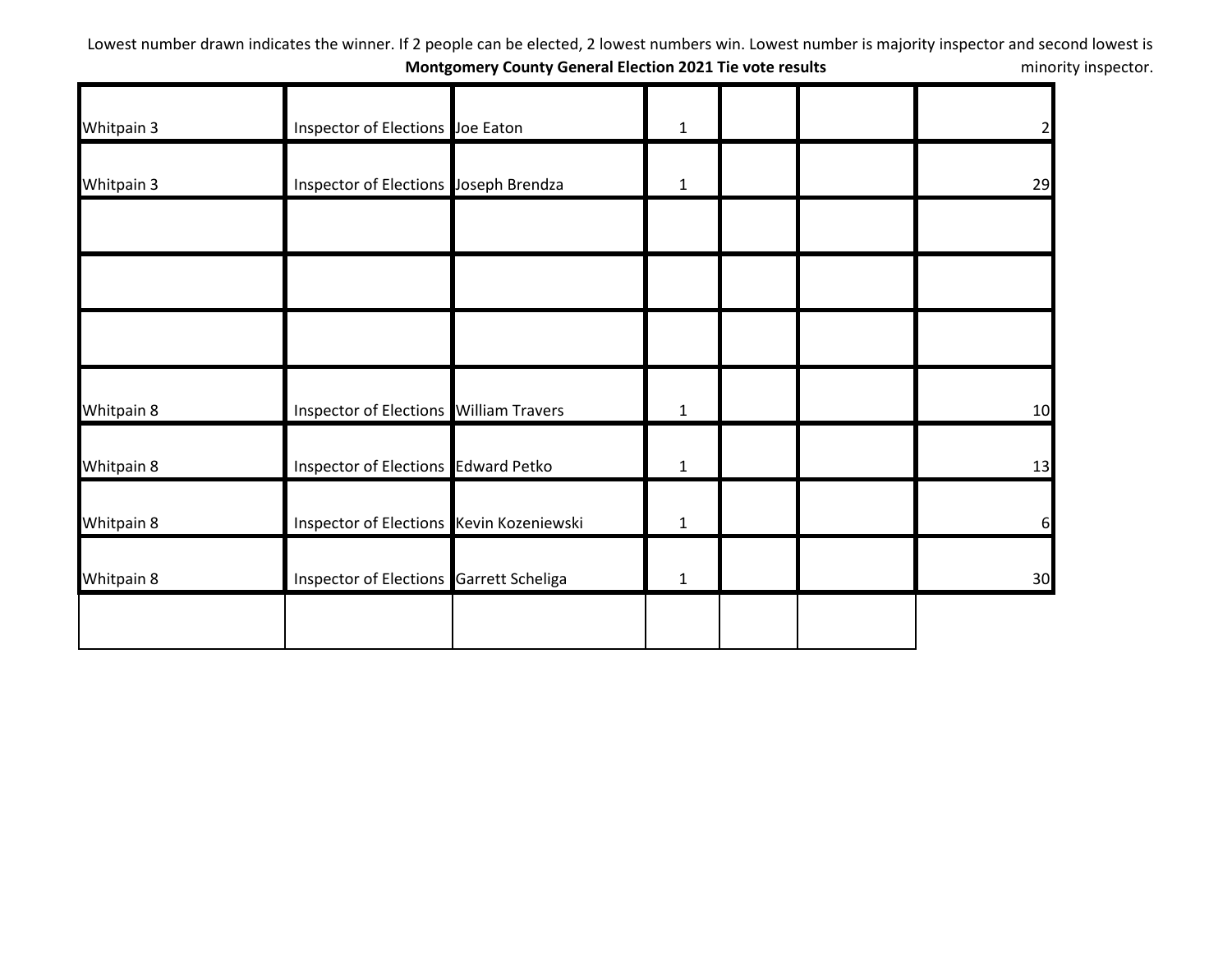Lowest number drawn indicates the winner. If 2 people can be elected, 2 lowest numbers win. Lowest number is majority inspector and second lowest is minority inspector.

**Montgomery County General Election 2021 Tie vote results**

| | | | | | | |
|---|---|---|---|---|---|---|
| Whitpain 3 | Inspector of Elections | Joe Eaton | 1 | | | 2 |
| Whitpain 3 | Inspector of Elections | Joseph Brendza | 1 | | | 29 |
| | | | | | | |
| | | | | | | |
| | | | | | | |
| Whitpain 8 | Inspector of Elections | William Travers | 1 | | | 10 |
| Whitpain 8 | Inspector of Elections | Edward Petko | 1 | | | 13 |
| Whitpain 8 | Inspector of Elections | Kevin Kozeniewski | 1 | | | 6 |
| Whitpain 8 | Inspector of Elections | Garrett Scheliga | 1 | | | 30 |
| | | | | | | |